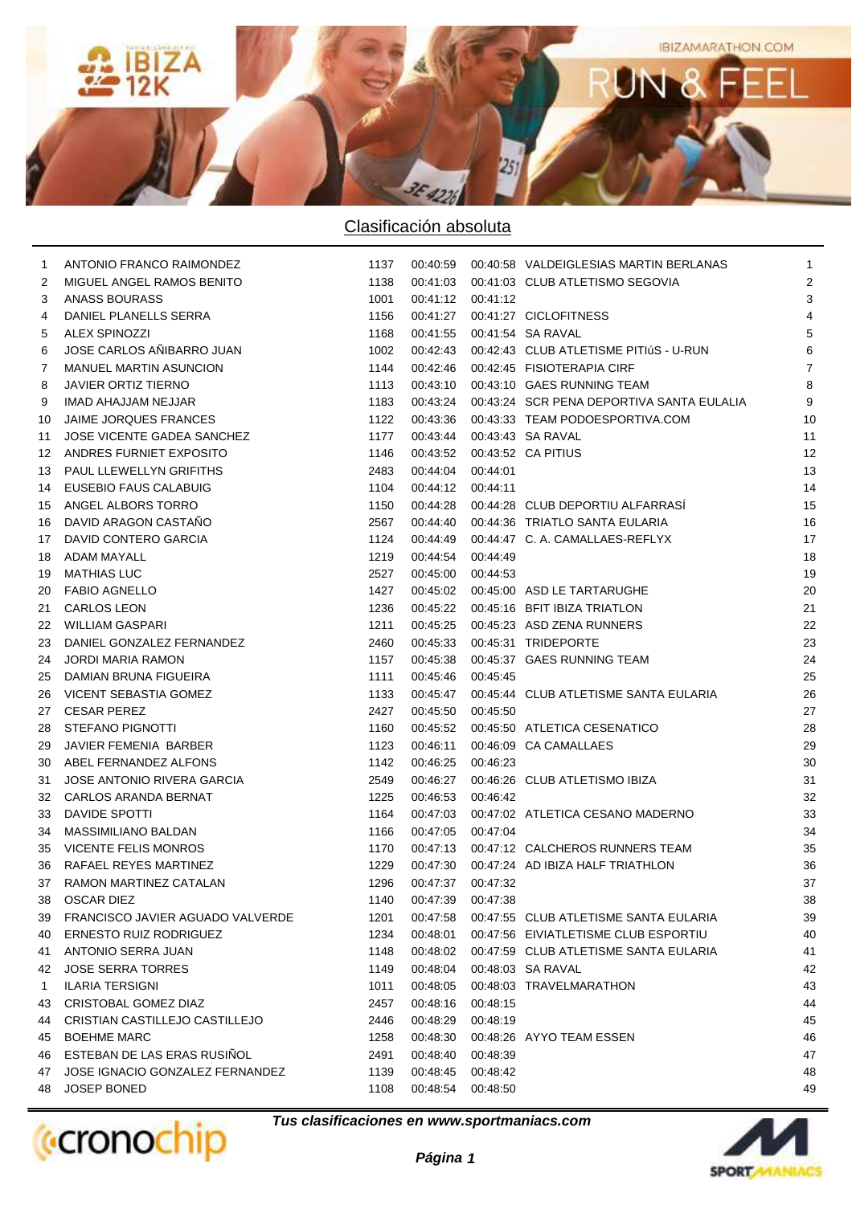## Clasificación absoluta

| | | | | | | |
|---|---|---|---|---|---|---|
| 1 | ANTONIO FRANCO RAIMONDEZ | 1137 | 00:40:59 | 00:40:58 | VALDEIGLESIAS MARTIN BERLANAS | 1 |
| 2 | MIGUEL ANGEL RAMOS BENITO | 1138 | 00:41:03 | 00:41:03 | CLUB ATLETISMO SEGOVIA | 2 |
| 3 | ANASS BOURASS | 1001 | 00:41:12 | 00:41:12 | | 3 |
| 4 | DANIEL PLANELLS SERRA | 1156 | 00:41:27 | 00:41:27 | CICLOFITNESS | 4 |
| 5 | ALEX SPINOZZI | 1168 | 00:41:55 | 00:41:54 | SA RAVAL | 5 |
| 6 | JOSE CARLOS AÑIBARRO JUAN | 1002 | 00:42:43 | 00:42:43 | CLUB ATLETISME PITIúS - U-RUN | 6 |
| 7 | MANUEL MARTIN ASUNCION | 1144 | 00:42:46 | 00:42:45 | FISIOTERAPIA CIRF | 7 |
| 8 | JAVIER ORTIZ TIERNO | 1113 | 00:43:10 | 00:43:10 | GAES RUNNING TEAM | 8 |
| 9 | IMAD AHAJJAM NEJJAR | 1183 | 00:43:24 | 00:43:24 | SCR PENA DEPORTIVA SANTA EULALIA | 9 |
| 10 | JAIME JORQUES FRANCES | 1122 | 00:43:36 | 00:43:33 | TEAM PODOESPORTIVA.COM | 10 |
| 11 | JOSE VICENTE GADEA SANCHEZ | 1177 | 00:43:44 | 00:43:43 | SA RAVAL | 11 |
| 12 | ANDRES FURNIET EXPOSITO | 1146 | 00:43:52 | 00:43:52 | CA PITIUS | 12 |
| 13 | PAUL LLEWELLYN GRIFITHS | 2483 | 00:44:04 | 00:44:01 | | 13 |
| 14 | EUSEBIO FAUS CALABUIG | 1104 | 00:44:12 | 00:44:11 | | 14 |
| 15 | ANGEL ALBORS TORRO | 1150 | 00:44:28 | 00:44:28 | CLUB DEPORTIU ALFARRASÍ | 15 |
| 16 | DAVID ARAGON CASTAÑO | 2567 | 00:44:40 | 00:44:36 | TRIATLO SANTA EULARIA | 16 |
| 17 | DAVID CONTERO GARCIA | 1124 | 00:44:49 | 00:44:47 | C. A. CAMALLAES-REFLYX | 17 |
| 18 | ADAM MAYALL | 1219 | 00:44:54 | 00:44:49 | | 18 |
| 19 | MATHIAS LUC | 2527 | 00:45:00 | 00:44:53 | | 19 |
| 20 | FABIO AGNELLO | 1427 | 00:45:02 | 00:45:00 | ASD LE TARTARUGHE | 20 |
| 21 | CARLOS LEON | 1236 | 00:45:22 | 00:45:16 | BFIT IBIZA TRIATLON | 21 |
| 22 | WILLIAM GASPARI | 1211 | 00:45:25 | 00:45:23 | ASD ZENA RUNNERS | 22 |
| 23 | DANIEL GONZALEZ FERNANDEZ | 2460 | 00:45:33 | 00:45:31 | TRIDEPORTE | 23 |
| 24 | JORDI MARIA RAMON | 1157 | 00:45:38 | 00:45:37 | GAES RUNNING TEAM | 24 |
| 25 | DAMIAN BRUNA FIGUEIRA | 1111 | 00:45:46 | 00:45:45 | | 25 |
| 26 | VICENT SEBASTIA GOMEZ | 1133 | 00:45:47 | 00:45:44 | CLUB ATLETISME SANTA EULARIA | 26 |
| 27 | CESAR PEREZ | 2427 | 00:45:50 | 00:45:50 | | 27 |
| 28 | STEFANO PIGNOTTI | 1160 | 00:45:52 | 00:45:50 | ATLETICA CESENATICO | 28 |
| 29 | JAVIER FEMENIA BARBER | 1123 | 00:46:11 | 00:46:09 | CA CAMALLAES | 29 |
| 30 | ABEL FERNANDEZ ALFONS | 1142 | 00:46:25 | 00:46:23 | | 30 |
| 31 | JOSE ANTONIO RIVERA GARCIA | 2549 | 00:46:27 | 00:46:26 | CLUB ATLETISMO IBIZA | 31 |
| 32 | CARLOS ARANDA BERNAT | 1225 | 00:46:53 | 00:46:42 | | 32 |
| 33 | DAVIDE SPOTTI | 1164 | 00:47:03 | 00:47:02 | ATLETICA CESANO MADERNO | 33 |
| 34 | MASSIMILIANO BALDAN | 1166 | 00:47:05 | 00:47:04 | | 34 |
| 35 | VICENTE FELIS MONROS | 1170 | 00:47:13 | 00:47:12 | CALCHEROS RUNNERS TEAM | 35 |
| 36 | RAFAEL REYES MARTINEZ | 1229 | 00:47:30 | 00:47:24 | AD IBIZA HALF TRIATHLON | 36 |
| 37 | RAMON MARTINEZ CATALAN | 1296 | 00:47:37 | 00:47:32 | | 37 |
| 38 | OSCAR DIEZ | 1140 | 00:47:39 | 00:47:38 | | 38 |
| 39 | FRANCISCO JAVIER AGUADO VALVERDE | 1201 | 00:47:58 | 00:47:55 | CLUB ATLETISME SANTA EULARIA | 39 |
| 40 | ERNESTO RUIZ RODRIGUEZ | 1234 | 00:48:01 | 00:47:56 | EIVIATLETISME CLUB ESPORTIU | 40 |
| 41 | ANTONIO SERRA JUAN | 1148 | 00:48:02 | 00:47:59 | CLUB ATLETISME SANTA EULARIA | 41 |
| 42 | JOSE SERRA TORRES | 1149 | 00:48:04 | 00:48:03 | SA RAVAL | 42 |
| 1 | ILARIA TERSIGNI | 1011 | 00:48:05 | 00:48:03 | TRAVELMARATHON | 43 |
| 43 | CRISTOBAL GOMEZ DIAZ | 2457 | 00:48:16 | 00:48:15 | | 44 |
| 44 | CRISTIAN CASTILLEJO CASTILLEJO | 2446 | 00:48:29 | 00:48:19 | | 45 |
| 45 | BOEHME MARC | 1258 | 00:48:30 | 00:48:26 | AYYO TEAM ESSEN | 46 |
| 46 | ESTEBAN DE LAS ERAS RUSIÑOL | 2491 | 00:48:40 | 00:48:39 | | 47 |
| 47 | JOSE IGNACIO GONZALEZ FERNANDEZ | 1139 | 00:48:45 | 00:48:42 | | 48 |
| 48 | JOSEP BONED | 1108 | 00:48:54 | 00:48:50 | | 49 |

***Tus clasificaciones en www.sportmaniacs.com***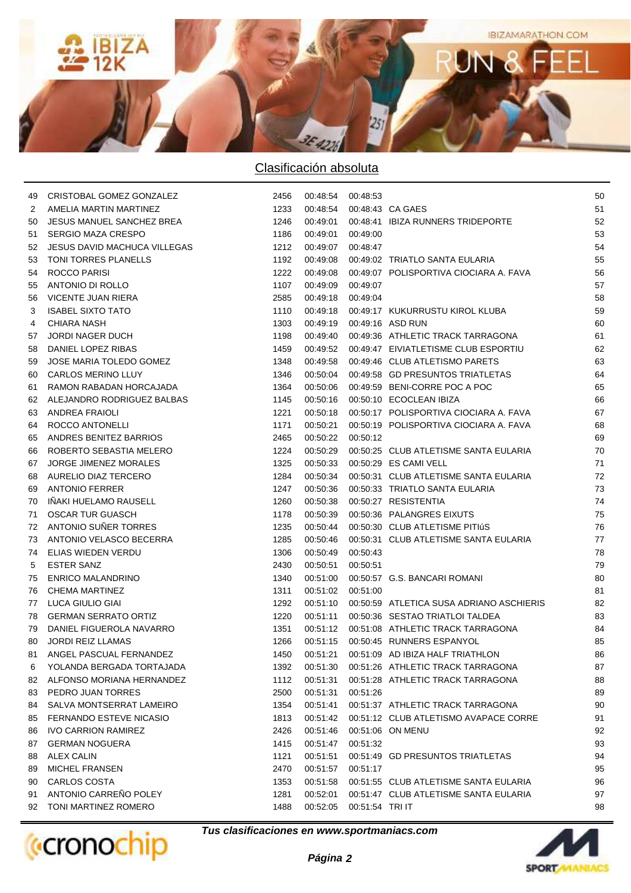## Clasificación absoluta

| | | | | | | |
|---|---|---|---|---|---|---|
| 49 | CRISTOBAL GOMEZ GONZALEZ | 2456 | 00:48:54 | 00:48:53 | | 50 |
| 2 | AMELIA MARTIN MARTINEZ | 1233 | 00:48:54 | 00:48:43 | CA GAES | 51 |
| 50 | JESUS MANUEL SANCHEZ BREA | 1246 | 00:49:01 | 00:48:41 | IBIZA RUNNERS TRIDEPORTE | 52 |
| 51 | SERGIO MAZA CRESPO | 1186 | 00:49:01 | 00:49:00 | | 53 |
| 52 | JESUS DAVID MACHUCA VILLEGAS | 1212 | 00:49:07 | 00:48:47 | | 54 |
| 53 | TONI TORRES PLANELLS | 1192 | 00:49:08 | 00:49:02 | TRIATLO SANTA EULARIA | 55 |
| 54 | ROCCO PARISI | 1222 | 00:49:08 | 00:49:07 | POLISPORTIVA CIOCIARA A. FAVA | 56 |
| 55 | ANTONIO DI ROLLO | 1107 | 00:49:09 | 00:49:07 | | 57 |
| 56 | VICENTE JUAN RIERA | 2585 | 00:49:18 | 00:49:04 | | 58 |
| 3 | ISABEL SIXTO TATO | 1110 | 00:49:18 | 00:49:17 | KUKURRUSTU KIROL KLUBA | 59 |
| 4 | CHIARA NASH | 1303 | 00:49:19 | 00:49:16 | ASD RUN | 60 |
| 57 | JORDI NAGER DUCH | 1198 | 00:49:40 | 00:49:36 | ATHLETIC TRACK TARRAGONA | 61 |
| 58 | DANIEL LOPEZ RIBAS | 1459 | 00:49:52 | 00:49:47 | EIVIATLETISME CLUB ESPORTIU | 62 |
| 59 | JOSE MARIA TOLEDO GOMEZ | 1348 | 00:49:58 | 00:49:46 | CLUB ATLETISMO PARETS | 63 |
| 60 | CARLOS MERINO LLUY | 1346 | 00:50:04 | 00:49:58 | GD PRESUNTOS TRIATLETAS | 64 |
| 61 | RAMON RABADAN HORCAJADA | 1364 | 00:50:06 | 00:49:59 | BENI-CORRE POC A POC | 65 |
| 62 | ALEJANDRO RODRIGUEZ BALBAS | 1145 | 00:50:16 | 00:50:10 | ECOCLEAN IBIZA | 66 |
| 63 | ANDREA FRAIOLI | 1221 | 00:50:18 | 00:50:17 | POLISPORTIVA CIOCIARA A. FAVA | 67 |
| 64 | ROCCO ANTONELLI | 1171 | 00:50:21 | 00:50:19 | POLISPORTIVA CIOCIARA A. FAVA | 68 |
| 65 | ANDRES BENITEZ BARRIOS | 2465 | 00:50:22 | 00:50:12 | | 69 |
| 66 | ROBERTO SEBASTIA MELERO | 1224 | 00:50:29 | 00:50:25 | CLUB ATLETISME SANTA EULARIA | 70 |
| 67 | JORGE JIMENEZ MORALES | 1325 | 00:50:33 | 00:50:29 | ES CAMI VELL | 71 |
| 68 | AURELIO DIAZ TERCERO | 1284 | 00:50:34 | 00:50:31 | CLUB ATLETISME SANTA EULARIA | 72 |
| 69 | ANTONIO FERRER | 1247 | 00:50:36 | 00:50:33 | TRIATLO SANTA EULARIA | 73 |
| 70 | IÑAKI HUELAMO RAUSELL | 1260 | 00:50:38 | 00:50:27 | RESISTENTIA | 74 |
| 71 | OSCAR TUR GUASCH | 1178 | 00:50:39 | 00:50:36 | PALANGRES EIXUTS | 75 |
| 72 | ANTONIO SUÑER TORRES | 1235 | 00:50:44 | 00:50:30 | CLUB ATLETISME PITIúS | 76 |
| 73 | ANTONIO VELASCO BECERRA | 1285 | 00:50:46 | 00:50:31 | CLUB ATLETISME SANTA EULARIA | 77 |
| 74 | ELIAS WIEDEN VERDU | 1306 | 00:50:49 | 00:50:43 | | 78 |
| 5 | ESTER SANZ | 2430 | 00:50:51 | 00:50:51 | | 79 |
| 75 | ENRICO MALANDRINO | 1340 | 00:51:00 | 00:50:57 | G.S. BANCARI ROMANI | 80 |
| 76 | CHEMA MARTINEZ | 1311 | 00:51:02 | 00:51:00 | | 81 |
| 77 | LUCA GIULIO GIAI | 1292 | 00:51:10 | 00:50:59 | ATLETICA SUSA ADRIANO ASCHIERIS | 82 |
| 78 | GERMAN SERRATO ORTIZ | 1220 | 00:51:11 | 00:50:36 | SESTAO TRIATLOI TALDEA | 83 |
| 79 | DANIEL FIGUEROLA NAVARRO | 1351 | 00:51:12 | 00:51:08 | ATHLETIC TRACK TARRAGONA | 84 |
| 80 | JORDI REIZ LLAMAS | 1266 | 00:51:15 | 00:50:45 | RUNNERS ESPANYOL | 85 |
| 81 | ANGEL PASCUAL FERNANDEZ | 1450 | 00:51:21 | 00:51:09 | AD IBIZA HALF TRIATHLON | 86 |
| 6 | YOLANDA BERGADA TORTAJADA | 1392 | 00:51:30 | 00:51:26 | ATHLETIC TRACK TARRAGONA | 87 |
| 82 | ALFONSO MORIANA HERNANDEZ | 1112 | 00:51:31 | 00:51:28 | ATHLETIC TRACK TARRAGONA | 88 |
| 83 | PEDRO JUAN TORRES | 2500 | 00:51:31 | 00:51:26 | | 89 |
| 84 | SALVA MONTSERRAT LAMEIRO | 1354 | 00:51:41 | 00:51:37 | ATHLETIC TRACK TARRAGONA | 90 |
| 85 | FERNANDO ESTEVE NICASIO | 1813 | 00:51:42 | 00:51:12 | CLUB ATLETISMO AVAPACE CORRE | 91 |
| 86 | IVO CARRION RAMIREZ | 2426 | 00:51:46 | 00:51:06 | ON MENU | 92 |
| 87 | GERMAN NOGUERA | 1415 | 00:51:47 | 00:51:32 | | 93 |
| 88 | ALEX CALIN | 1121 | 00:51:51 | 00:51:49 | GD PRESUNTOS TRIATLETAS | 94 |
| 89 | MICHEL FRANSEN | 2470 | 00:51:57 | 00:51:17 | | 95 |
| 90 | CARLOS COSTA | 1353 | 00:51:58 | 00:51:55 | CLUB ATLETISME SANTA EULARIA | 96 |
| 91 | ANTONIO CARREÑO POLEY | 1281 | 00:52:01 | 00:51:47 | CLUB ATLETISME SANTA EULARIA | 97 |
| 92 | TONI MARTINEZ ROMERO | 1488 | 00:52:05 | 00:51:54 | TRI IT | 98 |

***Tus clasificaciones en www.sportmaniacs.com***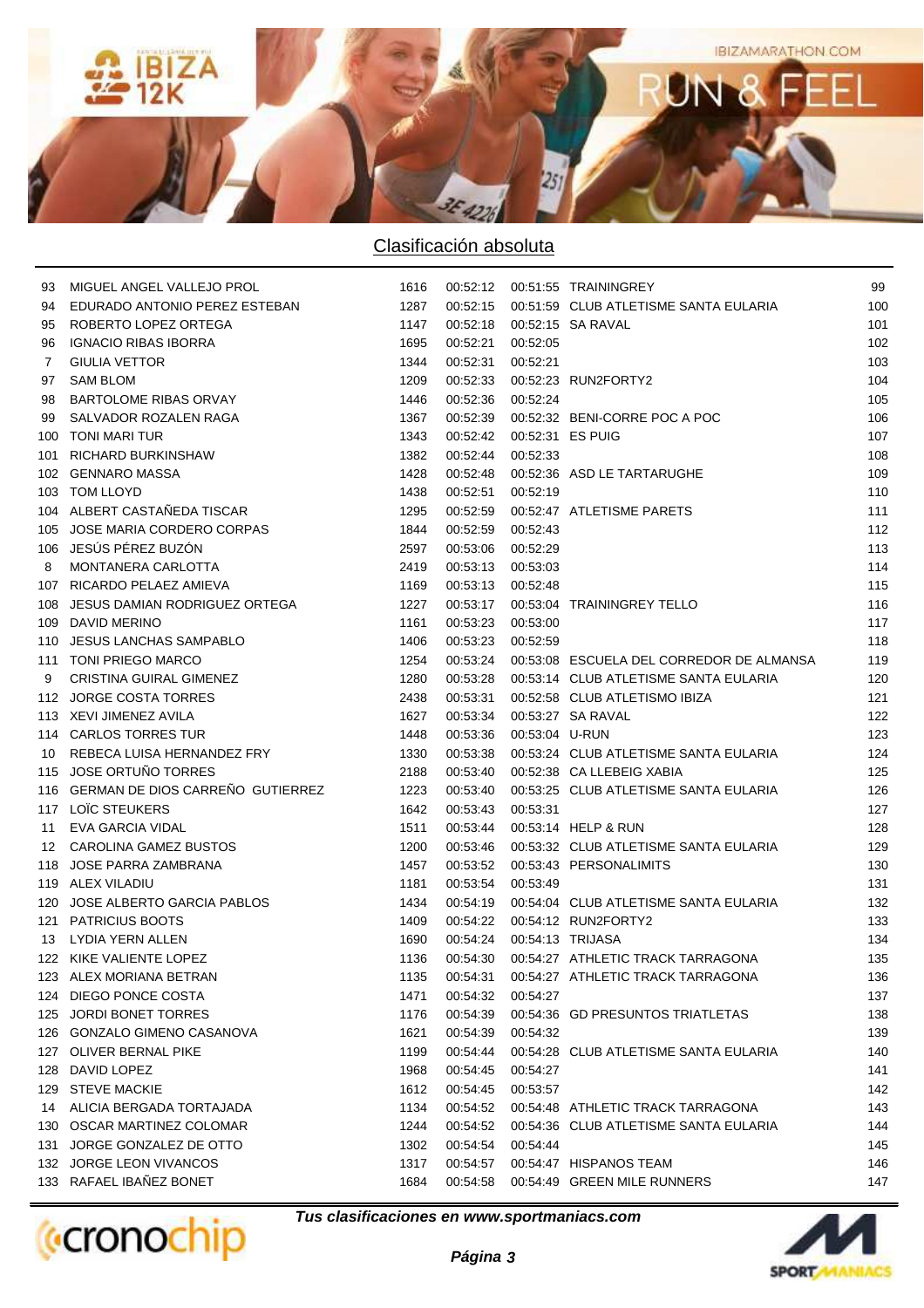## Clasificación absoluta

| | | | | | | |
|---|---|---|---|---|---|---|
| 93 | MIGUEL ANGEL VALLEJO PROL | 1616 | 00:52:12 | 00:51:55 | TRAININGREY | 99 |
| 94 | EDURADO ANTONIO PEREZ ESTEBAN | 1287 | 00:52:15 | 00:51:59 | CLUB ATLETISME SANTA EULARIA | 100 |
| 95 | ROBERTO LOPEZ ORTEGA | 1147 | 00:52:18 | 00:52:15 | SA RAVAL | 101 |
| 96 | IGNACIO RIBAS IBORRA | 1695 | 00:52:21 | 00:52:05 | | 102 |
| 7 | GIULIA VETTOR | 1344 | 00:52:31 | 00:52:21 | | 103 |
| 97 | SAM BLOM | 1209 | 00:52:33 | 00:52:23 | RUN2FORTY2 | 104 |
| 98 | BARTOLOME RIBAS ORVAY | 1446 | 00:52:36 | 00:52:24 | | 105 |
| 99 | SALVADOR ROZALEN RAGA | 1367 | 00:52:39 | 00:52:32 | BENI-CORRE POC A POC | 106 |
| 100 | TONI MARI TUR | 1343 | 00:52:42 | 00:52:31 | ES PUIG | 107 |
| 101 | RICHARD BURKINSHAW | 1382 | 00:52:44 | 00:52:33 | | 108 |
| 102 | GENNARO MASSA | 1428 | 00:52:48 | 00:52:36 | ASD LE TARTARUGHE | 109 |
| 103 | TOM LLOYD | 1438 | 00:52:51 | 00:52:19 | | 110 |
| 104 | ALBERT CASTAÑEDA TISCAR | 1295 | 00:52:59 | 00:52:47 | ATLETISME PARETS | 111 |
| 105 | JOSE MARIA CORDERO CORPAS | 1844 | 00:52:59 | 00:52:43 | | 112 |
| 106 | JESÚS PÉREZ BUZÓN | 2597 | 00:53:06 | 00:52:29 | | 113 |
| 8 | MONTANERA CARLOTTA | 2419 | 00:53:13 | 00:53:03 | | 114 |
| 107 | RICARDO PELAEZ AMIEVA | 1169 | 00:53:13 | 00:52:48 | | 115 |
| 108 | JESUS DAMIAN RODRIGUEZ ORTEGA | 1227 | 00:53:17 | 00:53:04 | TRAININGREY TELLO | 116 |
| 109 | DAVID MERINO | 1161 | 00:53:23 | 00:53:00 | | 117 |
| 110 | JESUS LANCHAS SAMPABLO | 1406 | 00:53:23 | 00:52:59 | | 118 |
| 111 | TONI PRIEGO MARCO | 1254 | 00:53:24 | 00:53:08 | ESCUELA DEL CORREDOR DE ALMANSA | 119 |
| 9 | CRISTINA GUIRAL GIMENEZ | 1280 | 00:53:28 | 00:53:14 | CLUB ATLETISME SANTA EULARIA | 120 |
| 112 | JORGE COSTA TORRES | 2438 | 00:53:31 | 00:52:58 | CLUB ATLETISMO IBIZA | 121 |
| 113 | XEVI JIMENEZ AVILA | 1627 | 00:53:34 | 00:53:27 | SA RAVAL | 122 |
| 114 | CARLOS TORRES TUR | 1448 | 00:53:36 | 00:53:04 | U-RUN | 123 |
| 10 | REBECA LUISA HERNANDEZ FRY | 1330 | 00:53:38 | 00:53:24 | CLUB ATLETISME SANTA EULARIA | 124 |
| 115 | JOSE ORTUÑO TORRES | 2188 | 00:53:40 | 00:52:38 | CA LLEBEIG XABIA | 125 |
| 116 | GERMAN DE DIOS CARREÑO GUTIERREZ | 1223 | 00:53:40 | 00:53:25 | CLUB ATLETISME SANTA EULARIA | 126 |
| 117 | LOÏC STEUKERS | 1642 | 00:53:43 | 00:53:31 | | 127 |
| 11 | EVA GARCIA VIDAL | 1511 | 00:53:44 | 00:53:14 | HELP & RUN | 128 |
| 12 | CAROLINA GAMEZ BUSTOS | 1200 | 00:53:46 | 00:53:32 | CLUB ATLETISME SANTA EULARIA | 129 |
| 118 | JOSE PARRA ZAMBRANA | 1457 | 00:53:52 | 00:53:43 | PERSONALIMITS | 130 |
| 119 | ALEX VILADIU | 1181 | 00:53:54 | 00:53:49 | | 131 |
| 120 | JOSE ALBERTO GARCIA PABLOS | 1434 | 00:54:19 | 00:54:04 | CLUB ATLETISME SANTA EULARIA | 132 |
| 121 | PATRICIUS BOOTS | 1409 | 00:54:22 | 00:54:12 | RUN2FORTY2 | 133 |
| 13 | LYDIA YERN ALLEN | 1690 | 00:54:24 | 00:54:13 | TRIJASA | 134 |
| 122 | KIKE VALIENTE LOPEZ | 1136 | 00:54:30 | 00:54:27 | ATHLETIC TRACK TARRAGONA | 135 |
| 123 | ALEX MORIANA BETRAN | 1135 | 00:54:31 | 00:54:27 | ATHLETIC TRACK TARRAGONA | 136 |
| 124 | DIEGO PONCE COSTA | 1471 | 00:54:32 | 00:54:27 | | 137 |
| 125 | JORDI BONET TORRES | 1176 | 00:54:39 | 00:54:36 | GD PRESUNTOS TRIATLETAS | 138 |
| 126 | GONZALO GIMENO CASANOVA | 1621 | 00:54:39 | 00:54:32 | | 139 |
| 127 | OLIVER BERNAL PIKE | 1199 | 00:54:44 | 00:54:28 | CLUB ATLETISME SANTA EULARIA | 140 |
| 128 | DAVID LOPEZ | 1968 | 00:54:45 | 00:54:27 | | 141 |
| 129 | STEVE MACKIE | 1612 | 00:54:45 | 00:53:57 | | 142 |
| 14 | ALICIA BERGADA TORTAJADA | 1134 | 00:54:52 | 00:54:48 | ATHLETIC TRACK TARRAGONA | 143 |
| 130 | OSCAR MARTINEZ COLOMAR | 1244 | 00:54:52 | 00:54:36 | CLUB ATLETISME SANTA EULARIA | 144 |
| 131 | JORGE GONZALEZ DE OTTO | 1302 | 00:54:54 | 00:54:44 | | 145 |
| 132 | JORGE LEON VIVANCOS | 1317 | 00:54:57 | 00:54:47 | HISPANOS TEAM | 146 |
| 133 | RAFAEL IBAÑEZ BONET | 1684 | 00:54:58 | 00:54:49 | GREEN MILE RUNNERS | 147 |

***Tus clasificaciones en www.sportmaniacs.com***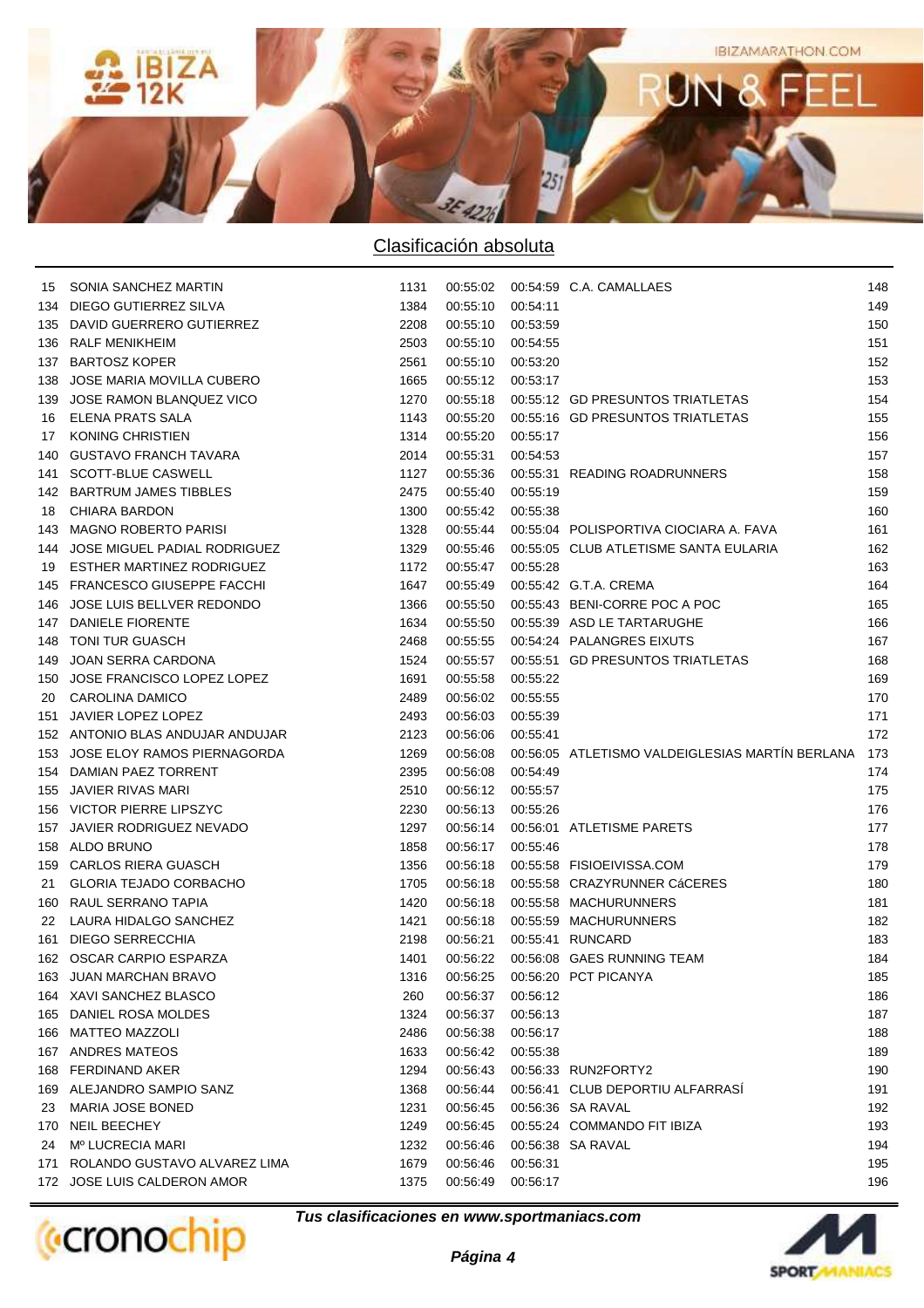## Clasificación absoluta

| | | | | | | |
|---|---|---|---|---|---|---|
| 15 | SONIA SANCHEZ MARTIN | 1131 | 00:55:02 | 00:54:59 | C.A. CAMALLAES | 148 |
| 134 | DIEGO GUTIERREZ SILVA | 1384 | 00:55:10 | 00:54:11 | | 149 |
| 135 | DAVID GUERRERO GUTIERREZ | 2208 | 00:55:10 | 00:53:59 | | 150 |
| 136 | RALF MENIKHEIM | 2503 | 00:55:10 | 00:54:55 | | 151 |
| 137 | BARTOSZ KOPER | 2561 | 00:55:10 | 00:53:20 | | 152 |
| 138 | JOSE MARIA MOVILLA CUBERO | 1665 | 00:55:12 | 00:53:17 | | 153 |
| 139 | JOSE RAMON BLANQUEZ VICO | 1270 | 00:55:18 | 00:55:12 | GD PRESUNTOS TRIATLETAS | 154 |
| 16 | ELENA PRATS SALA | 1143 | 00:55:20 | 00:55:16 | GD PRESUNTOS TRIATLETAS | 155 |
| 17 | KONING CHRISTIEN | 1314 | 00:55:20 | 00:55:17 | | 156 |
| 140 | GUSTAVO FRANCH TAVARA | 2014 | 00:55:31 | 00:54:53 | | 157 |
| 141 | SCOTT-BLUE CASWELL | 1127 | 00:55:36 | 00:55:31 | READING ROADRUNNERS | 158 |
| 142 | BARTRUM JAMES TIBBLES | 2475 | 00:55:40 | 00:55:19 | | 159 |
| 18 | CHIARA BARDON | 1300 | 00:55:42 | 00:55:38 | | 160 |
| 143 | MAGNO ROBERTO PARISI | 1328 | 00:55:44 | 00:55:04 | POLISPORTIVA CIOCIARA A. FAVA | 161 |
| 144 | JOSE MIGUEL PADIAL RODRIGUEZ | 1329 | 00:55:46 | 00:55:05 | CLUB ATLETISME SANTA EULARIA | 162 |
| 19 | ESTHER MARTINEZ RODRIGUEZ | 1172 | 00:55:47 | 00:55:28 | | 163 |
| 145 | FRANCESCO GIUSEPPE FACCHI | 1647 | 00:55:49 | 00:55:42 | G.T.A. CREMA | 164 |
| 146 | JOSE LUIS BELLVER REDONDO | 1366 | 00:55:50 | 00:55:43 | BENI-CORRE POC A POC | 165 |
| 147 | DANIELE FIORENTE | 1634 | 00:55:50 | 00:55:39 | ASD LE TARTARUGHE | 166 |
| 148 | TONI TUR GUASCH | 2468 | 00:55:55 | 00:54:24 | PALANGRES EIXUTS | 167 |
| 149 | JOAN SERRA CARDONA | 1524 | 00:55:57 | 00:55:51 | GD PRESUNTOS TRIATLETAS | 168 |
| 150 | JOSE FRANCISCO LOPEZ LOPEZ | 1691 | 00:55:58 | 00:55:22 | | 169 |
| 20 | CAROLINA DAMICO | 2489 | 00:56:02 | 00:55:55 | | 170 |
| 151 | JAVIER LOPEZ LOPEZ | 2493 | 00:56:03 | 00:55:39 | | 171 |
| 152 | ANTONIO BLAS ANDUJAR ANDUJAR | 2123 | 00:56:06 | 00:55:41 | | 172 |
| 153 | JOSE ELOY RAMOS PIERNAGORDA | 1269 | 00:56:08 | 00:56:05 | ATLETISMO VALDEIGLESIAS MARTÍN BERLANA | 173 |
| 154 | DAMIAN PAEZ TORRENT | 2395 | 00:56:08 | 00:54:49 | | 174 |
| 155 | JAVIER RIVAS MARI | 2510 | 00:56:12 | 00:55:57 | | 175 |
| 156 | VICTOR PIERRE LIPSZYC | 2230 | 00:56:13 | 00:55:26 | | 176 |
| 157 | JAVIER RODRIGUEZ NEVADO | 1297 | 00:56:14 | 00:56:01 | ATLETISME PARETS | 177 |
| 158 | ALDO BRUNO | 1858 | 00:56:17 | 00:55:46 | | 178 |
| 159 | CARLOS RIERA GUASCH | 1356 | 00:56:18 | 00:55:58 | FISIOEIVISSA.COM | 179 |
| 21 | GLORIA TEJADO CORBACHO | 1705 | 00:56:18 | 00:55:58 | CRAZYRUNNER CáCERES | 180 |
| 160 | RAUL SERRANO TAPIA | 1420 | 00:56:18 | 00:55:58 | MACHURUNNERS | 181 |
| 22 | LAURA HIDALGO SANCHEZ | 1421 | 00:56:18 | 00:55:59 | MACHURUNNERS | 182 |
| 161 | DIEGO SERRECCHIA | 2198 | 00:56:21 | 00:55:41 | RUNCARD | 183 |
| 162 | OSCAR CARPIO ESPARZA | 1401 | 00:56:22 | 00:56:08 | GAES RUNNING TEAM | 184 |
| 163 | JUAN MARCHAN BRAVO | 1316 | 00:56:25 | 00:56:20 | PCT PICANYA | 185 |
| 164 | XAVI SANCHEZ BLASCO | 260 | 00:56:37 | 00:56:12 | | 186 |
| 165 | DANIEL ROSA MOLDES | 1324 | 00:56:37 | 00:56:13 | | 187 |
| 166 | MATTEO MAZZOLI | 2486 | 00:56:38 | 00:56:17 | | 188 |
| 167 | ANDRES MATEOS | 1633 | 00:56:42 | 00:55:38 | | 189 |
| 168 | FERDINAND AKER | 1294 | 00:56:43 | 00:56:33 | RUN2FORTY2 | 190 |
| 169 | ALEJANDRO SAMPIO SANZ | 1368 | 00:56:44 | 00:56:41 | CLUB DEPORTIU ALFARRASÍ | 191 |
| 23 | MARIA JOSE BONED | 1231 | 00:56:45 | 00:56:36 | SA RAVAL | 192 |
| 170 | NEIL BEECHEY | 1249 | 00:56:45 | 00:55:24 | COMMANDO FIT IBIZA | 193 |
| 24 | Mº LUCRECIA MARI | 1232 | 00:56:46 | 00:56:38 | SA RAVAL | 194 |
| 171 | ROLANDO GUSTAVO ALVAREZ LIMA | 1679 | 00:56:46 | 00:56:31 | | 195 |
| 172 | JOSE LUIS CALDERON AMOR | 1375 | 00:56:49 | 00:56:17 | | 196 |

***Tus clasificaciones en www.sportmaniacs.com***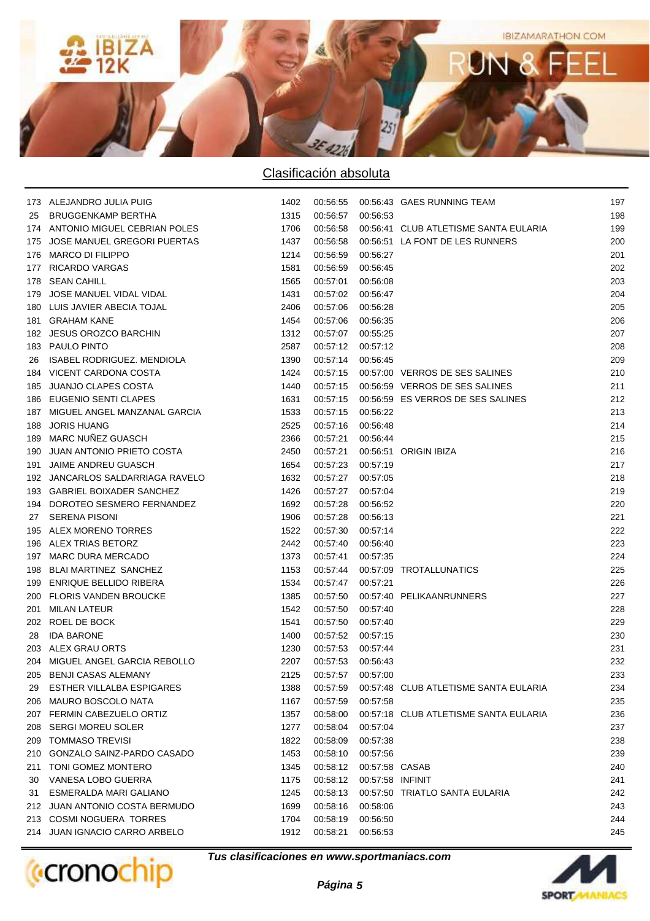## Clasificación absoluta

| | | | | | | |
|---|---|---|---|---|---|---|
| 173 | ALEJANDRO JULIA PUIG | 1402 | 00:56:55 | 00:56:43 | GAES RUNNING TEAM | 197 |
| 25 | BRUGGENKAMP BERTHA | 1315 | 00:56:57 | 00:56:53 | | 198 |
| 174 | ANTONIO MIGUEL CEBRIAN POLES | 1706 | 00:56:58 | 00:56:41 | CLUB ATLETISME SANTA EULARIA | 199 |
| 175 | JOSE MANUEL GREGORI PUERTAS | 1437 | 00:56:58 | 00:56:51 | LA FONT DE LES RUNNERS | 200 |
| 176 | MARCO DI FILIPPO | 1214 | 00:56:59 | 00:56:27 | | 201 |
| 177 | RICARDO VARGAS | 1581 | 00:56:59 | 00:56:45 | | 202 |
| 178 | SEAN CAHILL | 1565 | 00:57:01 | 00:56:08 | | 203 |
| 179 | JOSE MANUEL VIDAL VIDAL | 1431 | 00:57:02 | 00:56:47 | | 204 |
| 180 | LUIS JAVIER ABECIA TOJAL | 2406 | 00:57:06 | 00:56:28 | | 205 |
| 181 | GRAHAM KANE | 1454 | 00:57:06 | 00:56:35 | | 206 |
| 182 | JESUS OROZCO BARCHIN | 1312 | 00:57:07 | 00:55:25 | | 207 |
| 183 | PAULO PINTO | 2587 | 00:57:12 | 00:57:12 | | 208 |
| 26 | ISABEL RODRIGUEZ. MENDIOLA | 1390 | 00:57:14 | 00:56:45 | | 209 |
| 184 | VICENT CARDONA COSTA | 1424 | 00:57:15 | 00:57:00 | VERROS DE SES SALINES | 210 |
| 185 | JUANJO CLAPES COSTA | 1440 | 00:57:15 | 00:56:59 | VERROS DE SES SALINES | 211 |
| 186 | EUGENIO SENTI CLAPES | 1631 | 00:57:15 | 00:56:59 | ES VERROS DE SES SALINES | 212 |
| 187 | MIGUEL ANGEL MANZANAL GARCIA | 1533 | 00:57:15 | 00:56:22 | | 213 |
| 188 | JORIS HUANG | 2525 | 00:57:16 | 00:56:48 | | 214 |
| 189 | MARC NUÑEZ GUASCH | 2366 | 00:57:21 | 00:56:44 | | 215 |
| 190 | JUAN ANTONIO PRIETO COSTA | 2450 | 00:57:21 | 00:56:51 | ORIGIN IBIZA | 216 |
| 191 | JAIME ANDREU GUASCH | 1654 | 00:57:23 | 00:57:19 | | 217 |
| 192 | JANCARLOS SALDARRIAGA RAVELO | 1632 | 00:57:27 | 00:57:05 | | 218 |
| 193 | GABRIEL BOIXADER SANCHEZ | 1426 | 00:57:27 | 00:57:04 | | 219 |
| 194 | DOROTEO SESMERO FERNANDEZ | 1692 | 00:57:28 | 00:56:52 | | 220 |
| 27 | SERENA PISONI | 1906 | 00:57:28 | 00:56:13 | | 221 |
| 195 | ALEX MORENO TORRES | 1522 | 00:57:30 | 00:57:14 | | 222 |
| 196 | ALEX TRIAS BETORZ | 2442 | 00:57:40 | 00:56:40 | | 223 |
| 197 | MARC DURA MERCADO | 1373 | 00:57:41 | 00:57:35 | | 224 |
| 198 | BLAI MARTINEZ SANCHEZ | 1153 | 00:57:44 | 00:57:09 | TROTALLUNATICS | 225 |
| 199 | ENRIQUE BELLIDO RIBERA | 1534 | 00:57:47 | 00:57:21 | | 226 |
| 200 | FLORIS VANDEN BROUCKE | 1385 | 00:57:50 | 00:57:40 | PELIKAANRUNNERS | 227 |
| 201 | MILAN LATEUR | 1542 | 00:57:50 | 00:57:40 | | 228 |
| 202 | ROEL DE BOCK | 1541 | 00:57:50 | 00:57:40 | | 229 |
| 28 | IDA BARONE | 1400 | 00:57:52 | 00:57:15 | | 230 |
| 203 | ALEX GRAU ORTS | 1230 | 00:57:53 | 00:57:44 | | 231 |
| 204 | MIGUEL ANGEL GARCIA REBOLLO | 2207 | 00:57:53 | 00:56:43 | | 232 |
| 205 | BENJI CASAS ALEMANY | 2125 | 00:57:57 | 00:57:00 | | 233 |
| 29 | ESTHER VILLALBA ESPIGARES | 1388 | 00:57:59 | 00:57:48 | CLUB ATLETISME SANTA EULARIA | 234 |
| 206 | MAURO BOSCOLO NATA | 1167 | 00:57:59 | 00:57:58 | | 235 |
| 207 | FERMIN CABEZUELO ORTIZ | 1357 | 00:58:00 | 00:57:18 | CLUB ATLETISME SANTA EULARIA | 236 |
| 208 | SERGI MOREU SOLER | 1277 | 00:58:04 | 00:57:04 | | 237 |
| 209 | TOMMASO TREVISI | 1822 | 00:58:09 | 00:57:38 | | 238 |
| 210 | GONZALO SAINZ-PARDO CASADO | 1453 | 00:58:10 | 00:57:56 | | 239 |
| 211 | TONI GOMEZ MONTERO | 1345 | 00:58:12 | 00:57:58 | CASAB | 240 |
| 30 | VANESA LOBO GUERRA | 1175 | 00:58:12 | 00:57:58 | INFINIT | 241 |
| 31 | ESMERALDA MARI GALIANO | 1245 | 00:58:13 | 00:57:50 | TRIATLO SANTA EULARIA | 242 |
| 212 | JUAN ANTONIO COSTA BERMUDO | 1699 | 00:58:16 | 00:58:06 | | 243 |
| 213 | COSMI NOGUERA TORRES | 1704 | 00:58:19 | 00:56:50 | | 244 |
| 214 | JUAN IGNACIO CARRO ARBELO | 1912 | 00:58:21 | 00:56:53 | | 245 |

***Tus clasificaciones en www.sportmaniacs.com***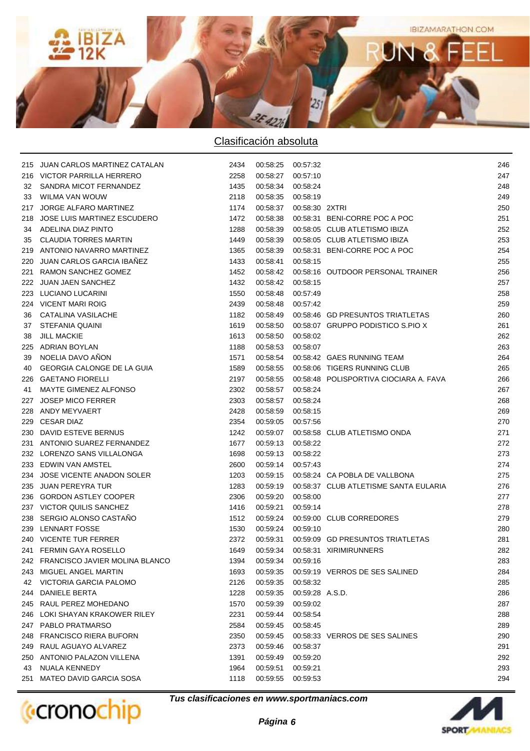## Clasificación absoluta

| | | | | | | |
|---|---|---|---|---|---|---|
| 215 | JUAN CARLOS MARTINEZ CATALAN | 2434 | 00:58:25 | 00:57:32 | | 246 |
| 216 | VICTOR PARRILLA HERRERO | 2258 | 00:58:27 | 00:57:10 | | 247 |
| 32 | SANDRA MICOT FERNANDEZ | 1435 | 00:58:34 | 00:58:24 | | 248 |
| 33 | WILMA VAN WOUW | 2118 | 00:58:35 | 00:58:19 | | 249 |
| 217 | JORGE ALFARO MARTINEZ | 1174 | 00:58:37 | 00:58:30 | 2XTRI | 250 |
| 218 | JOSE LUIS MARTINEZ ESCUDERO | 1472 | 00:58:38 | 00:58:31 | BENI-CORRE POC A POC | 251 |
| 34 | ADELINA DIAZ PINTO | 1288 | 00:58:39 | 00:58:05 | CLUB ATLETISMO IBIZA | 252 |
| 35 | CLAUDIA TORRES MARTIN | 1449 | 00:58:39 | 00:58:05 | CLUB ATLETISMO IBIZA | 253 |
| 219 | ANTONIO NAVARRO MARTINEZ | 1365 | 00:58:39 | 00:58:31 | BENI-CORRE POC A POC | 254 |
| 220 | JUAN CARLOS GARCIA IBAÑEZ | 1433 | 00:58:41 | 00:58:15 | | 255 |
| 221 | RAMON SANCHEZ GOMEZ | 1452 | 00:58:42 | 00:58:16 | OUTDOOR PERSONAL TRAINER | 256 |
| 222 | JUAN JAEN SANCHEZ | 1432 | 00:58:42 | 00:58:15 | | 257 |
| 223 | LUCIANO LUCARINI | 1550 | 00:58:48 | 00:57:49 | | 258 |
| 224 | VICENT MARI ROIG | 2439 | 00:58:48 | 00:57:42 | | 259 |
| 36 | CATALINA VASILACHE | 1182 | 00:58:49 | 00:58:46 | GD PRESUNTOS TRIATLETAS | 260 |
| 37 | STEFANIA QUAINI | 1619 | 00:58:50 | 00:58:07 | GRUPPO PODISTICO S.PIO X | 261 |
| 38 | JILL MACKIE | 1613 | 00:58:50 | 00:58:02 | | 262 |
| 225 | ADRIAN BOYLAN | 1188 | 00:58:53 | 00:58:07 | | 263 |
| 39 | NOELIA DAVO AÑON | 1571 | 00:58:54 | 00:58:42 | GAES RUNNING TEAM | 264 |
| 40 | GEORGIA CALONGE DE LA GUIA | 1589 | 00:58:55 | 00:58:06 | TIGERS RUNNING CLUB | 265 |
| 226 | GAETANO FIORELLI | 2197 | 00:58:55 | 00:58:48 | POLISPORTIVA CIOCIARA A. FAVA | 266 |
| 41 | MAYTE GIMENEZ ALFONSO | 2302 | 00:58:57 | 00:58:24 | | 267 |
| 227 | JOSEP MICO FERRER | 2303 | 00:58:57 | 00:58:24 | | 268 |
| 228 | ANDY MEYVAERT | 2428 | 00:58:59 | 00:58:15 | | 269 |
| 229 | CESAR DIAZ | 2354 | 00:59:05 | 00:57:56 | | 270 |
| 230 | DAVID ESTEVE BERNUS | 1242 | 00:59:07 | 00:58:58 | CLUB ATLETISMO ONDA | 271 |
| 231 | ANTONIO SUAREZ FERNANDEZ | 1677 | 00:59:13 | 00:58:22 | | 272 |
| 232 | LORENZO SANS VILLALONGA | 1698 | 00:59:13 | 00:58:22 | | 273 |
| 233 | EDWIN VAN AMSTEL | 2600 | 00:59:14 | 00:57:43 | | 274 |
| 234 | JOSE VICENTE ANADON SOLER | 1203 | 00:59:15 | 00:58:24 | CA POBLA DE VALLBONA | 275 |
| 235 | JUAN PEREYRA TUR | 1283 | 00:59:19 | 00:58:37 | CLUB ATLETISME SANTA EULARIA | 276 |
| 236 | GORDON ASTLEY COOPER | 2306 | 00:59:20 | 00:58:00 | | 277 |
| 237 | VICTOR QUILIS SANCHEZ | 1416 | 00:59:21 | 00:59:14 | | 278 |
| 238 | SERGIO ALONSO CASTAÑO | 1512 | 00:59:24 | 00:59:00 | CLUB CORREDORES | 279 |
| 239 | LENNART FOSSE | 1530 | 00:59:24 | 00:59:10 | | 280 |
| 240 | VICENTE TUR FERRER | 2372 | 00:59:31 | 00:59:09 | GD PRESUNTOS TRIATLETAS | 281 |
| 241 | FERMIN GAYA ROSELLO | 1649 | 00:59:34 | 00:58:31 | XIRIMIRUNNERS | 282 |
| 242 | FRANCISCO JAVIER MOLINA BLANCO | 1394 | 00:59:34 | 00:59:16 | | 283 |
| 243 | MIGUEL ANGEL MARTIN | 1693 | 00:59:35 | 00:59:19 | VERROS DE SES SALINED | 284 |
| 42 | VICTORIA GARCIA PALOMO | 2126 | 00:59:35 | 00:58:32 | | 285 |
| 244 | DANIELE BERTA | 1228 | 00:59:35 | 00:59:28 | A.S.D. | 286 |
| 245 | RAUL PEREZ MOHEDANO | 1570 | 00:59:39 | 00:59:02 | | 287 |
| 246 | LOKI SHAYAN KRAKOWER RILEY | 2231 | 00:59:44 | 00:58:54 | | 288 |
| 247 | PABLO PRATMARSO | 2584 | 00:59:45 | 00:58:45 | | 289 |
| 248 | FRANCISCO RIERA BUFORN | 2350 | 00:59:45 | 00:58:33 | VERROS DE SES SALINES | 290 |
| 249 | RAUL AGUAYO ALVAREZ | 2373 | 00:59:46 | 00:58:37 | | 291 |
| 250 | ANTONIO PALAZON VILLENA | 1391 | 00:59:49 | 00:59:20 | | 292 |
| 43 | NUALA KENNEDY | 1964 | 00:59:51 | 00:59:21 | | 293 |
| 251 | MATEO DAVID GARCIA SOSA | 1118 | 00:59:55 | 00:59:53 | | 294 |

*Tus clasificaciones en www.sportmaniacs.com*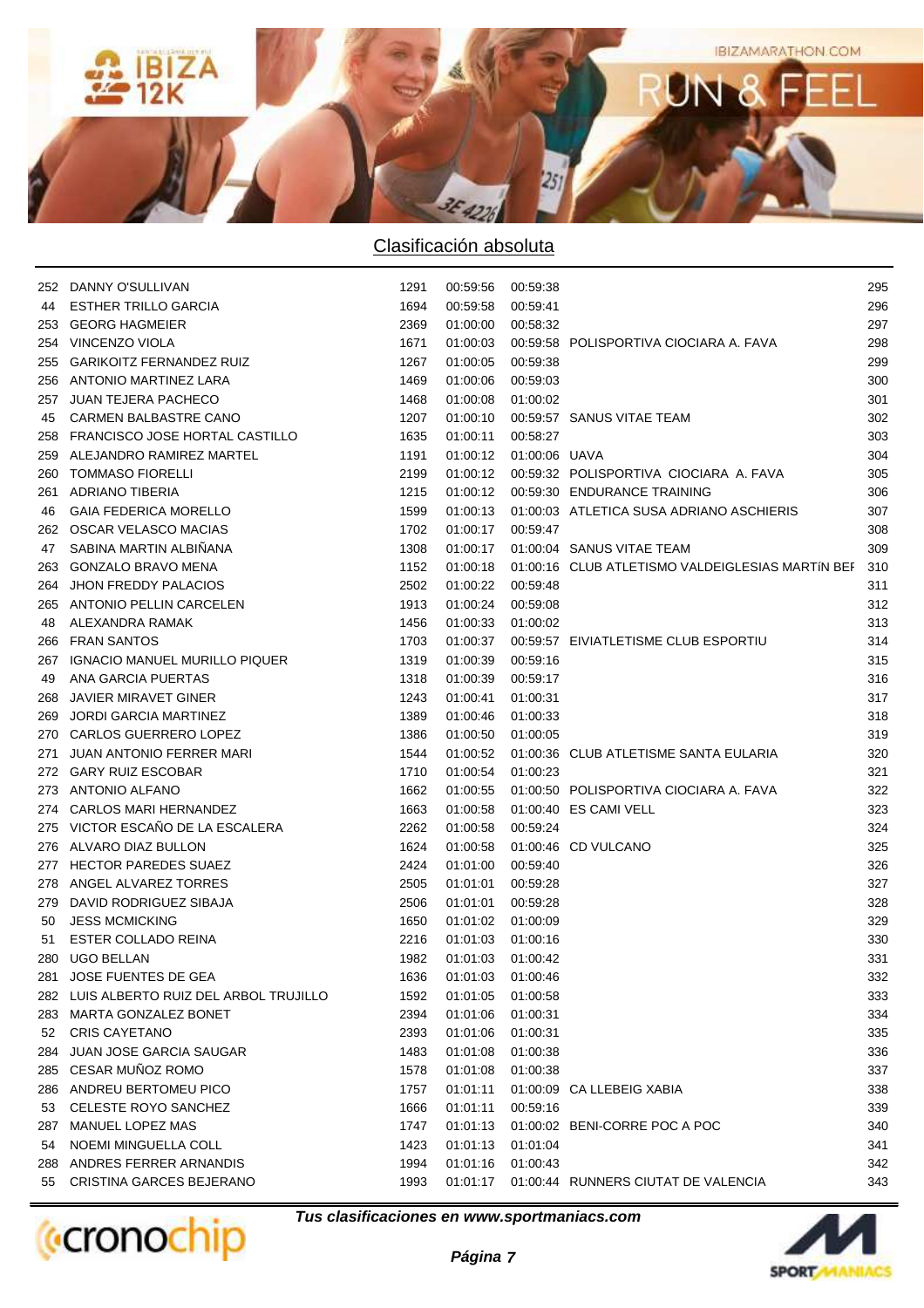## Clasificación absoluta

| | | | | | | |
|---|---|---|---|---|---|---|
| 252 | DANNY O'SULLIVAN | 1291 | 00:59:56 | 00:59:38 | | 295 |
| 44 | ESTHER TRILLO GARCIA | 1694 | 00:59:58 | 00:59:41 | | 296 |
| 253 | GEORG HAGMEIER | 2369 | 01:00:00 | 00:58:32 | | 297 |
| 254 | VINCENZO VIOLA | 1671 | 01:00:03 | 00:59:58 | POLISPORTIVA CIOCIARA A. FAVA | 298 |
| 255 | GARIKOITZ FERNANDEZ RUIZ | 1267 | 01:00:05 | 00:59:38 | | 299 |
| 256 | ANTONIO MARTINEZ LARA | 1469 | 01:00:06 | 00:59:03 | | 300 |
| 257 | JUAN TEJERA PACHECO | 1468 | 01:00:08 | 01:00:02 | | 301 |
| 45 | CARMEN BALBASTRE CANO | 1207 | 01:00:10 | 00:59:57 | SANUS VITAE TEAM | 302 |
| 258 | FRANCISCO JOSE HORTAL CASTILLO | 1635 | 01:00:11 | 00:58:27 | | 303 |
| 259 | ALEJANDRO RAMIREZ MARTEL | 1191 | 01:00:12 | 01:00:06 | UAVA | 304 |
| 260 | TOMMASO FIORELLI | 2199 | 01:00:12 | 00:59:32 | POLISPORTIVA CIOCIARA A. FAVA | 305 |
| 261 | ADRIANO TIBERIA | 1215 | 01:00:12 | 00:59:30 | ENDURANCE TRAINING | 306 |
| 46 | GAIA FEDERICA MORELLO | 1599 | 01:00:13 | 01:00:03 | ATLETICA SUSA ADRIANO ASCHIERIS | 307 |
| 262 | OSCAR VELASCO MACIAS | 1702 | 01:00:17 | 00:59:47 | | 308 |
| 47 | SABINA MARTIN ALBIÑANA | 1308 | 01:00:17 | 01:00:04 | SANUS VITAE TEAM | 309 |
| 263 | GONZALO BRAVO MENA | 1152 | 01:00:18 | 01:00:16 | CLUB ATLETISMO VALDEIGLESIAS MARTíN BEI | 310 |
| 264 | JHON FREDDY PALACIOS | 2502 | 01:00:22 | 00:59:48 | | 311 |
| 265 | ANTONIO PELLIN CARCELEN | 1913 | 01:00:24 | 00:59:08 | | 312 |
| 48 | ALEXANDRA RAMAK | 1456 | 01:00:33 | 01:00:02 | | 313 |
| 266 | FRAN SANTOS | 1703 | 01:00:37 | 00:59:57 | EIVIATLETISME CLUB ESPORTIU | 314 |
| 267 | IGNACIO MANUEL MURILLO PIQUER | 1319 | 01:00:39 | 00:59:16 | | 315 |
| 49 | ANA GARCIA PUERTAS | 1318 | 01:00:39 | 00:59:17 | | 316 |
| 268 | JAVIER MIRAVET GINER | 1243 | 01:00:41 | 01:00:31 | | 317 |
| 269 | JORDI GARCIA MARTINEZ | 1389 | 01:00:46 | 01:00:33 | | 318 |
| 270 | CARLOS GUERRERO LOPEZ | 1386 | 01:00:50 | 01:00:05 | | 319 |
| 271 | JUAN ANTONIO FERRER MARI | 1544 | 01:00:52 | 01:00:36 | CLUB ATLETISME SANTA EULARIA | 320 |
| 272 | GARY RUIZ ESCOBAR | 1710 | 01:00:54 | 01:00:23 | | 321 |
| 273 | ANTONIO ALFANO | 1662 | 01:00:55 | 01:00:50 | POLISPORTIVA CIOCIARA A. FAVA | 322 |
| 274 | CARLOS MARI HERNANDEZ | 1663 | 01:00:58 | 01:00:40 | ES CAMI VELL | 323 |
| 275 | VICTOR ESCAÑO DE LA ESCALERA | 2262 | 01:00:58 | 00:59:24 | | 324 |
| 276 | ALVARO DIAZ BULLON | 1624 | 01:00:58 | 01:00:46 | CD VULCANO | 325 |
| 277 | HECTOR PAREDES SUAEZ | 2424 | 01:01:00 | 00:59:40 | | 326 |
| 278 | ANGEL ALVAREZ TORRES | 2505 | 01:01:01 | 00:59:28 | | 327 |
| 279 | DAVID RODRIGUEZ SIBAJA | 2506 | 01:01:01 | 00:59:28 | | 328 |
| 50 | JESS MCMICKING | 1650 | 01:01:02 | 01:00:09 | | 329 |
| 51 | ESTER COLLADO REINA | 2216 | 01:01:03 | 01:00:16 | | 330 |
| 280 | UGO BELLAN | 1982 | 01:01:03 | 01:00:42 | | 331 |
| 281 | JOSE FUENTES DE GEA | 1636 | 01:01:03 | 01:00:46 | | 332 |
| 282 | LUIS ALBERTO RUIZ DEL ARBOL TRUJILLO | 1592 | 01:01:05 | 01:00:58 | | 333 |
| 283 | MARTA GONZALEZ BONET | 2394 | 01:01:06 | 01:00:31 | | 334 |
| 52 | CRIS CAYETANO | 2393 | 01:01:06 | 01:00:31 | | 335 |
| 284 | JUAN JOSE GARCIA SAUGAR | 1483 | 01:01:08 | 01:00:38 | | 336 |
| 285 | CESAR MUÑOZ ROMO | 1578 | 01:01:08 | 01:00:38 | | 337 |
| 286 | ANDREU BERTOMEU PICO | 1757 | 01:01:11 | 01:00:09 | CA LLEBEIG XABIA | 338 |
| 53 | CELESTE ROYO SANCHEZ | 1666 | 01:01:11 | 00:59:16 | | 339 |
| 287 | MANUEL LOPEZ MAS | 1747 | 01:01:13 | 01:00:02 | BENI-CORRE POC A POC | 340 |
| 54 | NOEMI MINGUELLA COLL | 1423 | 01:01:13 | 01:01:04 | | 341 |
| 288 | ANDRES FERRER ARNANDIS | 1994 | 01:01:16 | 01:00:43 | | 342 |
| 55 | CRISTINA GARCES BEJERANO | 1993 | 01:01:17 | 01:00:44 | RUNNERS CIUTAT DE VALENCIA | 343 |

*Tus clasificaciones en www.sportmaniacs.com*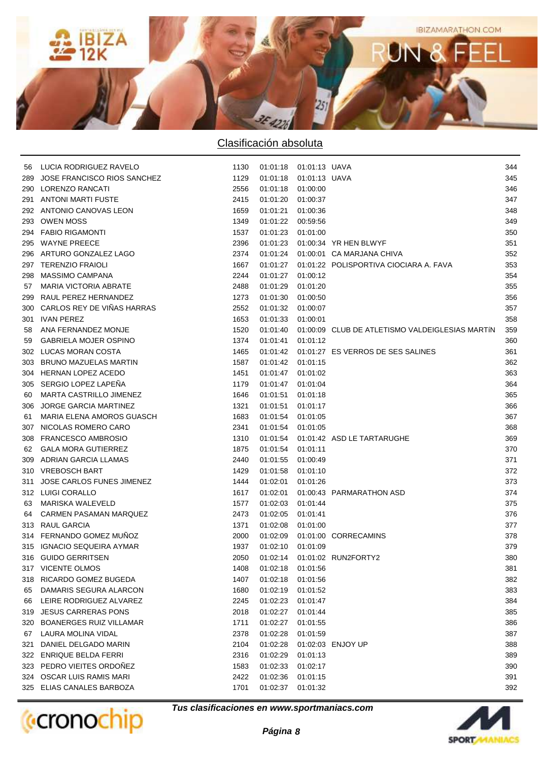## Clasificación absoluta

| | | | | | | |
|---|---|---|---|---|---|---|
| 56 | LUCIA RODRIGUEZ RAVELO | 1130 | 01:01:18 | 01:01:13 | UAVA | 344 |
| 289 | JOSE FRANCISCO RIOS SANCHEZ | 1129 | 01:01:18 | 01:01:13 | UAVA | 345 |
| 290 | LORENZO RANCATI | 2556 | 01:01:18 | 01:00:00 | | 346 |
| 291 | ANTONI MARTI FUSTE | 2415 | 01:01:20 | 01:00:37 | | 347 |
| 292 | ANTONIO CANOVAS LEON | 1659 | 01:01:21 | 01:00:36 | | 348 |
| 293 | OWEN MOSS | 1349 | 01:01:22 | 00:59:56 | | 349 |
| 294 | FABIO RIGAMONTI | 1537 | 01:01:23 | 01:01:00 | | 350 |
| 295 | WAYNE PREECE | 2396 | 01:01:23 | 01:00:34 | YR HEN BLWYF | 351 |
| 296 | ARTURO GONZALEZ LAGO | 2374 | 01:01:24 | 01:00:01 | CA MARJANA CHIVA | 352 |
| 297 | TERENZIO FRAIOLI | 1667 | 01:01:27 | 01:01:22 | POLISPORTIVA CIOCIARA A. FAVA | 353 |
| 298 | MASSIMO CAMPANA | 2244 | 01:01:27 | 01:00:12 | | 354 |
| 57 | MARIA VICTORIA ABRATE | 2488 | 01:01:29 | 01:01:20 | | 355 |
| 299 | RAUL PEREZ HERNANDEZ | 1273 | 01:01:30 | 01:00:50 | | 356 |
| 300 | CARLOS REY DE VIÑAS HARRAS | 2552 | 01:01:32 | 01:00:07 | | 357 |
| 301 | IVAN PEREZ | 1653 | 01:01:33 | 01:00:01 | | 358 |
| 58 | ANA FERNANDEZ MONJE | 1520 | 01:01:40 | 01:00:09 | CLUB DE ATLETISMO VALDEIGLESIAS MARTÍN | 359 |
| 59 | GABRIELA MOJER OSPINO | 1374 | 01:01:41 | 01:01:12 | | 360 |
| 302 | LUCAS MORAN COSTA | 1465 | 01:01:42 | 01:01:27 | ES VERROS DE SES SALINES | 361 |
| 303 | BRUNO MAZUELAS MARTIN | 1587 | 01:01:42 | 01:01:15 | | 362 |
| 304 | HERNAN LOPEZ ACEDO | 1451 | 01:01:47 | 01:01:02 | | 363 |
| 305 | SERGIO LOPEZ LAPEÑA | 1179 | 01:01:47 | 01:01:04 | | 364 |
| 60 | MARTA CASTRILLO JIMENEZ | 1646 | 01:01:51 | 01:01:18 | | 365 |
| 306 | JORGE GARCIA MARTINEZ | 1321 | 01:01:51 | 01:01:17 | | 366 |
| 61 | MARIA ELENA AMOROS GUASCH | 1683 | 01:01:54 | 01:01:05 | | 367 |
| 307 | NICOLAS ROMERO CARO | 2341 | 01:01:54 | 01:01:05 | | 368 |
| 308 | FRANCESCO AMBROSIO | 1310 | 01:01:54 | 01:01:42 | ASD LE TARTARUGHE | 369 |
| 62 | GALA MORA GUTIERREZ | 1875 | 01:01:54 | 01:01:11 | | 370 |
| 309 | ADRIAN GARCIA LLAMAS | 2440 | 01:01:55 | 01:00:49 | | 371 |
| 310 | VREBOSCH BART | 1429 | 01:01:58 | 01:01:10 | | 372 |
| 311 | JOSE CARLOS FUNES JIMENEZ | 1444 | 01:02:01 | 01:01:26 | | 373 |
| 312 | LUIGI CORALLO | 1617 | 01:02:01 | 01:00:43 | PARMARATHON ASD | 374 |
| 63 | MARISKA WALEVELD | 1577 | 01:02:03 | 01:01:44 | | 375 |
| 64 | CARMEN PASAMAN MARQUEZ | 2473 | 01:02:05 | 01:01:41 | | 376 |
| 313 | RAUL GARCIA | 1371 | 01:02:08 | 01:01:00 | | 377 |
| 314 | FERNANDO GOMEZ MUÑOZ | 2000 | 01:02:09 | 01:01:00 | CORRECAMINS | 378 |
| 315 | IGNACIO SEQUEIRA AYMAR | 1937 | 01:02:10 | 01:01:09 | | 379 |
| 316 | GUIDO GERRITSEN | 2050 | 01:02:14 | 01:01:02 | RUN2FORTY2 | 380 |
| 317 | VICENTE OLMOS | 1408 | 01:02:18 | 01:01:56 | | 381 |
| 318 | RICARDO GOMEZ BUGEDA | 1407 | 01:02:18 | 01:01:56 | | 382 |
| 65 | DAMARIS SEGURA ALARCON | 1680 | 01:02:19 | 01:01:52 | | 383 |
| 66 | LEIRE RODRIGUEZ ALVAREZ | 2245 | 01:02:23 | 01:01:47 | | 384 |
| 319 | JESUS CARRERAS PONS | 2018 | 01:02:27 | 01:01:44 | | 385 |
| 320 | BOANERGES RUIZ VILLAMAR | 1711 | 01:02:27 | 01:01:55 | | 386 |
| 67 | LAURA MOLINA VIDAL | 2378 | 01:02:28 | 01:01:59 | | 387 |
| 321 | DANIEL DELGADO MARIN | 2104 | 01:02:28 | 01:02:03 | ENJOY UP | 388 |
| 322 | ENRIQUE BELDA FERRI | 2316 | 01:02:29 | 01:01:13 | | 389 |
| 323 | PEDRO VIEITES ORDOÑEZ | 1583 | 01:02:33 | 01:02:17 | | 390 |
| 324 | OSCAR LUIS RAMIS MARI | 2422 | 01:02:36 | 01:01:15 | | 391 |
| 325 | ELIAS CANALES BARBOZA | 1701 | 01:02:37 | 01:01:32 | | 392 |

*Tus clasificaciones en www.sportmaniacs.com*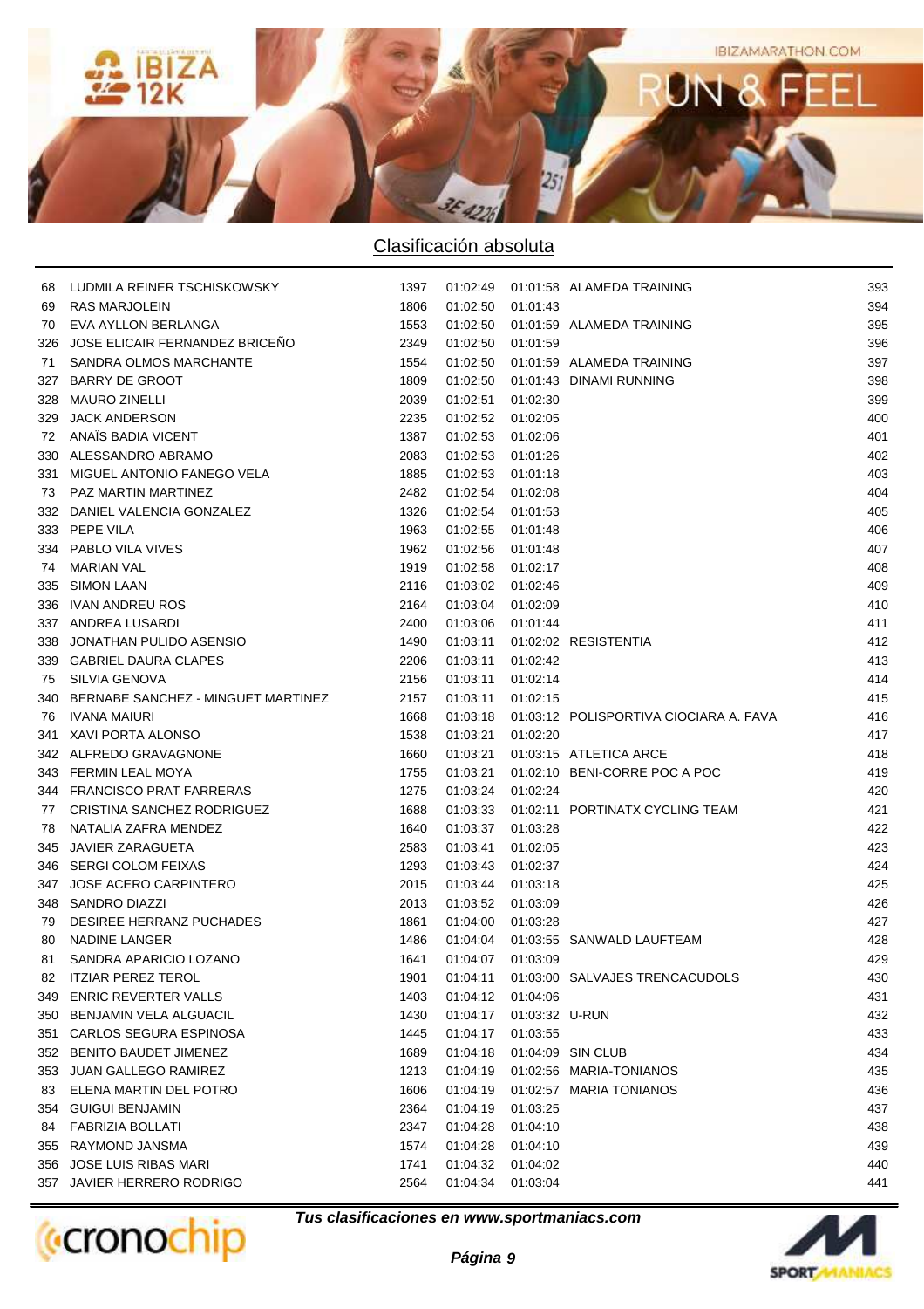## Clasificación absoluta

| | | | | | | |
|---|---|---|---|---|---|---|
| 68 | LUDMILA REINER TSCHISKOWSKY | 1397 | 01:02:49 | 01:01:58 | ALAMEDA TRAINING | 393 |
| 69 | RAS MARJOLEIN | 1806 | 01:02:50 | 01:01:43 | | 394 |
| 70 | EVA AYLLON BERLANGA | 1553 | 01:02:50 | 01:01:59 | ALAMEDA TRAINING | 395 |
| 326 | JOSE ELICAIR FERNANDEZ BRICEÑO | 2349 | 01:02:50 | 01:01:59 | | 396 |
| 71 | SANDRA OLMOS MARCHANTE | 1554 | 01:02:50 | 01:01:59 | ALAMEDA TRAINING | 397 |
| 327 | BARRY DE GROOT | 1809 | 01:02:50 | 01:01:43 | DINAMI RUNNING | 398 |
| 328 | MAURO ZINELLI | 2039 | 01:02:51 | 01:02:30 | | 399 |
| 329 | JACK ANDERSON | 2235 | 01:02:52 | 01:02:05 | | 400 |
| 72 | ANAÏS BADIA VICENT | 1387 | 01:02:53 | 01:02:06 | | 401 |
| 330 | ALESSANDRO ABRAMO | 2083 | 01:02:53 | 01:01:26 | | 402 |
| 331 | MIGUEL ANTONIO FANEGO VELA | 1885 | 01:02:53 | 01:01:18 | | 403 |
| 73 | PAZ MARTIN MARTINEZ | 2482 | 01:02:54 | 01:02:08 | | 404 |
| 332 | DANIEL VALENCIA GONZALEZ | 1326 | 01:02:54 | 01:01:53 | | 405 |
| 333 | PEPE VILA | 1963 | 01:02:55 | 01:01:48 | | 406 |
| 334 | PABLO VILA VIVES | 1962 | 01:02:56 | 01:01:48 | | 407 |
| 74 | MARIAN VAL | 1919 | 01:02:58 | 01:02:17 | | 408 |
| 335 | SIMON LAAN | 2116 | 01:03:02 | 01:02:46 | | 409 |
| 336 | IVAN ANDREU ROS | 2164 | 01:03:04 | 01:02:09 | | 410 |
| 337 | ANDREA LUSARDI | 2400 | 01:03:06 | 01:01:44 | | 411 |
| 338 | JONATHAN PULIDO ASENSIO | 1490 | 01:03:11 | 01:02:02 | RESISTENTIA | 412 |
| 339 | GABRIEL DAURA CLAPES | 2206 | 01:03:11 | 01:02:42 | | 413 |
| 75 | SILVIA GENOVA | 2156 | 01:03:11 | 01:02:14 | | 414 |
| 340 | BERNABE SANCHEZ - MINGUET MARTINEZ | 2157 | 01:03:11 | 01:02:15 | | 415 |
| 76 | IVANA MAIURI | 1668 | 01:03:18 | 01:03:12 | POLISPORTIVA CIOCIARA A. FAVA | 416 |
| 341 | XAVI PORTA ALONSO | 1538 | 01:03:21 | 01:02:20 | | 417 |
| 342 | ALFREDO GRAVAGNONE | 1660 | 01:03:21 | 01:03:15 | ATLETICA ARCE | 418 |
| 343 | FERMIN LEAL MOYA | 1755 | 01:03:21 | 01:02:10 | BENI-CORRE POC A POC | 419 |
| 344 | FRANCISCO PRAT FARRERAS | 1275 | 01:03:24 | 01:02:24 | | 420 |
| 77 | CRISTINA SANCHEZ RODRIGUEZ | 1688 | 01:03:33 | 01:02:11 | PORTINATX CYCLING TEAM | 421 |
| 78 | NATALIA ZAFRA MENDEZ | 1640 | 01:03:37 | 01:03:28 | | 422 |
| 345 | JAVIER ZARAGUETA | 2583 | 01:03:41 | 01:02:05 | | 423 |
| 346 | SERGI COLOM FEIXAS | 1293 | 01:03:43 | 01:02:37 | | 424 |
| 347 | JOSE ACERO CARPINTERO | 2015 | 01:03:44 | 01:03:18 | | 425 |
| 348 | SANDRO DIAZZI | 2013 | 01:03:52 | 01:03:09 | | 426 |
| 79 | DESIREE HERRANZ PUCHADES | 1861 | 01:04:00 | 01:03:28 | | 427 |
| 80 | NADINE LANGER | 1486 | 01:04:04 | 01:03:55 | SANWALD LAUFTEAM | 428 |
| 81 | SANDRA APARICIO LOZANO | 1641 | 01:04:07 | 01:03:09 | | 429 |
| 82 | ITZIAR PEREZ TEROL | 1901 | 01:04:11 | 01:03:00 | SALVAJES TRENCACUDOLS | 430 |
| 349 | ENRIC REVERTER VALLS | 1403 | 01:04:12 | 01:04:06 | | 431 |
| 350 | BENJAMIN VELA ALGUACIL | 1430 | 01:04:17 | 01:03:32 | U-RUN | 432 |
| 351 | CARLOS SEGURA ESPINOSA | 1445 | 01:04:17 | 01:03:55 | | 433 |
| 352 | BENITO BAUDET JIMENEZ | 1689 | 01:04:18 | 01:04:09 | SIN CLUB | 434 |
| 353 | JUAN GALLEGO RAMIREZ | 1213 | 01:04:19 | 01:02:56 | MARIA-TONIANOS | 435 |
| 83 | ELENA MARTIN DEL POTRO | 1606 | 01:04:19 | 01:02:57 | MARIA TONIANOS | 436 |
| 354 | GUIGUI BENJAMIN | 2364 | 01:04:19 | 01:03:25 | | 437 |
| 84 | FABRIZIA BOLLATI | 2347 | 01:04:28 | 01:04:10 | | 438 |
| 355 | RAYMOND JANSMA | 1574 | 01:04:28 | 01:04:10 | | 439 |
| 356 | JOSE LUIS RIBAS MARI | 1741 | 01:04:32 | 01:04:02 | | 440 |
| 357 | JAVIER HERRERO RODRIGO | 2564 | 01:04:34 | 01:03:04 | | 441 |

***Tus clasificaciones en www.sportmaniacs.com***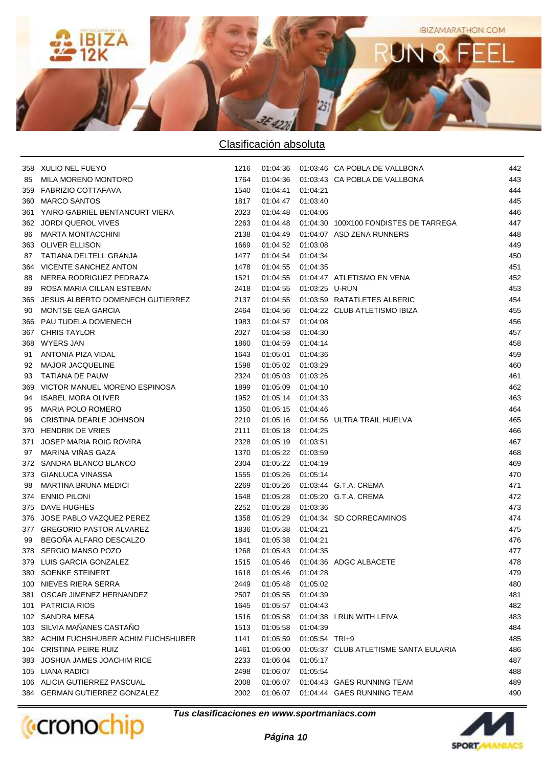## Clasificación absoluta

| | | | | | | |
|---|---|---|---|---|---|---|
| 358 | XULIO NEL FUEYO | 1216 | 01:04:36 | 01:03:46 | CA POBLA DE VALLBONA | 442 |
| 85 | MILA MORENO MONTORO | 1764 | 01:04:36 | 01:03:43 | CA POBLA DE VALLBONA | 443 |
| 359 | FABRIZIO COTTAFAVA | 1540 | 01:04:41 | 01:04:21 | | 444 |
| 360 | MARCO SANTOS | 1817 | 01:04:47 | 01:03:40 | | 445 |
| 361 | YAIRO GABRIEL BENTANCURT VIERA | 2023 | 01:04:48 | 01:04:06 | | 446 |
| 362 | JORDI QUEROL VIVES | 2263 | 01:04:48 | 01:04:30 | 100X100 FONDISTES DE TARREGA | 447 |
| 86 | MARTA MONTACCHINI | 2138 | 01:04:49 | 01:04:07 | ASD ZENA RUNNERS | 448 |
| 363 | OLIVER ELLISON | 1669 | 01:04:52 | 01:03:08 | | 449 |
| 87 | TATIANA DELTELL GRANJA | 1477 | 01:04:54 | 01:04:34 | | 450 |
| 364 | VICENTE SANCHEZ ANTON | 1478 | 01:04:55 | 01:04:35 | | 451 |
| 88 | NEREA RODRIGUEZ PEDRAZA | 1521 | 01:04:55 | 01:04:47 | ATLETISMO EN VENA | 452 |
| 89 | ROSA MARIA CILLAN ESTEBAN | 2418 | 01:04:55 | 01:03:25 | U-RUN | 453 |
| 365 | JESUS ALBERTO DOMENECH GUTIERREZ | 2137 | 01:04:55 | 01:03:59 | RATATLETES ALBERIC | 454 |
| 90 | MONTSE GEA GARCIA | 2464 | 01:04:56 | 01:04:22 | CLUB ATLETISMO IBIZA | 455 |
| 366 | PAU TUDELA DOMENECH | 1983 | 01:04:57 | 01:04:08 | | 456 |
| 367 | CHRIS TAYLOR | 2027 | 01:04:58 | 01:04:30 | | 457 |
| 368 | WYERS JAN | 1860 | 01:04:59 | 01:04:14 | | 458 |
| 91 | ANTONIA PIZA VIDAL | 1643 | 01:05:01 | 01:04:36 | | 459 |
| 92 | MAJOR JACQUELINE | 1598 | 01:05:02 | 01:03:29 | | 460 |
| 93 | TATIANA DE PAUW | 2324 | 01:05:03 | 01:03:26 | | 461 |
| 369 | VICTOR MANUEL MORENO ESPINOSA | 1899 | 01:05:09 | 01:04:10 | | 462 |
| 94 | ISABEL MORA OLIVER | 1952 | 01:05:14 | 01:04:33 | | 463 |
| 95 | MARIA POLO ROMERO | 1350 | 01:05:15 | 01:04:46 | | 464 |
| 96 | CRISTINA DEARLE JOHNSON | 2210 | 01:05:16 | 01:04:56 | ULTRA TRAIL HUELVA | 465 |
| 370 | HENDRIK DE VRIES | 2111 | 01:05:18 | 01:04:25 | | 466 |
| 371 | JOSEP MARIA ROIG ROVIRA | 2328 | 01:05:19 | 01:03:51 | | 467 |
| 97 | MARINA VIÑAS GAZA | 1370 | 01:05:22 | 01:03:59 | | 468 |
| 372 | SANDRA BLANCO BLANCO | 2304 | 01:05:22 | 01:04:19 | | 469 |
| 373 | GIANLUCA VINASSA | 1555 | 01:05:26 | 01:05:14 | | 470 |
| 98 | MARTINA BRUNA MEDICI | 2269 | 01:05:26 | 01:03:44 | G.T.A. CREMA | 471 |
| 374 | ENNIO PILONI | 1648 | 01:05:28 | 01:05:20 | G.T.A. CREMA | 472 |
| 375 | DAVE HUGHES | 2252 | 01:05:28 | 01:03:36 | | 473 |
| 376 | JOSE PABLO VAZQUEZ PEREZ | 1358 | 01:05:29 | 01:04:34 | SD CORRECAMINOS | 474 |
| 377 | GREGORIO PASTOR ALVAREZ | 1836 | 01:05:38 | 01:04:21 | | 475 |
| 99 | BEGOÑA ALFARO DESCALZO | 1841 | 01:05:38 | 01:04:21 | | 476 |
| 378 | SERGIO MANSO POZO | 1268 | 01:05:43 | 01:04:35 | | 477 |
| 379 | LUIS GARCIA GONZALEZ | 1515 | 01:05:46 | 01:04:36 | ADGC ALBACETE | 478 |
| 380 | SOENKE STEINERT | 1618 | 01:05:46 | 01:04:28 | | 479 |
| 100 | NIEVES RIERA SERRA | 2449 | 01:05:48 | 01:05:02 | | 480 |
| 381 | OSCAR JIMENEZ HERNANDEZ | 2507 | 01:05:55 | 01:04:39 | | 481 |
| 101 | PATRICIA RIOS | 1645 | 01:05:57 | 01:04:43 | | 482 |
| 102 | SANDRA MESA | 1516 | 01:05:58 | 01:04:38 | I RUN WITH LEIVA | 483 |
| 103 | SILVIA MAÑANES CASTAÑO | 1513 | 01:05:58 | 01:04:39 | | 484 |
| 382 | ACHIM FUCHSHUBER ACHIM FUCHSHUBER | 1141 | 01:05:59 | 01:05:54 | TRI+9 | 485 |
| 104 | CRISTINA PEIRE RUIZ | 1461 | 01:06:00 | 01:05:37 | CLUB ATLETISME SANTA EULARIA | 486 |
| 383 | JOSHUA JAMES JOACHIM RICE | 2233 | 01:06:04 | 01:05:17 | | 487 |
| 105 | LIANA RADICI | 2498 | 01:06:07 | 01:05:54 | | 488 |
| 106 | ALICIA GUTIERREZ PASCUAL | 2008 | 01:06:07 | 01:04:43 | GAES RUNNING TEAM | 489 |
| 384 | GERMAN GUTIERREZ GONZALEZ | 2002 | 01:06:07 | 01:04:44 | GAES RUNNING TEAM | 490 |

***Tus clasificaciones en www.sportmaniacs.com***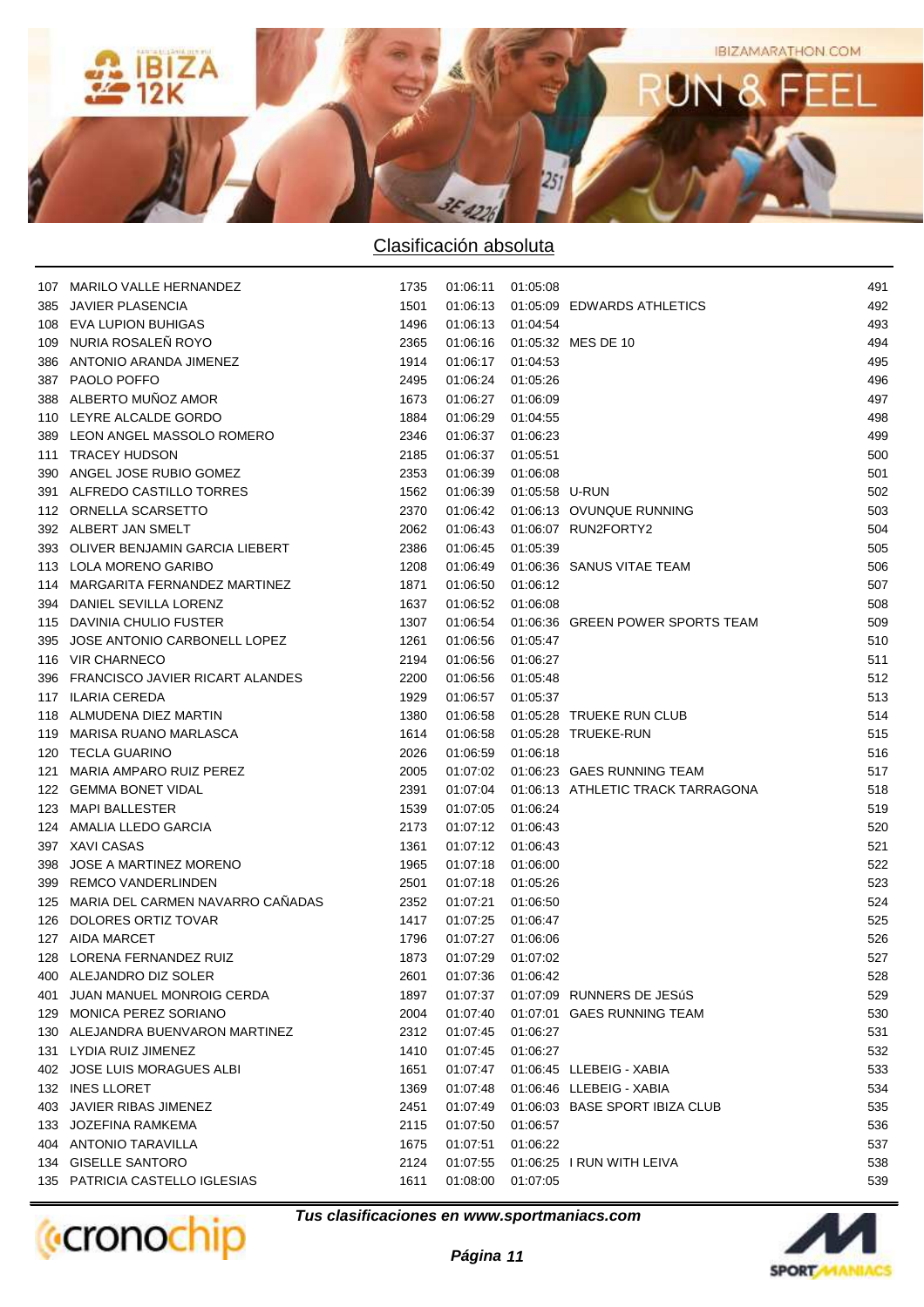## Clasificación absoluta

| | | | | | | |
|---|---|---|---|---|---|---|
| 107 | MARILO VALLE HERNANDEZ | 1735 | 01:06:11 | 01:05:08 | | 491 |
| 385 | JAVIER PLASENCIA | 1501 | 01:06:13 | 01:05:09 | EDWARDS ATHLETICS | 492 |
| 108 | EVA LUPION BUHIGAS | 1496 | 01:06:13 | 01:04:54 | | 493 |
| 109 | NURIA ROSALEÑ ROYO | 2365 | 01:06:16 | 01:05:32 | MES DE 10 | 494 |
| 386 | ANTONIO ARANDA JIMENEZ | 1914 | 01:06:17 | 01:04:53 | | 495 |
| 387 | PAOLO POFFO | 2495 | 01:06:24 | 01:05:26 | | 496 |
| 388 | ALBERTO MUÑOZ AMOR | 1673 | 01:06:27 | 01:06:09 | | 497 |
| 110 | LEYRE ALCALDE GORDO | 1884 | 01:06:29 | 01:04:55 | | 498 |
| 389 | LEON ANGEL MASSOLO ROMERO | 2346 | 01:06:37 | 01:06:23 | | 499 |
| 111 | TRACEY HUDSON | 2185 | 01:06:37 | 01:05:51 | | 500 |
| 390 | ANGEL JOSE RUBIO GOMEZ | 2353 | 01:06:39 | 01:06:08 | | 501 |
| 391 | ALFREDO CASTILLO TORRES | 1562 | 01:06:39 | 01:05:58 | U-RUN | 502 |
| 112 | ORNELLA SCARSETTO | 2370 | 01:06:42 | 01:06:13 | OVUNQUE RUNNING | 503 |
| 392 | ALBERT JAN SMELT | 2062 | 01:06:43 | 01:06:07 | RUN2FORTY2 | 504 |
| 393 | OLIVER BENJAMIN GARCIA LIEBERT | 2386 | 01:06:45 | 01:05:39 | | 505 |
| 113 | LOLA MORENO GARIBO | 1208 | 01:06:49 | 01:06:36 | SANUS VITAE TEAM | 506 |
| 114 | MARGARITA FERNANDEZ MARTINEZ | 1871 | 01:06:50 | 01:06:12 | | 507 |
| 394 | DANIEL SEVILLA LORENZ | 1637 | 01:06:52 | 01:06:08 | | 508 |
| 115 | DAVINIA CHULIO FUSTER | 1307 | 01:06:54 | 01:06:36 | GREEN POWER SPORTS TEAM | 509 |
| 395 | JOSE ANTONIO CARBONELL LOPEZ | 1261 | 01:06:56 | 01:05:47 | | 510 |
| 116 | VIR CHARNECO | 2194 | 01:06:56 | 01:06:27 | | 511 |
| 396 | FRANCISCO JAVIER RICART ALANDES | 2200 | 01:06:56 | 01:05:48 | | 512 |
| 117 | ILARIA CEREDA | 1929 | 01:06:57 | 01:05:37 | | 513 |
| 118 | ALMUDENA DIEZ MARTIN | 1380 | 01:06:58 | 01:05:28 | TRUEKE RUN CLUB | 514 |
| 119 | MARISA RUANO MARLASCA | 1614 | 01:06:58 | 01:05:28 | TRUEKE-RUN | 515 |
| 120 | TECLA GUARINO | 2026 | 01:06:59 | 01:06:18 | | 516 |
| 121 | MARIA AMPARO RUIZ PEREZ | 2005 | 01:07:02 | 01:06:23 | GAES RUNNING TEAM | 517 |
| 122 | GEMMA BONET VIDAL | 2391 | 01:07:04 | 01:06:13 | ATHLETIC TRACK TARRAGONA | 518 |
| 123 | MAPI BALLESTER | 1539 | 01:07:05 | 01:06:24 | | 519 |
| 124 | AMALIA LLEDO GARCIA | 2173 | 01:07:12 | 01:06:43 | | 520 |
| 397 | XAVI CASAS | 1361 | 01:07:12 | 01:06:43 | | 521 |
| 398 | JOSE A MARTINEZ MORENO | 1965 | 01:07:18 | 01:06:00 | | 522 |
| 399 | REMCO VANDERLINDEN | 2501 | 01:07:18 | 01:05:26 | | 523 |
| 125 | MARIA DEL CARMEN NAVARRO CAÑADAS | 2352 | 01:07:21 | 01:06:50 | | 524 |
| 126 | DOLORES ORTIZ TOVAR | 1417 | 01:07:25 | 01:06:47 | | 525 |
| 127 | AIDA MARCET | 1796 | 01:07:27 | 01:06:06 | | 526 |
| 128 | LORENA FERNANDEZ RUIZ | 1873 | 01:07:29 | 01:07:02 | | 527 |
| 400 | ALEJANDRO DIZ SOLER | 2601 | 01:07:36 | 01:06:42 | | 528 |
| 401 | JUAN MANUEL MONROIG CERDA | 1897 | 01:07:37 | 01:07:09 | RUNNERS DE JESúS | 529 |
| 129 | MONICA PEREZ SORIANO | 2004 | 01:07:40 | 01:07:01 | GAES RUNNING TEAM | 530 |
| 130 | ALEJANDRA BUENVARON MARTINEZ | 2312 | 01:07:45 | 01:06:27 | | 531 |
| 131 | LYDIA RUIZ JIMENEZ | 1410 | 01:07:45 | 01:06:27 | | 532 |
| 402 | JOSE LUIS MORAGUES ALBI | 1651 | 01:07:47 | 01:06:45 | LLEBEIG - XABIA | 533 |
| 132 | INES LLORET | 1369 | 01:07:48 | 01:06:46 | LLEBEIG - XABIA | 534 |
| 403 | JAVIER RIBAS JIMENEZ | 2451 | 01:07:49 | 01:06:03 | BASE SPORT IBIZA CLUB | 535 |
| 133 | JOZEFINA RAMKEMA | 2115 | 01:07:50 | 01:06:57 | | 536 |
| 404 | ANTONIO TARAVILLA | 1675 | 01:07:51 | 01:06:22 | | 537 |
| 134 | GISELLE SANTORO | 2124 | 01:07:55 | 01:06:25 | I RUN WITH LEIVA | 538 |
| 135 | PATRICIA CASTELLO IGLESIAS | 1611 | 01:08:00 | 01:07:05 | | 539 |

***Tus clasificaciones en www.sportmaniacs.com***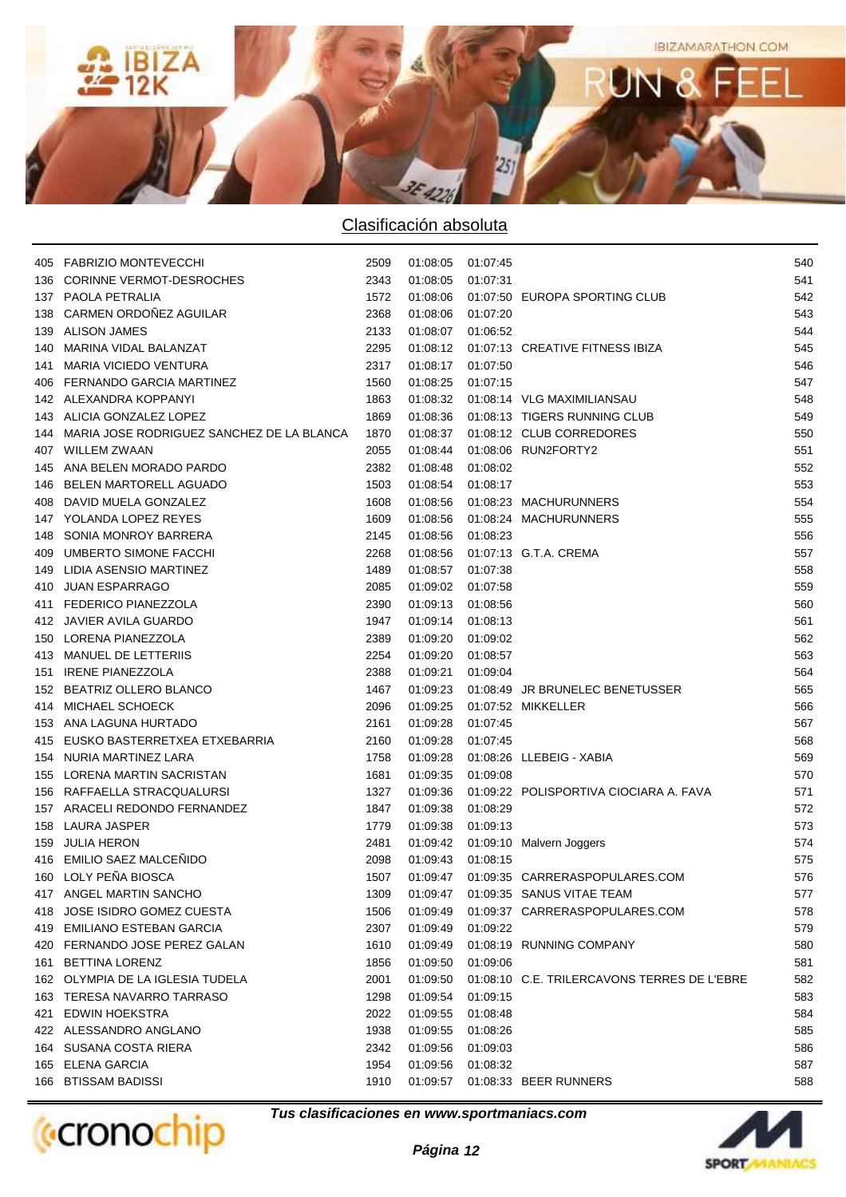## Clasificación absoluta

| | | | | | | |
|---|---|---|---|---|---|---|
| 405 | FABRIZIO MONTEVECCHI | 2509 | 01:08:05 | 01:07:45 | | 540 |
| 136 | CORINNE VERMOT-DESROCHES | 2343 | 01:08:05 | 01:07:31 | | 541 |
| 137 | PAOLA PETRALIA | 1572 | 01:08:06 | 01:07:50 | EUROPA SPORTING CLUB | 542 |
| 138 | CARMEN ORDOÑEZ AGUILAR | 2368 | 01:08:06 | 01:07:20 | | 543 |
| 139 | ALISON JAMES | 2133 | 01:08:07 | 01:06:52 | | 544 |
| 140 | MARINA VIDAL BALANZAT | 2295 | 01:08:12 | 01:07:13 | CREATIVE FITNESS IBIZA | 545 |
| 141 | MARIA VICIEDO VENTURA | 2317 | 01:08:17 | 01:07:50 | | 546 |
| 406 | FERNANDO GARCIA MARTINEZ | 1560 | 01:08:25 | 01:07:15 | | 547 |
| 142 | ALEXANDRA KOPPANYI | 1863 | 01:08:32 | 01:08:14 | VLG MAXIMILIANSAU | 548 |
| 143 | ALICIA GONZALEZ LOPEZ | 1869 | 01:08:36 | 01:08:13 | TIGERS RUNNING CLUB | 549 |
| 144 | MARIA JOSE RODRIGUEZ SANCHEZ DE LA BLANCA | 1870 | 01:08:37 | 01:08:12 | CLUB CORREDORES | 550 |
| 407 | WILLEM ZWAAN | 2055 | 01:08:44 | 01:08:06 | RUN2FORTY2 | 551 |
| 145 | ANA BELEN MORADO PARDO | 2382 | 01:08:48 | 01:08:02 | | 552 |
| 146 | BELEN MARTORELL AGUADO | 1503 | 01:08:54 | 01:08:17 | | 553 |
| 408 | DAVID MUELA GONZALEZ | 1608 | 01:08:56 | 01:08:23 | MACHURUNNERS | 554 |
| 147 | YOLANDA LOPEZ REYES | 1609 | 01:08:56 | 01:08:24 | MACHURUNNERS | 555 |
| 148 | SONIA MONROY BARRERA | 2145 | 01:08:56 | 01:08:23 | | 556 |
| 409 | UMBERTO SIMONE FACCHI | 2268 | 01:08:56 | 01:07:13 | G.T.A. CREMA | 557 |
| 149 | LIDIA ASENSIO MARTINEZ | 1489 | 01:08:57 | 01:07:38 | | 558 |
| 410 | JUAN ESPARRAGO | 2085 | 01:09:02 | 01:07:58 | | 559 |
| 411 | FEDERICO PIANEZZOLA | 2390 | 01:09:13 | 01:08:56 | | 560 |
| 412 | JAVIER AVILA GUARDO | 1947 | 01:09:14 | 01:08:13 | | 561 |
| 150 | LORENA PIANEZZOLA | 2389 | 01:09:20 | 01:09:02 | | 562 |
| 413 | MANUEL DE LETTERIIS | 2254 | 01:09:20 | 01:08:57 | | 563 |
| 151 | IRENE PIANEZZOLA | 2388 | 01:09:21 | 01:09:04 | | 564 |
| 152 | BEATRIZ OLLERO BLANCO | 1467 | 01:09:23 | 01:08:49 | JR BRUNELEC BENETUSSER | 565 |
| 414 | MICHAEL SCHOECK | 2096 | 01:09:25 | 01:07:52 | MIKKELLER | 566 |
| 153 | ANA LAGUNA HURTADO | 2161 | 01:09:28 | 01:07:45 | | 567 |
| 415 | EUSKO BASTERRETXEA ETXEBARRIA | 2160 | 01:09:28 | 01:07:45 | | 568 |
| 154 | NURIA MARTINEZ LARA | 1758 | 01:09:28 | 01:08:26 | LLEBEIG - XABIA | 569 |
| 155 | LORENA MARTIN SACRISTAN | 1681 | 01:09:35 | 01:09:08 | | 570 |
| 156 | RAFFAELLA STRACQUALURSI | 1327 | 01:09:36 | 01:09:22 | POLISPORTIVA CIOCIARA A. FAVA | 571 |
| 157 | ARACELI REDONDO FERNANDEZ | 1847 | 01:09:38 | 01:08:29 | | 572 |
| 158 | LAURA JASPER | 1779 | 01:09:38 | 01:09:13 | | 573 |
| 159 | JULIA HERON | 2481 | 01:09:42 | 01:09:10 | Malvern Joggers | 574 |
| 416 | EMILIO SAEZ MALCEÑIDO | 2098 | 01:09:43 | 01:08:15 | | 575 |
| 160 | LOLY PEÑA BIOSCA | 1507 | 01:09:47 | 01:09:35 | CARRERASPOPULARES.COM | 576 |
| 417 | ANGEL MARTIN SANCHO | 1309 | 01:09:47 | 01:09:35 | SANUS VITAE TEAM | 577 |
| 418 | JOSE ISIDRO GOMEZ CUESTA | 1506 | 01:09:49 | 01:09:37 | CARRERASPOPULARES.COM | 578 |
| 419 | EMILIANO ESTEBAN GARCIA | 2307 | 01:09:49 | 01:09:22 | | 579 |
| 420 | FERNANDO JOSE PEREZ GALAN | 1610 | 01:09:49 | 01:08:19 | RUNNING COMPANY | 580 |
| 161 | BETTINA LORENZ | 1856 | 01:09:50 | 01:09:06 | | 581 |
| 162 | OLYMPIA DE LA IGLESIA TUDELA | 2001 | 01:09:50 | 01:08:10 | C.E. TRILERCAVONS TERRES DE L'EBRE | 582 |
| 163 | TERESA NAVARRO TARRASO | 1298 | 01:09:54 | 01:09:15 | | 583 |
| 421 | EDWIN HOEKSTRA | 2022 | 01:09:55 | 01:08:48 | | 584 |
| 422 | ALESSANDRO ANGLANO | 1938 | 01:09:55 | 01:08:26 | | 585 |
| 164 | SUSANA COSTA RIERA | 2342 | 01:09:56 | 01:09:03 | | 586 |
| 165 | ELENA GARCIA | 1954 | 01:09:56 | 01:08:32 | | 587 |
| 166 | BTISSAM BADISSI | 1910 | 01:09:57 | 01:08:33 | BEER RUNNERS | 588 |

***Tus clasificaciones en www.sportmaniacs.com***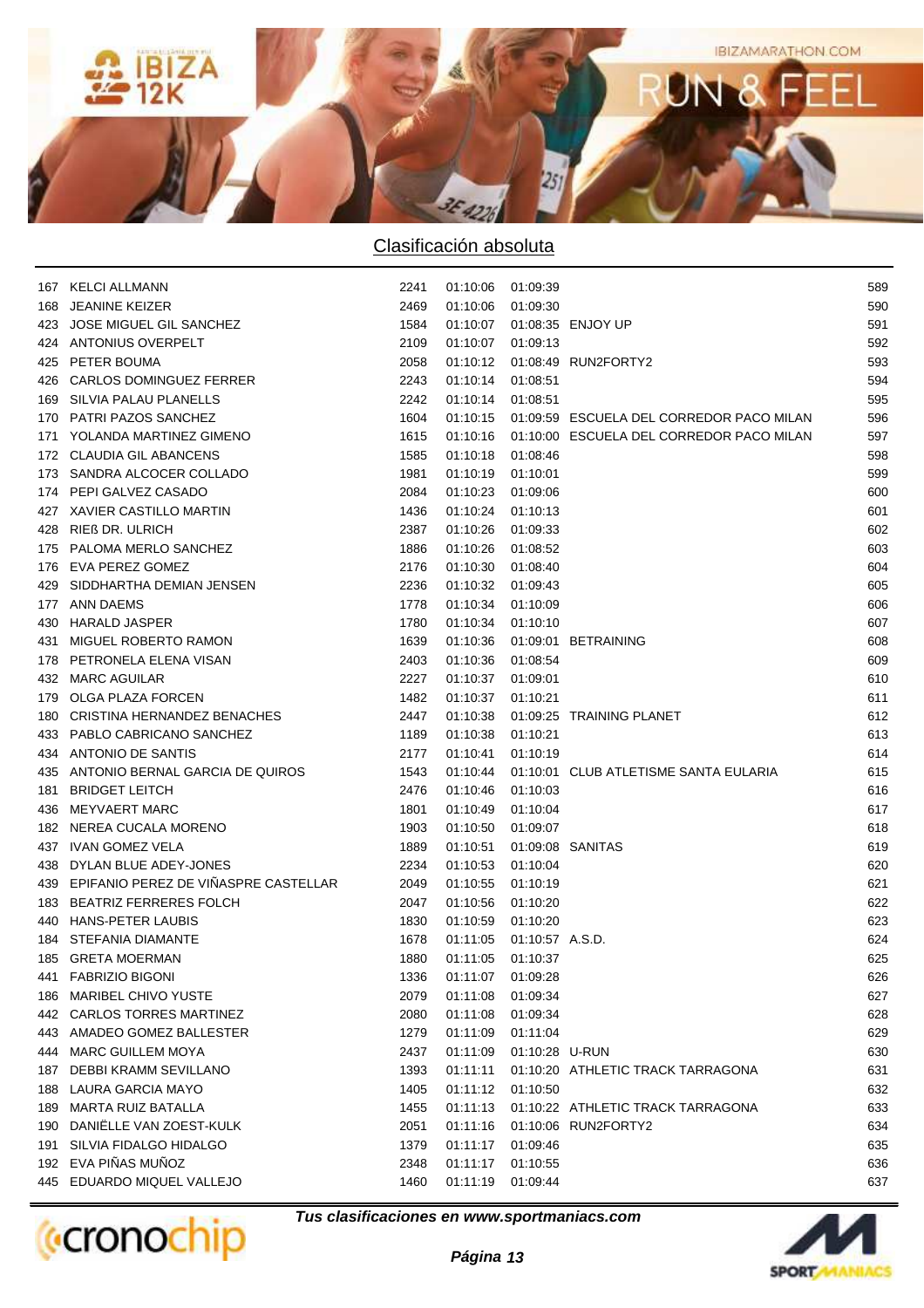## Clasificación absoluta

| | | | | | | |
|---|---|---|---|---|---|---|
| 167 | KELCI ALLMANN | 2241 | 01:10:06 | 01:09:39 | | 589 |
| 168 | JEANINE KEIZER | 2469 | 01:10:06 | 01:09:30 | | 590 |
| 423 | JOSE MIGUEL GIL SANCHEZ | 1584 | 01:10:07 | 01:08:35 | ENJOY UP | 591 |
| 424 | ANTONIUS OVERPELT | 2109 | 01:10:07 | 01:09:13 | | 592 |
| 425 | PETER BOUMA | 2058 | 01:10:12 | 01:08:49 | RUN2FORTY2 | 593 |
| 426 | CARLOS DOMINGUEZ FERRER | 2243 | 01:10:14 | 01:08:51 | | 594 |
| 169 | SILVIA PALAU PLANELLS | 2242 | 01:10:14 | 01:08:51 | | 595 |
| 170 | PATRI PAZOS SANCHEZ | 1604 | 01:10:15 | 01:09:59 | ESCUELA DEL CORREDOR PACO MILAN | 596 |
| 171 | YOLANDA MARTINEZ GIMENO | 1615 | 01:10:16 | 01:10:00 | ESCUELA DEL CORREDOR PACO MILAN | 597 |
| 172 | CLAUDIA GIL ABANCENS | 1585 | 01:10:18 | 01:08:46 | | 598 |
| 173 | SANDRA ALCOCER COLLADO | 1981 | 01:10:19 | 01:10:01 | | 599 |
| 174 | PEPI GALVEZ CASADO | 2084 | 01:10:23 | 01:09:06 | | 600 |
| 427 | XAVIER CASTILLO MARTIN | 1436 | 01:10:24 | 01:10:13 | | 601 |
| 428 | RIEß DR. ULRICH | 2387 | 01:10:26 | 01:09:33 | | 602 |
| 175 | PALOMA MERLO SANCHEZ | 1886 | 01:10:26 | 01:08:52 | | 603 |
| 176 | EVA PEREZ GOMEZ | 2176 | 01:10:30 | 01:08:40 | | 604 |
| 429 | SIDDHARTHA DEMIAN JENSEN | 2236 | 01:10:32 | 01:09:43 | | 605 |
| 177 | ANN DAEMS | 1778 | 01:10:34 | 01:10:09 | | 606 |
| 430 | HARALD JASPER | 1780 | 01:10:34 | 01:10:10 | | 607 |
| 431 | MIGUEL ROBERTO RAMON | 1639 | 01:10:36 | 01:09:01 | BETRAINING | 608 |
| 178 | PETRONELA ELENA VISAN | 2403 | 01:10:36 | 01:08:54 | | 609 |
| 432 | MARC AGUILAR | 2227 | 01:10:37 | 01:09:01 | | 610 |
| 179 | OLGA PLAZA FORCEN | 1482 | 01:10:37 | 01:10:21 | | 611 |
| 180 | CRISTINA HERNANDEZ BENACHES | 2447 | 01:10:38 | 01:09:25 | TRAINING PLANET | 612 |
| 433 | PABLO CABRICANO SANCHEZ | 1189 | 01:10:38 | 01:10:21 | | 613 |
| 434 | ANTONIO DE SANTIS | 2177 | 01:10:41 | 01:10:19 | | 614 |
| 435 | ANTONIO BERNAL GARCIA DE QUIROS | 1543 | 01:10:44 | 01:10:01 | CLUB ATLETISME SANTA EULARIA | 615 |
| 181 | BRIDGET LEITCH | 2476 | 01:10:46 | 01:10:03 | | 616 |
| 436 | MEYVAERT MARC | 1801 | 01:10:49 | 01:10:04 | | 617 |
| 182 | NEREA CUCALA MORENO | 1903 | 01:10:50 | 01:09:07 | | 618 |
| 437 | IVAN GOMEZ VELA | 1889 | 01:10:51 | 01:09:08 | SANITAS | 619 |
| 438 | DYLAN BLUE ADEY-JONES | 2234 | 01:10:53 | 01:10:04 | | 620 |
| 439 | EPIFANIO PEREZ DE VIÑASPRE CASTELLAR | 2049 | 01:10:55 | 01:10:19 | | 621 |
| 183 | BEATRIZ FERRERES FOLCH | 2047 | 01:10:56 | 01:10:20 | | 622 |
| 440 | HANS-PETER LAUBIS | 1830 | 01:10:59 | 01:10:20 | | 623 |
| 184 | STEFANIA DIAMANTE | 1678 | 01:11:05 | 01:10:57 | A.S.D. | 624 |
| 185 | GRETA MOERMAN | 1880 | 01:11:05 | 01:10:37 | | 625 |
| 441 | FABRIZIO BIGONI | 1336 | 01:11:07 | 01:09:28 | | 626 |
| 186 | MARIBEL CHIVO YUSTE | 2079 | 01:11:08 | 01:09:34 | | 627 |
| 442 | CARLOS TORRES MARTINEZ | 2080 | 01:11:08 | 01:09:34 | | 628 |
| 443 | AMADEO GOMEZ BALLESTER | 1279 | 01:11:09 | 01:11:04 | | 629 |
| 444 | MARC GUILLEM MOYA | 2437 | 01:11:09 | 01:10:28 | U-RUN | 630 |
| 187 | DEBBI KRAMM SEVILLANO | 1393 | 01:11:11 | 01:10:20 | ATHLETIC TRACK TARRAGONA | 631 |
| 188 | LAURA GARCIA MAYO | 1405 | 01:11:12 | 01:10:50 | | 632 |
| 189 | MARTA RUIZ BATALLA | 1455 | 01:11:13 | 01:10:22 | ATHLETIC TRACK TARRAGONA | 633 |
| 190 | DANIËLLE VAN ZOEST-KULK | 2051 | 01:11:16 | 01:10:06 | RUN2FORTY2 | 634 |
| 191 | SILVIA FIDALGO HIDALGO | 1379 | 01:11:17 | 01:09:46 | | 635 |
| 192 | EVA PIÑAS MUÑOZ | 2348 | 01:11:17 | 01:10:55 | | 636 |
| 445 | EDUARDO MIQUEL VALLEJO | 1460 | 01:11:19 | 01:09:44 | | 637 |

*Tus clasificaciones en www.sportmaniacs.com*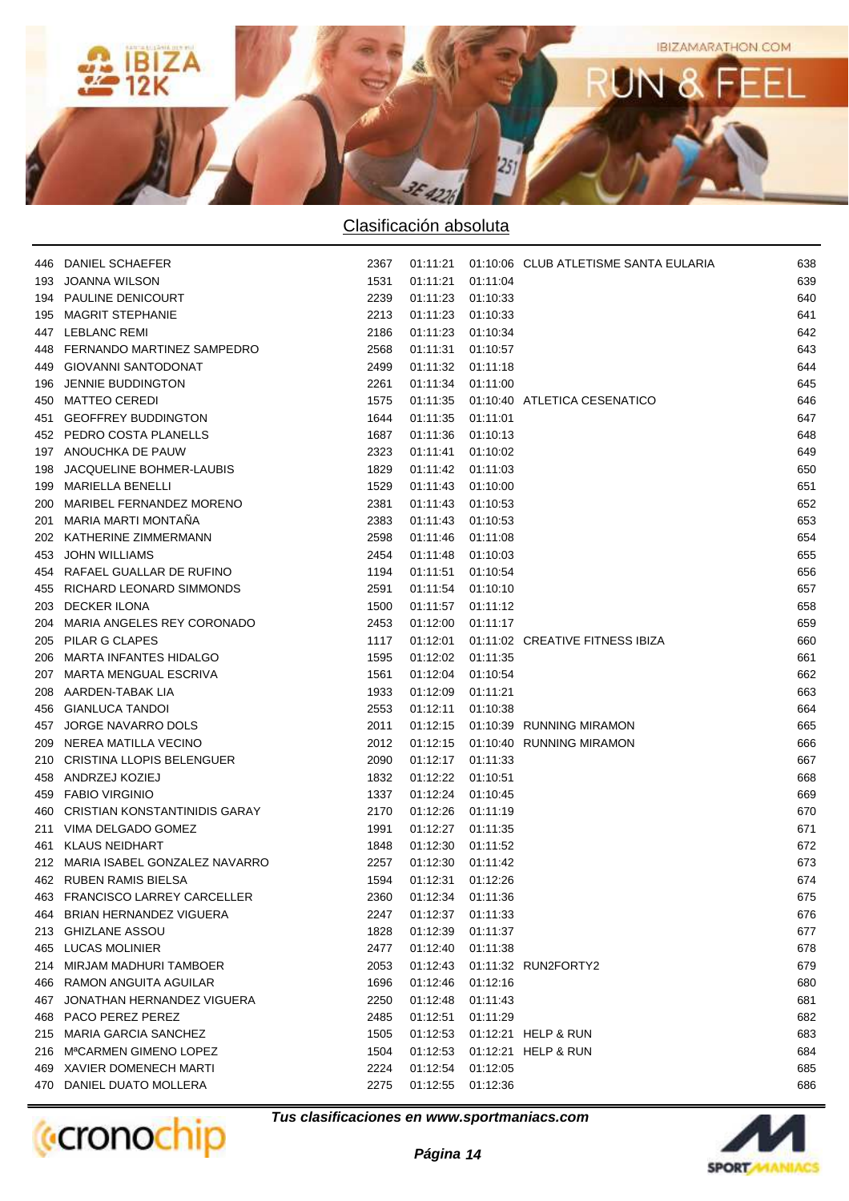## Clasificación absoluta

| | | | | | | |
|---|---|---|---|---|---|---|
| 446 | DANIEL SCHAEFER | 2367 | 01:11:21 | 01:10:06 | CLUB ATLETISME SANTA EULARIA | 638 |
| 193 | JOANNA WILSON | 1531 | 01:11:21 | 01:11:04 | | 639 |
| 194 | PAULINE DENICOURT | 2239 | 01:11:23 | 01:10:33 | | 640 |
| 195 | MAGRIT STEPHANIE | 2213 | 01:11:23 | 01:10:33 | | 641 |
| 447 | LEBLANC REMI | 2186 | 01:11:23 | 01:10:34 | | 642 |
| 448 | FERNANDO MARTINEZ SAMPEDRO | 2568 | 01:11:31 | 01:10:57 | | 643 |
| 449 | GIOVANNI SANTODONAT | 2499 | 01:11:32 | 01:11:18 | | 644 |
| 196 | JENNIE BUDDINGTON | 2261 | 01:11:34 | 01:11:00 | | 645 |
| 450 | MATTEO CEREDI | 1575 | 01:11:35 | 01:10:40 | ATLETICA CESENATICO | 646 |
| 451 | GEOFFREY BUDDINGTON | 1644 | 01:11:35 | 01:11:01 | | 647 |
| 452 | PEDRO COSTA PLANELLS | 1687 | 01:11:36 | 01:10:13 | | 648 |
| 197 | ANOUCHKA DE PAUW | 2323 | 01:11:41 | 01:10:02 | | 649 |
| 198 | JACQUELINE BOHMER-LAUBIS | 1829 | 01:11:42 | 01:11:03 | | 650 |
| 199 | MARIELLA BENELLI | 1529 | 01:11:43 | 01:10:00 | | 651 |
| 200 | MARIBEL FERNANDEZ MORENO | 2381 | 01:11:43 | 01:10:53 | | 652 |
| 201 | MARIA MARTI MONTAÑA | 2383 | 01:11:43 | 01:10:53 | | 653 |
| 202 | KATHERINE ZIMMERMANN | 2598 | 01:11:46 | 01:11:08 | | 654 |
| 453 | JOHN WILLIAMS | 2454 | 01:11:48 | 01:10:03 | | 655 |
| 454 | RAFAEL GUALLAR DE RUFINO | 1194 | 01:11:51 | 01:10:54 | | 656 |
| 455 | RICHARD LEONARD SIMMONDS | 2591 | 01:11:54 | 01:10:10 | | 657 |
| 203 | DECKER ILONA | 1500 | 01:11:57 | 01:11:12 | | 658 |
| 204 | MARIA ANGELES REY CORONADO | 2453 | 01:12:00 | 01:11:17 | | 659 |
| 205 | PILAR G CLAPES | 1117 | 01:12:01 | 01:11:02 | CREATIVE FITNESS IBIZA | 660 |
| 206 | MARTA INFANTES HIDALGO | 1595 | 01:12:02 | 01:11:35 | | 661 |
| 207 | MARTA MENGUAL ESCRIVA | 1561 | 01:12:04 | 01:10:54 | | 662 |
| 208 | AARDEN-TABAK LIA | 1933 | 01:12:09 | 01:11:21 | | 663 |
| 456 | GIANLUCA TANDOI | 2553 | 01:12:11 | 01:10:38 | | 664 |
| 457 | JORGE NAVARRO DOLS | 2011 | 01:12:15 | 01:10:39 | RUNNING MIRAMON | 665 |
| 209 | NEREA MATILLA VECINO | 2012 | 01:12:15 | 01:10:40 | RUNNING MIRAMON | 666 |
| 210 | CRISTINA LLOPIS BELENGUER | 2090 | 01:12:17 | 01:11:33 | | 667 |
| 458 | ANDRZEJ KOZIEJ | 1832 | 01:12:22 | 01:10:51 | | 668 |
| 459 | FABIO VIRGINIO | 1337 | 01:12:24 | 01:10:45 | | 669 |
| 460 | CRISTIAN KONSTANTINIDIS GARAY | 2170 | 01:12:26 | 01:11:19 | | 670 |
| 211 | VIMA DELGADO GOMEZ | 1991 | 01:12:27 | 01:11:35 | | 671 |
| 461 | KLAUS NEIDHART | 1848 | 01:12:30 | 01:11:52 | | 672 |
| 212 | MARIA ISABEL GONZALEZ NAVARRO | 2257 | 01:12:30 | 01:11:42 | | 673 |
| 462 | RUBEN RAMIS BIELSA | 1594 | 01:12:31 | 01:12:26 | | 674 |
| 463 | FRANCISCO LARREY CARCELLER | 2360 | 01:12:34 | 01:11:36 | | 675 |
| 464 | BRIAN HERNANDEZ VIGUERA | 2247 | 01:12:37 | 01:11:33 | | 676 |
| 213 | GHIZLANE ASSOU | 1828 | 01:12:39 | 01:11:37 | | 677 |
| 465 | LUCAS MOLINIER | 2477 | 01:12:40 | 01:11:38 | | 678 |
| 214 | MIRJAM MADHURI TAMBOER | 2053 | 01:12:43 | 01:11:32 | RUN2FORTY2 | 679 |
| 466 | RAMON ANGUITA AGUILAR | 1696 | 01:12:46 | 01:12:16 | | 680 |
| 467 | JONATHAN HERNANDEZ VIGUERA | 2250 | 01:12:48 | 01:11:43 | | 681 |
| 468 | PACO PEREZ PEREZ | 2485 | 01:12:51 | 01:11:29 | | 682 |
| 215 | MARIA GARCIA SANCHEZ | 1505 | 01:12:53 | 01:12:21 | HELP & RUN | 683 |
| 216 | MªCARMEN GIMENO LOPEZ | 1504 | 01:12:53 | 01:12:21 | HELP & RUN | 684 |
| 469 | XAVIER DOMENECH MARTI | 2224 | 01:12:54 | 01:12:05 | | 685 |
| 470 | DANIEL DUATO MOLLERA | 2275 | 01:12:55 | 01:12:36 | | 686 |

*Tus clasificaciones en www.sportmaniacs.com*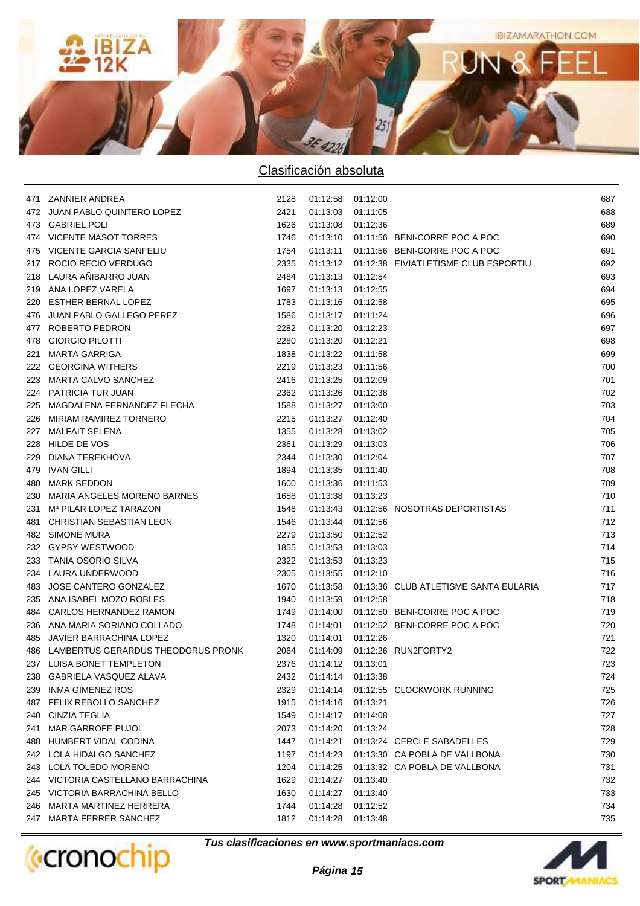## Clasificación absoluta

| | | | | | | |
|---|---|---|---|---|---|---|
| 471 | ZANNIER ANDREA | 2128 | 01:12:58 | 01:12:00 | | 687 |
| 472 | JUAN PABLO QUINTERO LOPEZ | 2421 | 01:13:03 | 01:11:05 | | 688 |
| 473 | GABRIEL POLI | 1626 | 01:13:08 | 01:12:36 | | 689 |
| 474 | VICENTE MASOT TORRES | 1746 | 01:13:10 | 01:11:56 | BENI-CORRE POC A POC | 690 |
| 475 | VICENTE GARCIA SANFELIU | 1754 | 01:13:11 | 01:11:56 | BENI-CORRE POC A POC | 691 |
| 217 | ROCIO RECIO VERDUGO | 2335 | 01:13:12 | 01:12:38 | EIVIATLETISME CLUB ESPORTIU | 692 |
| 218 | LAURA AÑIBARRO JUAN | 2484 | 01:13:13 | 01:12:54 | | 693 |
| 219 | ANA LOPEZ VARELA | 1697 | 01:13:13 | 01:12:55 | | 694 |
| 220 | ESTHER BERNAL LOPEZ | 1783 | 01:13:16 | 01:12:58 | | 695 |
| 476 | JUAN PABLO GALLEGO PEREZ | 1586 | 01:13:17 | 01:11:24 | | 696 |
| 477 | ROBERTO PEDRON | 2282 | 01:13:20 | 01:12:23 | | 697 |
| 478 | GIORGIO PILOTTI | 2280 | 01:13:20 | 01:12:21 | | 698 |
| 221 | MARTA GARRIGA | 1838 | 01:13:22 | 01:11:58 | | 699 |
| 222 | GEORGINA WITHERS | 2219 | 01:13:23 | 01:11:56 | | 700 |
| 223 | MARTA CALVO SANCHEZ | 2416 | 01:13:25 | 01:12:09 | | 701 |
| 224 | PATRICIA TUR JUAN | 2362 | 01:13:26 | 01:12:38 | | 702 |
| 225 | MAGDALENA FERNANDEZ FLECHA | 1588 | 01:13:27 | 01:13:00 | | 703 |
| 226 | MIRIAM RAMIREZ TORNERO | 2215 | 01:13:27 | 01:12:40 | | 704 |
| 227 | MALFAIT SELENA | 1355 | 01:13:28 | 01:13:02 | | 705 |
| 228 | HILDE DE VOS | 2361 | 01:13:29 | 01:13:03 | | 706 |
| 229 | DIANA TEREKHOVA | 2344 | 01:13:30 | 01:12:04 | | 707 |
| 479 | IVAN GILLI | 1894 | 01:13:35 | 01:11:40 | | 708 |
| 480 | MARK SEDDON | 1600 | 01:13:36 | 01:11:53 | | 709 |
| 230 | MARIA ANGELES MORENO BARNES | 1658 | 01:13:38 | 01:13:23 | | 710 |
| 231 | Mª PILAR LOPEZ TARAZON | 1548 | 01:13:43 | 01:12:56 | NOSOTRAS DEPORTISTAS | 711 |
| 481 | CHRISTIAN SEBASTIAN LEON | 1546 | 01:13:44 | 01:12:56 | | 712 |
| 482 | SIMONE MURA | 2279 | 01:13:50 | 01:12:52 | | 713 |
| 232 | GYPSY WESTWOOD | 1855 | 01:13:53 | 01:13:03 | | 714 |
| 233 | TANIA OSORIO SILVA | 2322 | 01:13:53 | 01:13:23 | | 715 |
| 234 | LAURA UNDERWOOD | 2305 | 01:13:55 | 01:12:10 | | 716 |
| 483 | JOSE CANTERO GONZALEZ | 1670 | 01:13:58 | 01:13:36 | CLUB ATLETISME SANTA EULARIA | 717 |
| 235 | ANA ISABEL MOZO ROBLES | 1940 | 01:13:59 | 01:12:58 | | 718 |
| 484 | CARLOS HERNANDEZ RAMON | 1749 | 01:14:00 | 01:12:50 | BENI-CORRE POC A POC | 719 |
| 236 | ANA MARIA SORIANO COLLADO | 1748 | 01:14:01 | 01:12:52 | BENI-CORRE POC A POC | 720 |
| 485 | JAVIER BARRACHINA LOPEZ | 1320 | 01:14:01 | 01:12:26 | | 721 |
| 486 | LAMBERTUS GERARDUS THEODORUS PRONK | 2064 | 01:14:09 | 01:12:26 | RUN2FORTY2 | 722 |
| 237 | LUISA BONET TEMPLETON | 2376 | 01:14:12 | 01:13:01 | | 723 |
| 238 | GABRIELA VASQUEZ ALAVA | 2432 | 01:14:14 | 01:13:38 | | 724 |
| 239 | INMA GIMENEZ ROS | 2329 | 01:14:14 | 01:12:55 | CLOCKWORK RUNNING | 725 |
| 487 | FELIX REBOLLO SANCHEZ | 1915 | 01:14:16 | 01:13:21 | | 726 |
| 240 | CINZIA TEGLIA | 1549 | 01:14:17 | 01:14:08 | | 727 |
| 241 | MAR GARROFE PUJOL | 2073 | 01:14:20 | 01:13:24 | | 728 |
| 488 | HUMBERT VIDAL CODINA | 1447 | 01:14:21 | 01:13:24 | CERCLE SABADELLES | 729 |
| 242 | LOLA HIDALGO SANCHEZ | 1197 | 01:14:23 | 01:13:30 | CA POBLA DE VALLBONA | 730 |
| 243 | LOLA TOLEDO MORENO | 1204 | 01:14:25 | 01:13:32 | CA POBLA DE VALLBONA | 731 |
| 244 | VICTORIA CASTELLANO BARRACHINA | 1629 | 01:14:27 | 01:13:40 | | 732 |
| 245 | VICTORIA BARRACHINA BELLO | 1630 | 01:14:27 | 01:13:40 | | 733 |
| 246 | MARTA MARTINEZ HERRERA | 1744 | 01:14:28 | 01:12:52 | | 734 |
| 247 | MARTA FERRER SANCHEZ | 1812 | 01:14:28 | 01:13:48 | | 735 |

*Tus clasificaciones en www.sportmaniacs.com*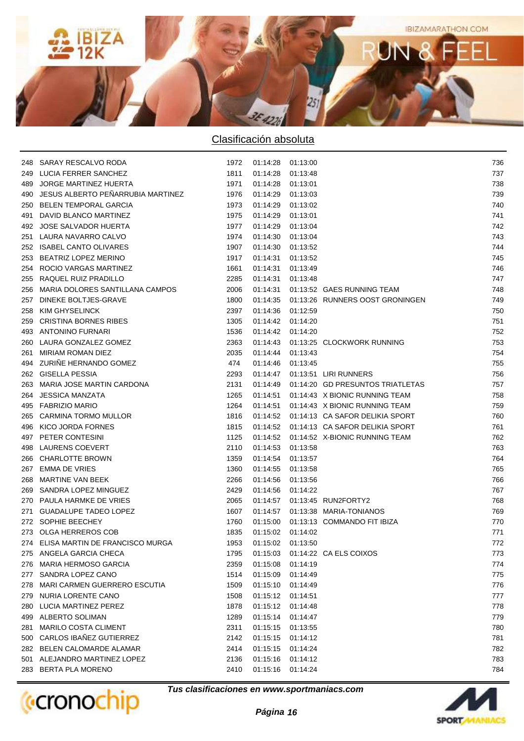## Clasificación absoluta

| | | | | | | |
|---|---|---|---|---|---|---|
| 248 | SARAY RESCALVO RODA | 1972 | 01:14:28 | 01:13:00 | | 736 |
| 249 | LUCIA FERRER SANCHEZ | 1811 | 01:14:28 | 01:13:48 | | 737 |
| 489 | JORGE MARTINEZ HUERTA | 1971 | 01:14:28 | 01:13:01 | | 738 |
| 490 | JESUS ALBERTO PEÑARRUBIA MARTINEZ | 1976 | 01:14:29 | 01:13:03 | | 739 |
| 250 | BELEN TEMPORAL GARCIA | 1973 | 01:14:29 | 01:13:02 | | 740 |
| 491 | DAVID BLANCO MARTINEZ | 1975 | 01:14:29 | 01:13:01 | | 741 |
| 492 | JOSE SALVADOR HUERTA | 1977 | 01:14:29 | 01:13:04 | | 742 |
| 251 | LAURA NAVARRO CALVO | 1974 | 01:14:30 | 01:13:04 | | 743 |
| 252 | ISABEL CANTO OLIVARES | 1907 | 01:14:30 | 01:13:52 | | 744 |
| 253 | BEATRIZ LOPEZ MERINO | 1917 | 01:14:31 | 01:13:52 | | 745 |
| 254 | ROCIO VARGAS MARTINEZ | 1661 | 01:14:31 | 01:13:49 | | 746 |
| 255 | RAQUEL RUIZ PRADILLO | 2285 | 01:14:31 | 01:13:48 | | 747 |
| 256 | MARIA DOLORES SANTILLANA CAMPOS | 2006 | 01:14:31 | 01:13:52 | GAES RUNNING TEAM | 748 |
| 257 | DINEKE BOLTJES-GRAVE | 1800 | 01:14:35 | 01:13:26 | RUNNERS OOST GRONINGEN | 749 |
| 258 | KIM GHYSELINCK | 2397 | 01:14:36 | 01:12:59 | | 750 |
| 259 | CRISTINA BORNES RIBES | 1305 | 01:14:42 | 01:14:20 | | 751 |
| 493 | ANTONINO FURNARI | 1536 | 01:14:42 | 01:14:20 | | 752 |
| 260 | LAURA GONZALEZ GOMEZ | 2363 | 01:14:43 | 01:13:25 | CLOCKWORK RUNNING | 753 |
| 261 | MIRIAM ROMAN DIEZ | 2035 | 01:14:44 | 01:13:43 | | 754 |
| 494 | ZURIÑE HERNANDO GOMEZ | 474 | 01:14:46 | 01:13:45 | | 755 |
| 262 | GISELLA PESSIA | 2293 | 01:14:47 | 01:13:51 | LIRI RUNNERS | 756 |
| 263 | MARIA JOSE MARTIN CARDONA | 2131 | 01:14:49 | 01:14:20 | GD PRESUNTOS TRIATLETAS | 757 |
| 264 | JESSICA MANZATA | 1265 | 01:14:51 | 01:14:43 | X BIONIC RUNNING TEAM | 758 |
| 495 | FABRIZIO MARIO | 1264 | 01:14:51 | 01:14:43 | X BIONIC RUNNING TEAM | 759 |
| 265 | CARMINA TORMO MULLOR | 1816 | 01:14:52 | 01:14:13 | CA SAFOR DELIKIA SPORT | 760 |
| 496 | KICO JORDA FORNES | 1815 | 01:14:52 | 01:14:13 | CA SAFOR DELIKIA SPORT | 761 |
| 497 | PETER CONTESINI | 1125 | 01:14:52 | 01:14:52 | X-BIONIC RUNNING TEAM | 762 |
| 498 | LAURENS COEVERT | 2110 | 01:14:53 | 01:13:58 | | 763 |
| 266 | CHARLOTTE BROWN | 1359 | 01:14:54 | 01:13:57 | | 764 |
| 267 | EMMA DE VRIES | 1360 | 01:14:55 | 01:13:58 | | 765 |
| 268 | MARTINE VAN BEEK | 2266 | 01:14:56 | 01:13:56 | | 766 |
| 269 | SANDRA LOPEZ MINGUEZ | 2429 | 01:14:56 | 01:14:22 | | 767 |
| 270 | PAULA HARMKE DE VRIES | 2065 | 01:14:57 | 01:13:45 | RUN2FORTY2 | 768 |
| 271 | GUADALUPE TADEO LOPEZ | 1607 | 01:14:57 | 01:13:38 | MARIA-TONIANOS | 769 |
| 272 | SOPHIE BEECHEY | 1760 | 01:15:00 | 01:13:13 | COMMANDO FIT IBIZA | 770 |
| 273 | OLGA HERREROS COB | 1835 | 01:15:02 | 01:14:02 | | 771 |
| 274 | ELISA MARTIN DE FRANCISCO MURGA | 1953 | 01:15:02 | 01:13:50 | | 772 |
| 275 | ANGELA GARCIA CHECA | 1795 | 01:15:03 | 01:14:22 | CA ELS COIXOS | 773 |
| 276 | MARIA HERMOSO GARCIA | 2359 | 01:15:08 | 01:14:19 | | 774 |
| 277 | SANDRA LOPEZ CANO | 1514 | 01:15:09 | 01:14:49 | | 775 |
| 278 | MARI CARMEN GUERRERO ESCUTIA | 1509 | 01:15:10 | 01:14:49 | | 776 |
| 279 | NURIA LORENTE CANO | 1508 | 01:15:12 | 01:14:51 | | 777 |
| 280 | LUCIA MARTINEZ PEREZ | 1878 | 01:15:12 | 01:14:48 | | 778 |
| 499 | ALBERTO SOLIMAN | 1289 | 01:15:14 | 01:14:47 | | 779 |
| 281 | MARILO COSTA CLIMENT | 2311 | 01:15:15 | 01:13:55 | | 780 |
| 500 | CARLOS IBAÑEZ GUTIERREZ | 2142 | 01:15:15 | 01:14:12 | | 781 |
| 282 | BELEN CALOMARDE ALAMAR | 2414 | 01:15:15 | 01:14:24 | | 782 |
| 501 | ALEJANDRO MARTINEZ LOPEZ | 2136 | 01:15:16 | 01:14:12 | | 783 |
| 283 | BERTA PLA MORENO | 2410 | 01:15:16 | 01:14:24 | | 784 |

*Tus clasificaciones en www.sportmaniacs.com*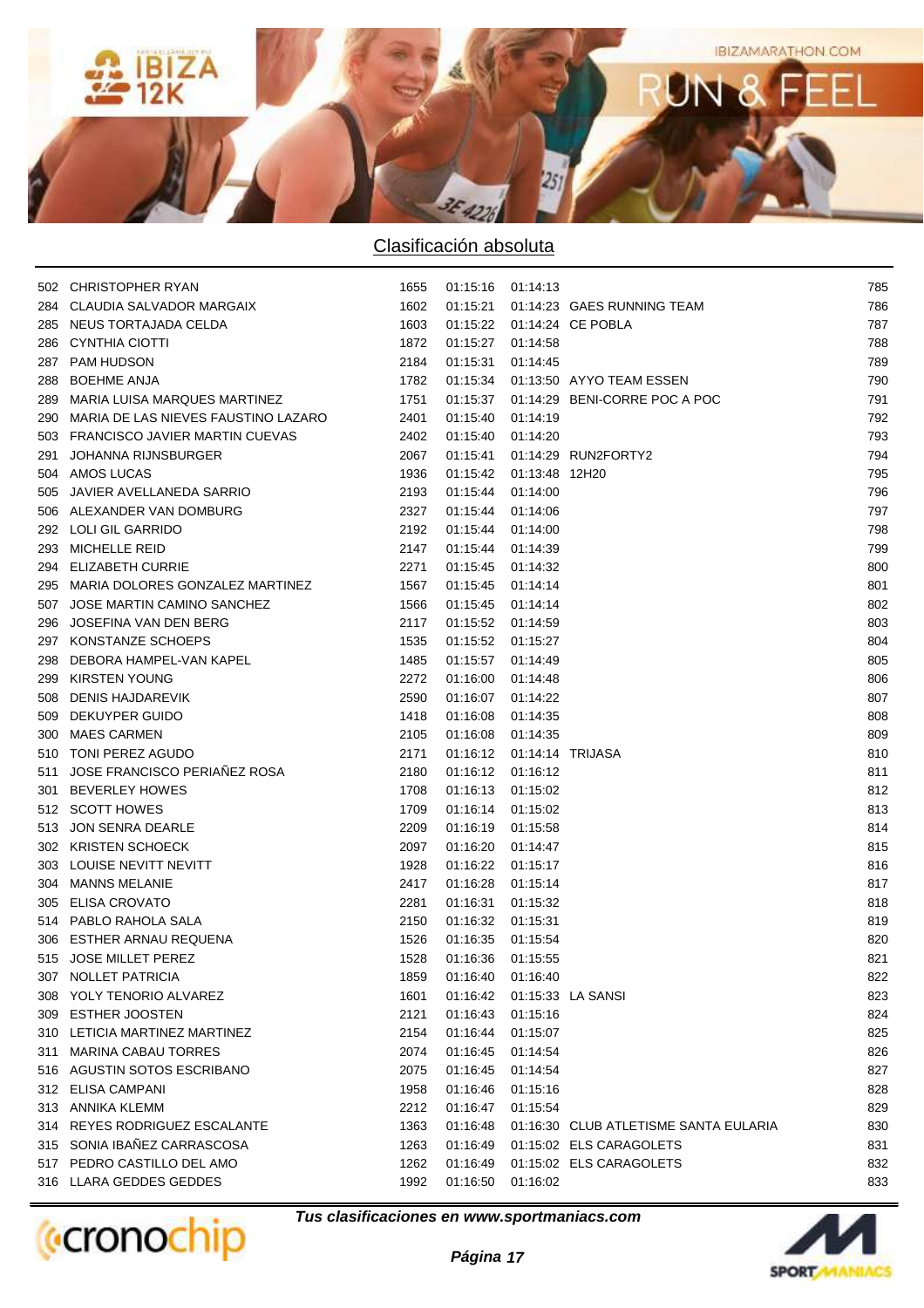## Clasificación absoluta

| | | | | | | |
|---|---|---|---|---|---|---|
| 502 | CHRISTOPHER RYAN | 1655 | 01:15:16 | 01:14:13 | | 785 |
| 284 | CLAUDIA SALVADOR MARGAIX | 1602 | 01:15:21 | 01:14:23 | GAES RUNNING TEAM | 786 |
| 285 | NEUS TORTAJADA CELDA | 1603 | 01:15:22 | 01:14:24 | CE POBLA | 787 |
| 286 | CYNTHIA CIOTTI | 1872 | 01:15:27 | 01:14:58 | | 788 |
| 287 | PAM HUDSON | 2184 | 01:15:31 | 01:14:45 | | 789 |
| 288 | BOEHME ANJA | 1782 | 01:15:34 | 01:13:50 | AYYO TEAM ESSEN | 790 |
| 289 | MARIA LUISA MARQUES MARTINEZ | 1751 | 01:15:37 | 01:14:29 | BENI-CORRE POC A POC | 791 |
| 290 | MARIA DE LAS NIEVES FAUSTINO LAZARO | 2401 | 01:15:40 | 01:14:19 | | 792 |
| 503 | FRANCISCO JAVIER MARTIN CUEVAS | 2402 | 01:15:40 | 01:14:20 | | 793 |
| 291 | JOHANNA RIJNSBURGER | 2067 | 01:15:41 | 01:14:29 | RUN2FORTY2 | 794 |
| 504 | AMOS LUCAS | 1936 | 01:15:42 | 01:13:48 | 12H20 | 795 |
| 505 | JAVIER AVELLANEDA SARRIO | 2193 | 01:15:44 | 01:14:00 | | 796 |
| 506 | ALEXANDER VAN DOMBURG | 2327 | 01:15:44 | 01:14:06 | | 797 |
| 292 | LOLI GIL GARRIDO | 2192 | 01:15:44 | 01:14:00 | | 798 |
| 293 | MICHELLE REID | 2147 | 01:15:44 | 01:14:39 | | 799 |
| 294 | ELIZABETH CURRIE | 2271 | 01:15:45 | 01:14:32 | | 800 |
| 295 | MARIA DOLORES GONZALEZ MARTINEZ | 1567 | 01:15:45 | 01:14:14 | | 801 |
| 507 | JOSE MARTIN CAMINO SANCHEZ | 1566 | 01:15:45 | 01:14:14 | | 802 |
| 296 | JOSEFINA VAN DEN BERG | 2117 | 01:15:52 | 01:14:59 | | 803 |
| 297 | KONSTANZE SCHOEPS | 1535 | 01:15:52 | 01:15:27 | | 804 |
| 298 | DEBORA HAMPEL-VAN KAPEL | 1485 | 01:15:57 | 01:14:49 | | 805 |
| 299 | KIRSTEN YOUNG | 2272 | 01:16:00 | 01:14:48 | | 806 |
| 508 | DENIS HAJDAREVIK | 2590 | 01:16:07 | 01:14:22 | | 807 |
| 509 | DEKUYPER GUIDO | 1418 | 01:16:08 | 01:14:35 | | 808 |
| 300 | MAES CARMEN | 2105 | 01:16:08 | 01:14:35 | | 809 |
| 510 | TONI PEREZ AGUDO | 2171 | 01:16:12 | 01:14:14 | TRIJASA | 810 |
| 511 | JOSE FRANCISCO PERIAÑEZ ROSA | 2180 | 01:16:12 | 01:16:12 | | 811 |
| 301 | BEVERLEY HOWES | 1708 | 01:16:13 | 01:15:02 | | 812 |
| 512 | SCOTT HOWES | 1709 | 01:16:14 | 01:15:02 | | 813 |
| 513 | JON SENRA DEARLE | 2209 | 01:16:19 | 01:15:58 | | 814 |
| 302 | KRISTEN SCHOECK | 2097 | 01:16:20 | 01:14:47 | | 815 |
| 303 | LOUISE NEVITT NEVITT | 1928 | 01:16:22 | 01:15:17 | | 816 |
| 304 | MANNS MELANIE | 2417 | 01:16:28 | 01:15:14 | | 817 |
| 305 | ELISA CROVATO | 2281 | 01:16:31 | 01:15:32 | | 818 |
| 514 | PABLO RAHOLA SALA | 2150 | 01:16:32 | 01:15:31 | | 819 |
| 306 | ESTHER ARNAU REQUENA | 1526 | 01:16:35 | 01:15:54 | | 820 |
| 515 | JOSE MILLET PEREZ | 1528 | 01:16:36 | 01:15:55 | | 821 |
| 307 | NOLLET PATRICIA | 1859 | 01:16:40 | 01:16:40 | | 822 |
| 308 | YOLY TENORIO ALVAREZ | 1601 | 01:16:42 | 01:15:33 | LA SANSI | 823 |
| 309 | ESTHER JOOSTEN | 2121 | 01:16:43 | 01:15:16 | | 824 |
| 310 | LETICIA MARTINEZ MARTINEZ | 2154 | 01:16:44 | 01:15:07 | | 825 |
| 311 | MARINA CABAU TORRES | 2074 | 01:16:45 | 01:14:54 | | 826 |
| 516 | AGUSTIN SOTOS ESCRIBANO | 2075 | 01:16:45 | 01:14:54 | | 827 |
| 312 | ELISA CAMPANI | 1958 | 01:16:46 | 01:15:16 | | 828 |
| 313 | ANNIKA KLEMM | 2212 | 01:16:47 | 01:15:54 | | 829 |
| 314 | REYES RODRIGUEZ ESCALANTE | 1363 | 01:16:48 | 01:16:30 | CLUB ATLETISME SANTA EULARIA | 830 |
| 315 | SONIA IBAÑEZ CARRASCOSA | 1263 | 01:16:49 | 01:15:02 | ELS CARAGOLETS | 831 |
| 517 | PEDRO CASTILLO DEL AMO | 1262 | 01:16:49 | 01:15:02 | ELS CARAGOLETS | 832 |
| 316 | LLARA GEDDES GEDDES | 1992 | 01:16:50 | 01:16:02 | | 833 |

***Tus clasificaciones en www.sportmaniacs.com***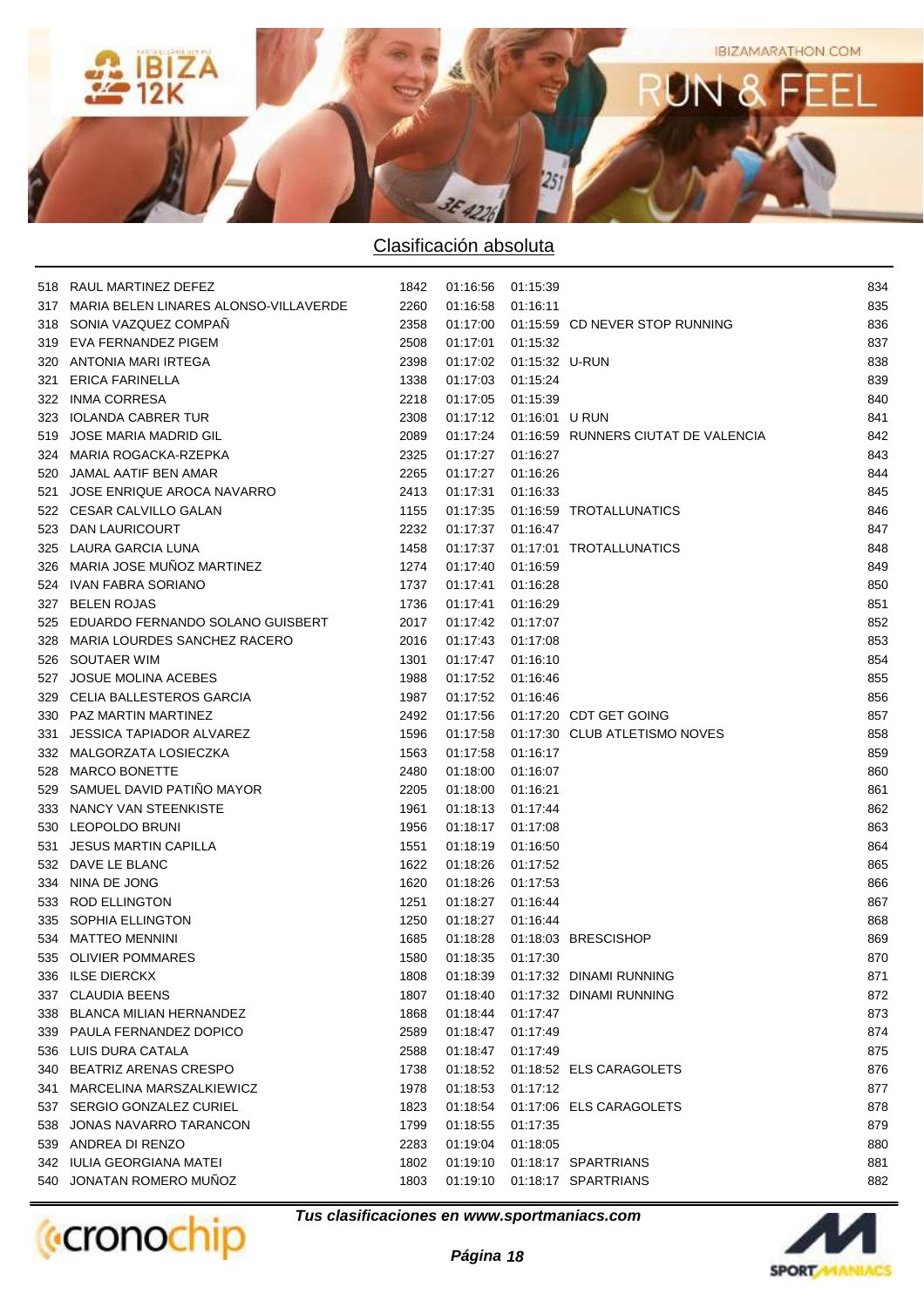## Clasificación absoluta

| | | | | | | |
|---|---|---|---|---|---|---|
| 518 | RAUL MARTINEZ DEFEZ | 1842 | 01:16:56 | 01:15:39 | | 834 |
| 317 | MARIA BELEN LINARES ALONSO-VILLAVERDE | 2260 | 01:16:58 | 01:16:11 | | 835 |
| 318 | SONIA VAZQUEZ COMPAÑ | 2358 | 01:17:00 | 01:15:59 | CD NEVER STOP RUNNING | 836 |
| 319 | EVA FERNANDEZ PIGEM | 2508 | 01:17:01 | 01:15:32 | | 837 |
| 320 | ANTONIA MARI IRTEGA | 2398 | 01:17:02 | 01:15:32 | U-RUN | 838 |
| 321 | ERICA FARINELLA | 1338 | 01:17:03 | 01:15:24 | | 839 |
| 322 | INMA CORRESA | 2218 | 01:17:05 | 01:15:39 | | 840 |
| 323 | IOLANDA CABRER TUR | 2308 | 01:17:12 | 01:16:01 | U RUN | 841 |
| 519 | JOSE MARIA MADRID GIL | 2089 | 01:17:24 | 01:16:59 | RUNNERS CIUTAT DE VALENCIA | 842 |
| 324 | MARIA ROGACKA-RZEPKA | 2325 | 01:17:27 | 01:16:27 | | 843 |
| 520 | JAMAL AATIF BEN AMAR | 2265 | 01:17:27 | 01:16:26 | | 844 |
| 521 | JOSE ENRIQUE AROCA NAVARRO | 2413 | 01:17:31 | 01:16:33 | | 845 |
| 522 | CESAR CALVILLO GALAN | 1155 | 01:17:35 | 01:16:59 | TROTALLUNATICS | 846 |
| 523 | DAN LAURICOURT | 2232 | 01:17:37 | 01:16:47 | | 847 |
| 325 | LAURA GARCIA LUNA | 1458 | 01:17:37 | 01:17:01 | TROTALLUNATICS | 848 |
| 326 | MARIA JOSE MUÑOZ MARTINEZ | 1274 | 01:17:40 | 01:16:59 | | 849 |
| 524 | IVAN FABRA SORIANO | 1737 | 01:17:41 | 01:16:28 | | 850 |
| 327 | BELEN ROJAS | 1736 | 01:17:41 | 01:16:29 | | 851 |
| 525 | EDUARDO FERNANDO SOLANO GUISBERT | 2017 | 01:17:42 | 01:17:07 | | 852 |
| 328 | MARIA LOURDES SANCHEZ RACERO | 2016 | 01:17:43 | 01:17:08 | | 853 |
| 526 | SOUTAER WIM | 1301 | 01:17:47 | 01:16:10 | | 854 |
| 527 | JOSUE MOLINA ACEBES | 1988 | 01:17:52 | 01:16:46 | | 855 |
| 329 | CELIA BALLESTEROS GARCIA | 1987 | 01:17:52 | 01:16:46 | | 856 |
| 330 | PAZ MARTIN MARTINEZ | 2492 | 01:17:56 | 01:17:20 | CDT GET GOING | 857 |
| 331 | JESSICA TAPIADOR ALVAREZ | 1596 | 01:17:58 | 01:17:30 | CLUB ATLETISMO NOVES | 858 |
| 332 | MALGORZATA LOSIECZKA | 1563 | 01:17:58 | 01:16:17 | | 859 |
| 528 | MARCO BONETTE | 2480 | 01:18:00 | 01:16:07 | | 860 |
| 529 | SAMUEL DAVID PATIÑO MAYOR | 2205 | 01:18:00 | 01:16:21 | | 861 |
| 333 | NANCY VAN STEENKISTE | 1961 | 01:18:13 | 01:17:44 | | 862 |
| 530 | LEOPOLDO BRUNI | 1956 | 01:18:17 | 01:17:08 | | 863 |
| 531 | JESUS MARTIN CAPILLA | 1551 | 01:18:19 | 01:16:50 | | 864 |
| 532 | DAVE LE BLANC | 1622 | 01:18:26 | 01:17:52 | | 865 |
| 334 | NINA DE JONG | 1620 | 01:18:26 | 01:17:53 | | 866 |
| 533 | ROD ELLINGTON | 1251 | 01:18:27 | 01:16:44 | | 867 |
| 335 | SOPHIA ELLINGTON | 1250 | 01:18:27 | 01:16:44 | | 868 |
| 534 | MATTEO MENNINI | 1685 | 01:18:28 | 01:18:03 | BRESCISHOP | 869 |
| 535 | OLIVIER POMMARES | 1580 | 01:18:35 | 01:17:30 | | 870 |
| 336 | ILSE DIERCKX | 1808 | 01:18:39 | 01:17:32 | DINAMI RUNNING | 871 |
| 337 | CLAUDIA BEENS | 1807 | 01:18:40 | 01:17:32 | DINAMI RUNNING | 872 |
| 338 | BLANCA MILIAN HERNANDEZ | 1868 | 01:18:44 | 01:17:47 | | 873 |
| 339 | PAULA FERNANDEZ DOPICO | 2589 | 01:18:47 | 01:17:49 | | 874 |
| 536 | LUIS DURA CATALA | 2588 | 01:18:47 | 01:17:49 | | 875 |
| 340 | BEATRIZ ARENAS CRESPO | 1738 | 01:18:52 | 01:18:52 | ELS CARAGOLETS | 876 |
| 341 | MARCELINA MARSZALKIEWICZ | 1978 | 01:18:53 | 01:17:12 | | 877 |
| 537 | SERGIO GONZALEZ CURIEL | 1823 | 01:18:54 | 01:17:06 | ELS CARAGOLETS | 878 |
| 538 | JONAS NAVARRO TARANCON | 1799 | 01:18:55 | 01:17:35 | | 879 |
| 539 | ANDREA DI RENZO | 2283 | 01:19:04 | 01:18:05 | | 880 |
| 342 | IULIA GEORGIANA MATEI | 1802 | 01:19:10 | 01:18:17 | SPARTRIANS | 881 |
| 540 | JONATAN ROMERO MUÑOZ | 1803 | 01:19:10 | 01:18:17 | SPARTRIANS | 882 |

*Tus clasificaciones en www.sportmaniacs.com*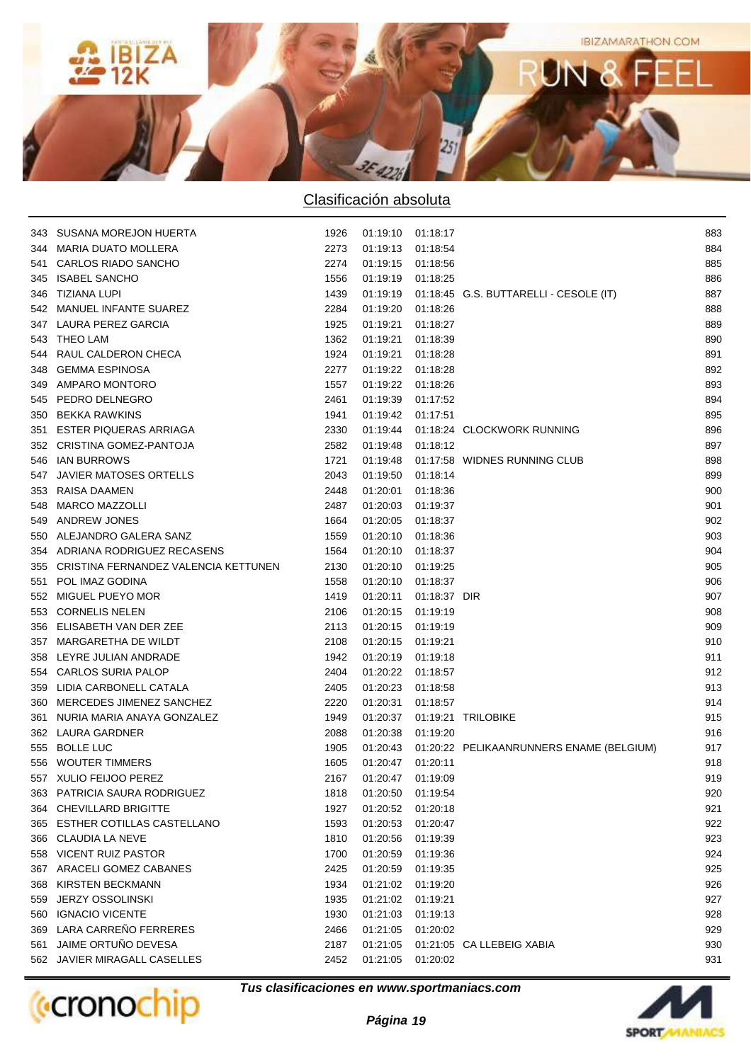## Clasificación absoluta

| | | | | | | |
|---|---|---|---|---|---|---|
| 343 | SUSANA MOREJON HUERTA | 1926 | 01:19:10 | 01:18:17 | | 883 |
| 344 | MARIA DUATO MOLLERA | 2273 | 01:19:13 | 01:18:54 | | 884 |
| 541 | CARLOS RIADO SANCHO | 2274 | 01:19:15 | 01:18:56 | | 885 |
| 345 | ISABEL SANCHO | 1556 | 01:19:19 | 01:18:25 | | 886 |
| 346 | TIZIANA LUPI | 1439 | 01:19:19 | 01:18:45 | G.S. BUTTARELLI - CESOLE (IT) | 887 |
| 542 | MANUEL INFANTE SUAREZ | 2284 | 01:19:20 | 01:18:26 | | 888 |
| 347 | LAURA PEREZ GARCIA | 1925 | 01:19:21 | 01:18:27 | | 889 |
| 543 | THEO LAM | 1362 | 01:19:21 | 01:18:39 | | 890 |
| 544 | RAUL CALDERON CHECA | 1924 | 01:19:21 | 01:18:28 | | 891 |
| 348 | GEMMA ESPINOSA | 2277 | 01:19:22 | 01:18:28 | | 892 |
| 349 | AMPARO MONTORO | 1557 | 01:19:22 | 01:18:26 | | 893 |
| 545 | PEDRO DELNEGRO | 2461 | 01:19:39 | 01:17:52 | | 894 |
| 350 | BEKKA RAWKINS | 1941 | 01:19:42 | 01:17:51 | | 895 |
| 351 | ESTER PIQUERAS ARRIAGA | 2330 | 01:19:44 | 01:18:24 | CLOCKWORK RUNNING | 896 |
| 352 | CRISTINA GOMEZ-PANTOJA | 2582 | 01:19:48 | 01:18:12 | | 897 |
| 546 | IAN BURROWS | 1721 | 01:19:48 | 01:17:58 | WIDNES RUNNING CLUB | 898 |
| 547 | JAVIER MATOSES ORTELLS | 2043 | 01:19:50 | 01:18:14 | | 899 |
| 353 | RAISA DAAMEN | 2448 | 01:20:01 | 01:18:36 | | 900 |
| 548 | MARCO MAZZOLLI | 2487 | 01:20:03 | 01:19:37 | | 901 |
| 549 | ANDREW JONES | 1664 | 01:20:05 | 01:18:37 | | 902 |
| 550 | ALEJANDRO GALERA SANZ | 1559 | 01:20:10 | 01:18:36 | | 903 |
| 354 | ADRIANA RODRIGUEZ RECASENS | 1564 | 01:20:10 | 01:18:37 | | 904 |
| 355 | CRISTINA FERNANDEZ VALENCIA KETTUNEN | 2130 | 01:20:10 | 01:19:25 | | 905 |
| 551 | POL IMAZ GODINA | 1558 | 01:20:10 | 01:18:37 | | 906 |
| 552 | MIGUEL PUEYO MOR | 1419 | 01:20:11 | 01:18:37 | DIR | 907 |
| 553 | CORNELIS NELEN | 2106 | 01:20:15 | 01:19:19 | | 908 |
| 356 | ELISABETH VAN DER ZEE | 2113 | 01:20:15 | 01:19:19 | | 909 |
| 357 | MARGARETHA DE WILDT | 2108 | 01:20:15 | 01:19:21 | | 910 |
| 358 | LEYRE JULIAN ANDRADE | 1942 | 01:20:19 | 01:19:18 | | 911 |
| 554 | CARLOS SURIA PALOP | 2404 | 01:20:22 | 01:18:57 | | 912 |
| 359 | LIDIA CARBONELL CATALA | 2405 | 01:20:23 | 01:18:58 | | 913 |
| 360 | MERCEDES JIMENEZ SANCHEZ | 2220 | 01:20:31 | 01:18:57 | | 914 |
| 361 | NURIA MARIA ANAYA GONZALEZ | 1949 | 01:20:37 | 01:19:21 | TRILOBIKE | 915 |
| 362 | LAURA GARDNER | 2088 | 01:20:38 | 01:19:20 | | 916 |
| 555 | BOLLE LUC | 1905 | 01:20:43 | 01:20:22 | PELIKAANRUNNERS ENAME (BELGIUM) | 917 |
| 556 | WOUTER TIMMERS | 1605 | 01:20:47 | 01:20:11 | | 918 |
| 557 | XULIO FEIJOO PEREZ | 2167 | 01:20:47 | 01:19:09 | | 919 |
| 363 | PATRICIA SAURA RODRIGUEZ | 1818 | 01:20:50 | 01:19:54 | | 920 |
| 364 | CHEVILLARD BRIGITTE | 1927 | 01:20:52 | 01:20:18 | | 921 |
| 365 | ESTHER COTILLAS CASTELLANO | 1593 | 01:20:53 | 01:20:47 | | 922 |
| 366 | CLAUDIA LA NEVE | 1810 | 01:20:56 | 01:19:39 | | 923 |
| 558 | VICENT RUIZ PASTOR | 1700 | 01:20:59 | 01:19:36 | | 924 |
| 367 | ARACELI GOMEZ CABANES | 2425 | 01:20:59 | 01:19:35 | | 925 |
| 368 | KIRSTEN BECKMANN | 1934 | 01:21:02 | 01:19:20 | | 926 |
| 559 | JERZY OSSOLINSKI | 1935 | 01:21:02 | 01:19:21 | | 927 |
| 560 | IGNACIO VICENTE | 1930 | 01:21:03 | 01:19:13 | | 928 |
| 369 | LARA CARREÑO FERRERES | 2466 | 01:21:05 | 01:20:02 | | 929 |
| 561 | JAIME ORTUÑO DEVESA | 2187 | 01:21:05 | 01:21:05 | CA LLEBEIG XABIA | 930 |
| 562 | JAVIER MIRAGALL CASELLES | 2452 | 01:21:05 | 01:20:02 | | 931 |

*Tus clasificaciones en www.sportmaniacs.com*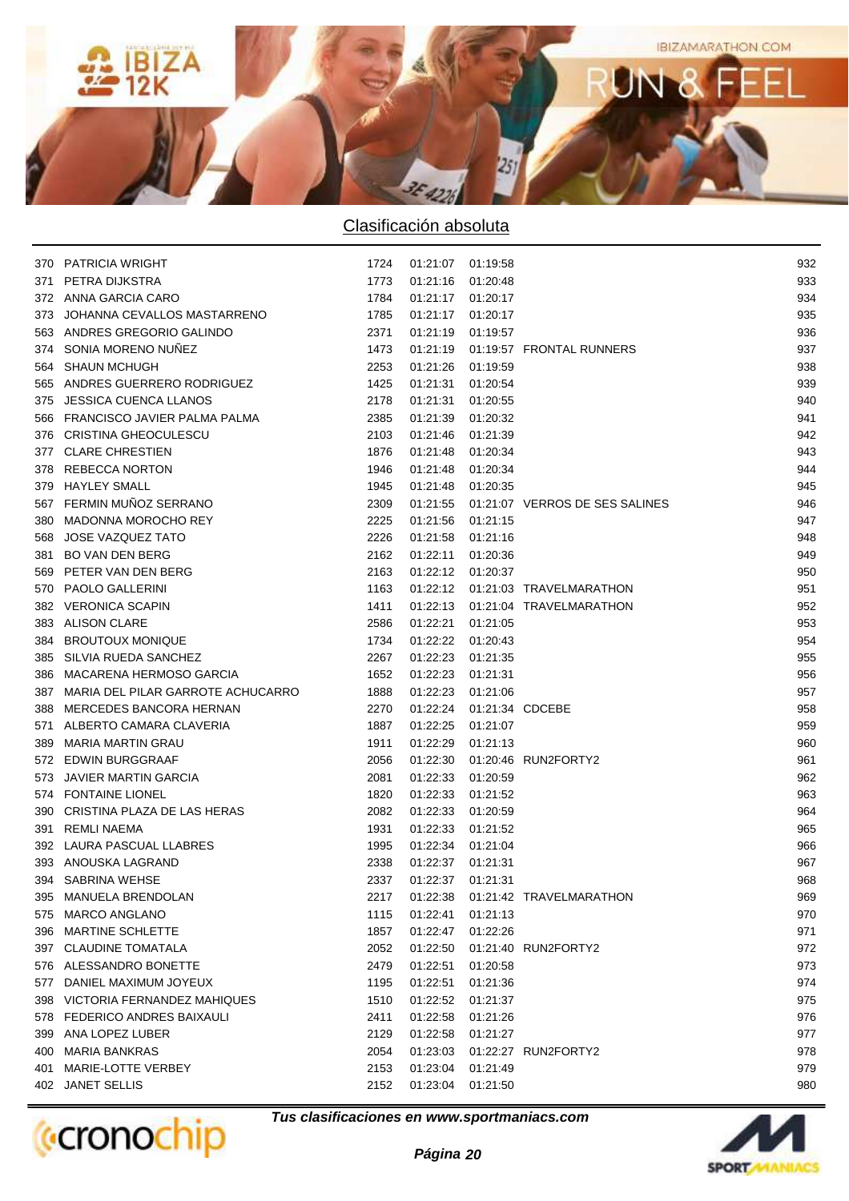## Clasificación absoluta

| | | | | | | |
|---|---|---|---|---|---|---|
| 370 | PATRICIA WRIGHT | 1724 | 01:21:07 | 01:19:58 | | 932 |
| 371 | PETRA DIJKSTRA | 1773 | 01:21:16 | 01:20:48 | | 933 |
| 372 | ANNA GARCIA CARO | 1784 | 01:21:17 | 01:20:17 | | 934 |
| 373 | JOHANNA CEVALLOS MASTARRENO | 1785 | 01:21:17 | 01:20:17 | | 935 |
| 563 | ANDRES GREGORIO GALINDO | 2371 | 01:21:19 | 01:19:57 | | 936 |
| 374 | SONIA MORENO NUÑEZ | 1473 | 01:21:19 | 01:19:57 | FRONTAL RUNNERS | 937 |
| 564 | SHAUN MCHUGH | 2253 | 01:21:26 | 01:19:59 | | 938 |
| 565 | ANDRES GUERRERO RODRIGUEZ | 1425 | 01:21:31 | 01:20:54 | | 939 |
| 375 | JESSICA CUENCA LLANOS | 2178 | 01:21:31 | 01:20:55 | | 940 |
| 566 | FRANCISCO JAVIER PALMA PALMA | 2385 | 01:21:39 | 01:20:32 | | 941 |
| 376 | CRISTINA GHEOCULESCU | 2103 | 01:21:46 | 01:21:39 | | 942 |
| 377 | CLARE CHRESTIEN | 1876 | 01:21:48 | 01:20:34 | | 943 |
| 378 | REBECCA NORTON | 1946 | 01:21:48 | 01:20:34 | | 944 |
| 379 | HAYLEY SMALL | 1945 | 01:21:48 | 01:20:35 | | 945 |
| 567 | FERMIN MUÑOZ SERRANO | 2309 | 01:21:55 | 01:21:07 | VERROS DE SES SALINES | 946 |
| 380 | MADONNA MOROCHO REY | 2225 | 01:21:56 | 01:21:15 | | 947 |
| 568 | JOSE VAZQUEZ TATO | 2226 | 01:21:58 | 01:21:16 | | 948 |
| 381 | BO VAN DEN BERG | 2162 | 01:22:11 | 01:20:36 | | 949 |
| 569 | PETER VAN DEN BERG | 2163 | 01:22:12 | 01:20:37 | | 950 |
| 570 | PAOLO GALLERINI | 1163 | 01:22:12 | 01:21:03 | TRAVELMARATHON | 951 |
| 382 | VERONICA SCAPIN | 1411 | 01:22:13 | 01:21:04 | TRAVELMARATHON | 952 |
| 383 | ALISON CLARE | 2586 | 01:22:21 | 01:21:05 | | 953 |
| 384 | BROUTOUX MONIQUE | 1734 | 01:22:22 | 01:20:43 | | 954 |
| 385 | SILVIA RUEDA SANCHEZ | 2267 | 01:22:23 | 01:21:35 | | 955 |
| 386 | MACARENA HERMOSO GARCIA | 1652 | 01:22:23 | 01:21:31 | | 956 |
| 387 | MARIA DEL PILAR GARROTE ACHUCARRO | 1888 | 01:22:23 | 01:21:06 | | 957 |
| 388 | MERCEDES BANCORA HERNAN | 2270 | 01:22:24 | 01:21:34 | CDCEBE | 958 |
| 571 | ALBERTO CAMARA CLAVERIA | 1887 | 01:22:25 | 01:21:07 | | 959 |
| 389 | MARIA MARTIN GRAU | 1911 | 01:22:29 | 01:21:13 | | 960 |
| 572 | EDWIN BURGGRAAF | 2056 | 01:22:30 | 01:20:46 | RUN2FORTY2 | 961 |
| 573 | JAVIER MARTIN GARCIA | 2081 | 01:22:33 | 01:20:59 | | 962 |
| 574 | FONTAINE LIONEL | 1820 | 01:22:33 | 01:21:52 | | 963 |
| 390 | CRISTINA PLAZA DE LAS HERAS | 2082 | 01:22:33 | 01:20:59 | | 964 |
| 391 | REMLI NAEMA | 1931 | 01:22:33 | 01:21:52 | | 965 |
| 392 | LAURA PASCUAL LLABRES | 1995 | 01:22:34 | 01:21:04 | | 966 |
| 393 | ANOUSKA LAGRAND | 2338 | 01:22:37 | 01:21:31 | | 967 |
| 394 | SABRINA WEHSE | 2337 | 01:22:37 | 01:21:31 | | 968 |
| 395 | MANUELA BRENDOLAN | 2217 | 01:22:38 | 01:21:42 | TRAVELMARATHON | 969 |
| 575 | MARCO ANGLANO | 1115 | 01:22:41 | 01:21:13 | | 970 |
| 396 | MARTINE SCHLETTE | 1857 | 01:22:47 | 01:22:26 | | 971 |
| 397 | CLAUDINE TOMATALA | 2052 | 01:22:50 | 01:21:40 | RUN2FORTY2 | 972 |
| 576 | ALESSANDRO BONETTE | 2479 | 01:22:51 | 01:20:58 | | 973 |
| 577 | DANIEL MAXIMUM JOYEUX | 1195 | 01:22:51 | 01:21:36 | | 974 |
| 398 | VICTORIA FERNANDEZ MAHIQUES | 1510 | 01:22:52 | 01:21:37 | | 975 |
| 578 | FEDERICO ANDRES BAIXAULI | 2411 | 01:22:58 | 01:21:26 | | 976 |
| 399 | ANA LOPEZ LUBER | 2129 | 01:22:58 | 01:21:27 | | 977 |
| 400 | MARIA BANKRAS | 2054 | 01:23:03 | 01:22:27 | RUN2FORTY2 | 978 |
| 401 | MARIE-LOTTE VERBEY | 2153 | 01:23:04 | 01:21:49 | | 979 |
| 402 | JANET SELLIS | 2152 | 01:23:04 | 01:21:50 | | 980 |

*Tus clasificaciones en www.sportmaniacs.com*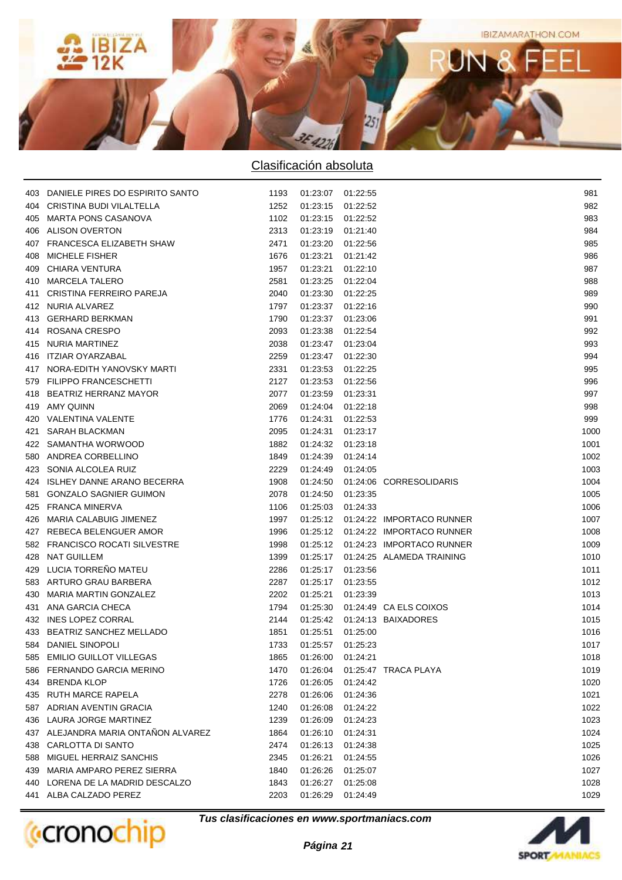## Clasificación absoluta

| | | | | | | |
|---|---|---|---|---|---|---|
| 403 | DANIELE PIRES DO ESPIRITO SANTO | 1193 | 01:23:07 | 01:22:55 | | 981 |
| 404 | CRISTINA BUDI VILALTELLA | 1252 | 01:23:15 | 01:22:52 | | 982 |
| 405 | MARTA PONS CASANOVA | 1102 | 01:23:15 | 01:22:52 | | 983 |
| 406 | ALISON OVERTON | 2313 | 01:23:19 | 01:21:40 | | 984 |
| 407 | FRANCESCA ELIZABETH SHAW | 2471 | 01:23:20 | 01:22:56 | | 985 |
| 408 | MICHELE FISHER | 1676 | 01:23:21 | 01:21:42 | | 986 |
| 409 | CHIARA VENTURA | 1957 | 01:23:21 | 01:22:10 | | 987 |
| 410 | MARCELA TALERO | 2581 | 01:23:25 | 01:22:04 | | 988 |
| 411 | CRISTINA FERREIRO PAREJA | 2040 | 01:23:30 | 01:22:25 | | 989 |
| 412 | NURIA ALVAREZ | 1797 | 01:23:37 | 01:22:16 | | 990 |
| 413 | GERHARD BERKMAN | 1790 | 01:23:37 | 01:23:06 | | 991 |
| 414 | ROSANA CRESPO | 2093 | 01:23:38 | 01:22:54 | | 992 |
| 415 | NURIA MARTINEZ | 2038 | 01:23:47 | 01:23:04 | | 993 |
| 416 | ITZIAR OYARZABAL | 2259 | 01:23:47 | 01:22:30 | | 994 |
| 417 | NORA-EDITH YANOVSKY MARTI | 2331 | 01:23:53 | 01:22:25 | | 995 |
| 579 | FILIPPO FRANCESCHETTI | 2127 | 01:23:53 | 01:22:56 | | 996 |
| 418 | BEATRIZ HERRANZ MAYOR | 2077 | 01:23:59 | 01:23:31 | | 997 |
| 419 | AMY QUINN | 2069 | 01:24:04 | 01:22:18 | | 998 |
| 420 | VALENTINA VALENTE | 1776 | 01:24:31 | 01:22:53 | | 999 |
| 421 | SARAH BLACKMAN | 2095 | 01:24:31 | 01:23:17 | | 1000 |
| 422 | SAMANTHA WORWOOD | 1882 | 01:24:32 | 01:23:18 | | 1001 |
| 580 | ANDREA CORBELLINO | 1849 | 01:24:39 | 01:24:14 | | 1002 |
| 423 | SONIA ALCOLEA RUIZ | 2229 | 01:24:49 | 01:24:05 | | 1003 |
| 424 | ISLHEY DANNE ARANO BECERRA | 1908 | 01:24:50 | 01:24:06 | CORRESOLIDARIS | 1004 |
| 581 | GONZALO SAGNIER GUIMON | 2078 | 01:24:50 | 01:23:35 | | 1005 |
| 425 | FRANCA MINERVA | 1106 | 01:25:03 | 01:24:33 | | 1006 |
| 426 | MARIA CALABUIG JIMENEZ | 1997 | 01:25:12 | 01:24:22 | IMPORTACO RUNNER | 1007 |
| 427 | REBECA BELENGUER AMOR | 1996 | 01:25:12 | 01:24:22 | IMPORTACO RUNNER | 1008 |
| 582 | FRANCISCO ROCATI SILVESTRE | 1998 | 01:25:12 | 01:24:23 | IMPORTACO RUNNER | 1009 |
| 428 | NAT GUILLEM | 1399 | 01:25:17 | 01:24:25 | ALAMEDA TRAINING | 1010 |
| 429 | LUCIA TORREÑO MATEU | 2286 | 01:25:17 | 01:23:56 | | 1011 |
| 583 | ARTURO GRAU BARBERA | 2287 | 01:25:17 | 01:23:55 | | 1012 |
| 430 | MARIA MARTIN GONZALEZ | 2202 | 01:25:21 | 01:23:39 | | 1013 |
| 431 | ANA GARCIA CHECA | 1794 | 01:25:30 | 01:24:49 | CA ELS COIXOS | 1014 |
| 432 | INES LOPEZ CORRAL | 2144 | 01:25:42 | 01:24:13 | BAIXADORES | 1015 |
| 433 | BEATRIZ SANCHEZ MELLADO | 1851 | 01:25:51 | 01:25:00 | | 1016 |
| 584 | DANIEL SINOPOLI | 1733 | 01:25:57 | 01:25:23 | | 1017 |
| 585 | EMILIO GUILLOT VILLEGAS | 1865 | 01:26:00 | 01:24:21 | | 1018 |
| 586 | FERNANDO GARCIA MERINO | 1470 | 01:26:04 | 01:25:47 | TRACA PLAYA | 1019 |
| 434 | BRENDA KLOP | 1726 | 01:26:05 | 01:24:42 | | 1020 |
| 435 | RUTH MARCE RAPELA | 2278 | 01:26:06 | 01:24:36 | | 1021 |
| 587 | ADRIAN AVENTIN GRACIA | 1240 | 01:26:08 | 01:24:22 | | 1022 |
| 436 | LAURA JORGE MARTINEZ | 1239 | 01:26:09 | 01:24:23 | | 1023 |
| 437 | ALEJANDRA MARIA ONTAÑON ALVAREZ | 1864 | 01:26:10 | 01:24:31 | | 1024 |
| 438 | CARLOTTA DI SANTO | 2474 | 01:26:13 | 01:24:38 | | 1025 |
| 588 | MIGUEL HERRAIZ SANCHIS | 2345 | 01:26:21 | 01:24:55 | | 1026 |
| 439 | MARIA AMPARO PEREZ SIERRA | 1840 | 01:26:26 | 01:25:07 | | 1027 |
| 440 | LORENA DE LA MADRID DESCALZO | 1843 | 01:26:27 | 01:25:08 | | 1028 |
| 441 | ALBA CALZADO PEREZ | 2203 | 01:26:29 | 01:24:49 | | 1029 |

*Tus clasificaciones en www.sportmaniacs.com*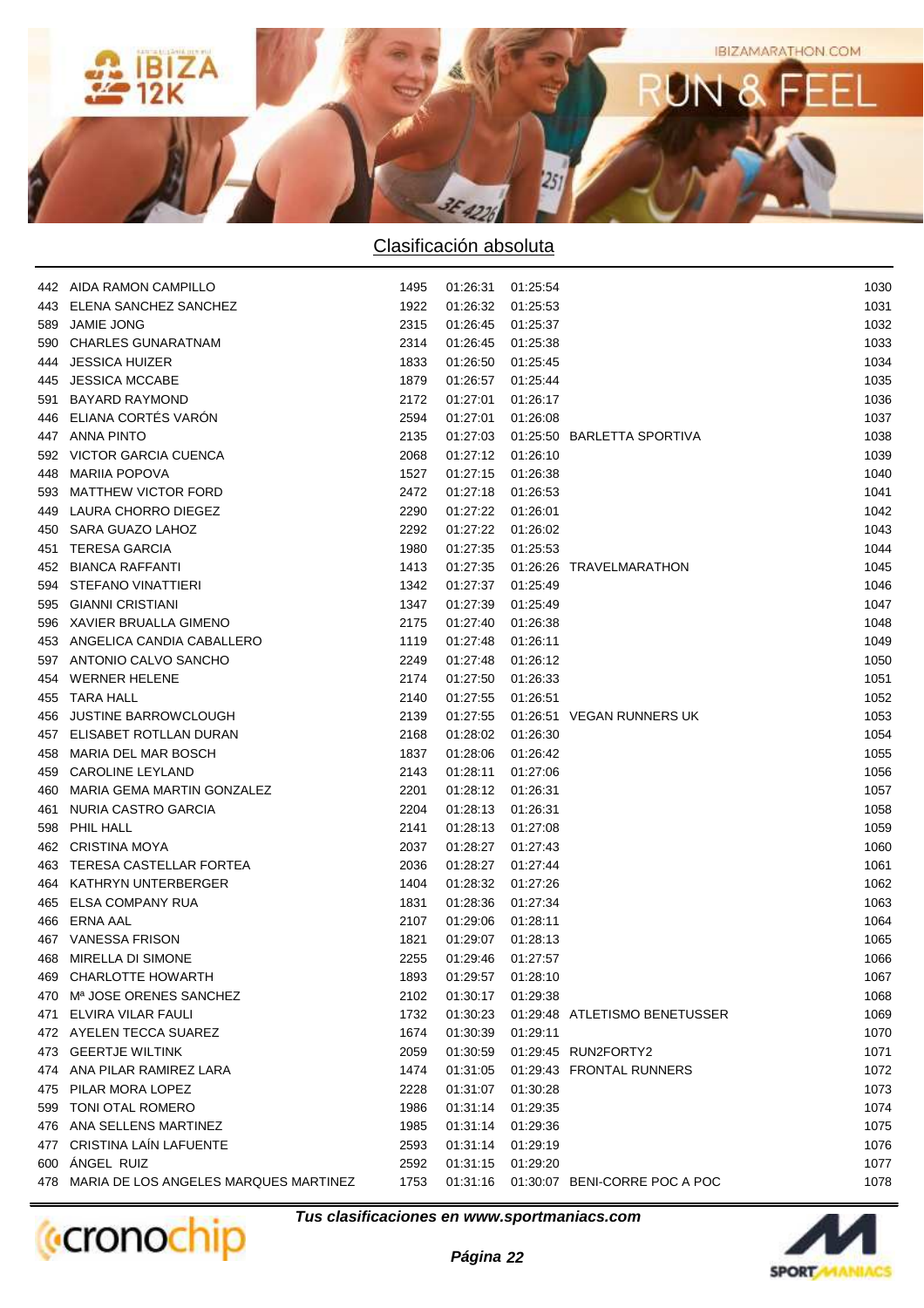## Clasificación absoluta

| | | | | | | |
|---|---|---|---|---|---|---|
| 442 | AIDA RAMON CAMPILLO | 1495 | 01:26:31 | 01:25:54 | | 1030 |
| 443 | ELENA SANCHEZ SANCHEZ | 1922 | 01:26:32 | 01:25:53 | | 1031 |
| 589 | JAMIE JONG | 2315 | 01:26:45 | 01:25:37 | | 1032 |
| 590 | CHARLES GUNARATNAM | 2314 | 01:26:45 | 01:25:38 | | 1033 |
| 444 | JESSICA HUIZER | 1833 | 01:26:50 | 01:25:45 | | 1034 |
| 445 | JESSICA MCCABE | 1879 | 01:26:57 | 01:25:44 | | 1035 |
| 591 | BAYARD RAYMOND | 2172 | 01:27:01 | 01:26:17 | | 1036 |
| 446 | ELIANA CORTÉS VARÓN | 2594 | 01:27:01 | 01:26:08 | | 1037 |
| 447 | ANNA PINTO | 2135 | 01:27:03 | 01:25:50 | BARLETTA SPORTIVA | 1038 |
| 592 | VICTOR GARCIA CUENCA | 2068 | 01:27:12 | 01:26:10 | | 1039 |
| 448 | MARIIA POPOVA | 1527 | 01:27:15 | 01:26:38 | | 1040 |
| 593 | MATTHEW VICTOR FORD | 2472 | 01:27:18 | 01:26:53 | | 1041 |
| 449 | LAURA CHORRO DIEGEZ | 2290 | 01:27:22 | 01:26:01 | | 1042 |
| 450 | SARA GUAZO LAHOZ | 2292 | 01:27:22 | 01:26:02 | | 1043 |
| 451 | TERESA GARCIA | 1980 | 01:27:35 | 01:25:53 | | 1044 |
| 452 | BIANCA RAFFANTI | 1413 | 01:27:35 | 01:26:26 | TRAVELMARATHON | 1045 |
| 594 | STEFANO VINATTIERI | 1342 | 01:27:37 | 01:25:49 | | 1046 |
| 595 | GIANNI CRISTIANI | 1347 | 01:27:39 | 01:25:49 | | 1047 |
| 596 | XAVIER BRUALLA GIMENO | 2175 | 01:27:40 | 01:26:38 | | 1048 |
| 453 | ANGELICA CANDIA CABALLERO | 1119 | 01:27:48 | 01:26:11 | | 1049 |
| 597 | ANTONIO CALVO SANCHO | 2249 | 01:27:48 | 01:26:12 | | 1050 |
| 454 | WERNER HELENE | 2174 | 01:27:50 | 01:26:33 | | 1051 |
| 455 | TARA HALL | 2140 | 01:27:55 | 01:26:51 | | 1052 |
| 456 | JUSTINE BARROWCLOUGH | 2139 | 01:27:55 | 01:26:51 | VEGAN RUNNERS UK | 1053 |
| 457 | ELISABET ROTLLAN DURAN | 2168 | 01:28:02 | 01:26:30 | | 1054 |
| 458 | MARIA DEL MAR BOSCH | 1837 | 01:28:06 | 01:26:42 | | 1055 |
| 459 | CAROLINE LEYLAND | 2143 | 01:28:11 | 01:27:06 | | 1056 |
| 460 | MARIA GEMA MARTIN GONZALEZ | 2201 | 01:28:12 | 01:26:31 | | 1057 |
| 461 | NURIA CASTRO GARCIA | 2204 | 01:28:13 | 01:26:31 | | 1058 |
| 598 | PHIL HALL | 2141 | 01:28:13 | 01:27:08 | | 1059 |
| 462 | CRISTINA MOYA | 2037 | 01:28:27 | 01:27:43 | | 1060 |
| 463 | TERESA CASTELLAR FORTEA | 2036 | 01:28:27 | 01:27:44 | | 1061 |
| 464 | KATHRYN UNTERBERGER | 1404 | 01:28:32 | 01:27:26 | | 1062 |
| 465 | ELSA COMPANY RUA | 1831 | 01:28:36 | 01:27:34 | | 1063 |
| 466 | ERNA AAL | 2107 | 01:29:06 | 01:28:11 | | 1064 |
| 467 | VANESSA FRISON | 1821 | 01:29:07 | 01:28:13 | | 1065 |
| 468 | MIRELLA DI SIMONE | 2255 | 01:29:46 | 01:27:57 | | 1066 |
| 469 | CHARLOTTE HOWARTH | 1893 | 01:29:57 | 01:28:10 | | 1067 |
| 470 | Mª JOSE ORENES SANCHEZ | 2102 | 01:30:17 | 01:29:38 | | 1068 |
| 471 | ELVIRA VILAR FAULI | 1732 | 01:30:23 | 01:29:48 | ATLETISMO BENETUSSER | 1069 |
| 472 | AYELEN TECCA SUAREZ | 1674 | 01:30:39 | 01:29:11 | | 1070 |
| 473 | GEERTJE WILTINK | 2059 | 01:30:59 | 01:29:45 | RUN2FORTY2 | 1071 |
| 474 | ANA PILAR RAMIREZ LARA | 1474 | 01:31:05 | 01:29:43 | FRONTAL RUNNERS | 1072 |
| 475 | PILAR MORA LOPEZ | 2228 | 01:31:07 | 01:30:28 | | 1073 |
| 599 | TONI OTAL ROMERO | 1986 | 01:31:14 | 01:29:35 | | 1074 |
| 476 | ANA SELLENS MARTINEZ | 1985 | 01:31:14 | 01:29:36 | | 1075 |
| 477 | CRISTINA LAÍN LAFUENTE | 2593 | 01:31:14 | 01:29:19 | | 1076 |
| 600 | ÁNGEL RUIZ | 2592 | 01:31:15 | 01:29:20 | | 1077 |
| 478 | MARIA DE LOS ANGELES MARQUES MARTINEZ | 1753 | 01:31:16 | 01:30:07 | BENI-CORRE POC A POC | 1078 |

***Tus clasificaciones en www.sportmaniacs.com***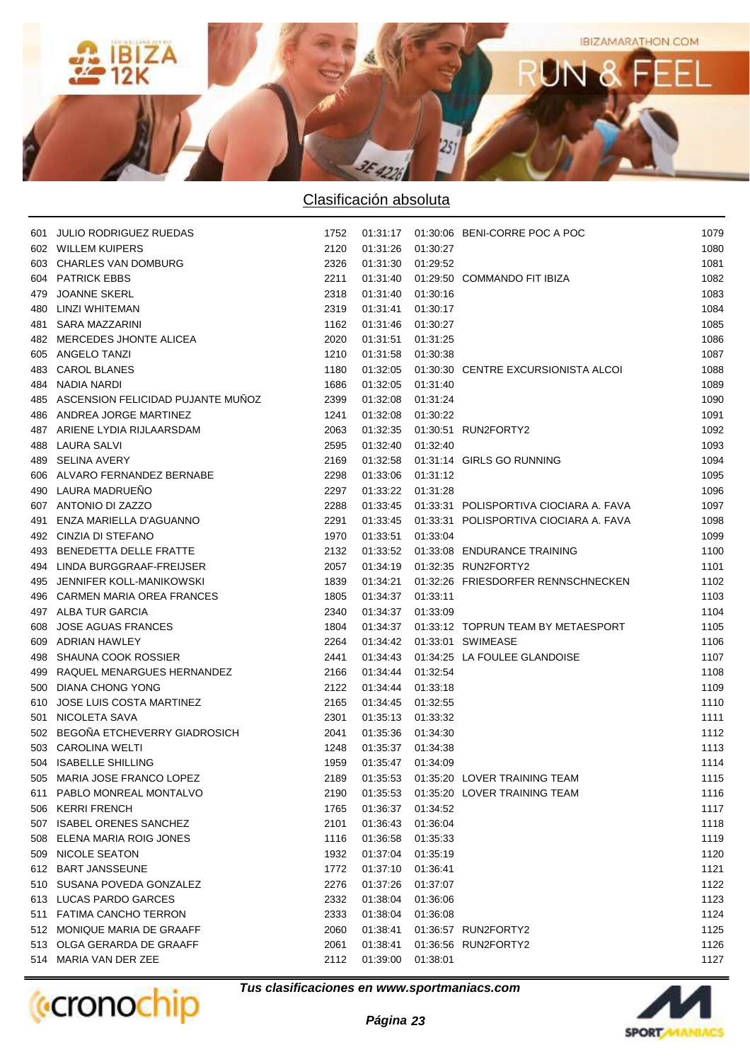## Clasificación absoluta

| | | | | | | |
|---|---|---|---|---|---|---|
| 601 | JULIO RODRIGUEZ RUEDAS | 1752 | 01:31:17 | 01:30:06 | BENI-CORRE POC A POC | 1079 |
| 602 | WILLEM KUIPERS | 2120 | 01:31:26 | 01:30:27 | | 1080 |
| 603 | CHARLES VAN DOMBURG | 2326 | 01:31:30 | 01:29:52 | | 1081 |
| 604 | PATRICK EBBS | 2211 | 01:31:40 | 01:29:50 | COMMANDO FIT IBIZA | 1082 |
| 479 | JOANNE SKERL | 2318 | 01:31:40 | 01:30:16 | | 1083 |
| 480 | LINZI WHITEMAN | 2319 | 01:31:41 | 01:30:17 | | 1084 |
| 481 | SARA MAZZARINI | 1162 | 01:31:46 | 01:30:27 | | 1085 |
| 482 | MERCEDES JHONTE ALICEA | 2020 | 01:31:51 | 01:31:25 | | 1086 |
| 605 | ANGELO TANZI | 1210 | 01:31:58 | 01:30:38 | | 1087 |
| 483 | CAROL BLANES | 1180 | 01:32:05 | 01:30:30 | CENTRE EXCURSIONISTA ALCOI | 1088 |
| 484 | NADIA NARDI | 1686 | 01:32:05 | 01:31:40 | | 1089 |
| 485 | ASCENSION FELICIDAD PUJANTE MUÑOZ | 2399 | 01:32:08 | 01:31:24 | | 1090 |
| 486 | ANDREA JORGE MARTINEZ | 1241 | 01:32:08 | 01:30:22 | | 1091 |
| 487 | ARIENE LYDIA RIJLAARSDAM | 2063 | 01:32:35 | 01:30:51 | RUN2FORTY2 | 1092 |
| 488 | LAURA SALVI | 2595 | 01:32:40 | 01:32:40 | | 1093 |
| 489 | SELINA AVERY | 2169 | 01:32:58 | 01:31:14 | GIRLS GO RUNNING | 1094 |
| 606 | ALVARO FERNANDEZ BERNABE | 2298 | 01:33:06 | 01:31:12 | | 1095 |
| 490 | LAURA MADRUEÑO | 2297 | 01:33:22 | 01:31:28 | | 1096 |
| 607 | ANTONIO DI ZAZZO | 2288 | 01:33:45 | 01:33:31 | POLISPORTIVA CIOCIARA A. FAVA | 1097 |
| 491 | ENZA MARIELLA D'AGUANNO | 2291 | 01:33:45 | 01:33:31 | POLISPORTIVA CIOCIARA A. FAVA | 1098 |
| 492 | CINZIA DI STEFANO | 1970 | 01:33:51 | 01:33:04 | | 1099 |
| 493 | BENEDETTA DELLE FRATTE | 2132 | 01:33:52 | 01:33:08 | ENDURANCE TRAINING | 1100 |
| 494 | LINDA BURGGRAAF-FREIJSER | 2057 | 01:34:19 | 01:32:35 | RUN2FORTY2 | 1101 |
| 495 | JENNIFER KOLL-MANIKOWSKI | 1839 | 01:34:21 | 01:32:26 | FRIESDORFER RENNSCHNECKEN | 1102 |
| 496 | CARMEN MARIA OREA FRANCES | 1805 | 01:34:37 | 01:33:11 | | 1103 |
| 497 | ALBA TUR GARCIA | 2340 | 01:34:37 | 01:33:09 | | 1104 |
| 608 | JOSE AGUAS FRANCES | 1804 | 01:34:37 | 01:33:12 | TOPRUN TEAM BY METAESPORT | 1105 |
| 609 | ADRIAN HAWLEY | 2264 | 01:34:42 | 01:33:01 | SWIMEASE | 1106 |
| 498 | SHAUNA COOK ROSSIER | 2441 | 01:34:43 | 01:34:25 | LA FOULEE GLANDOISE | 1107 |
| 499 | RAQUEL MENARGUES HERNANDEZ | 2166 | 01:34:44 | 01:32:54 | | 1108 |
| 500 | DIANA CHONG YONG | 2122 | 01:34:44 | 01:33:18 | | 1109 |
| 610 | JOSE LUIS COSTA MARTINEZ | 2165 | 01:34:45 | 01:32:55 | | 1110 |
| 501 | NICOLETA SAVA | 2301 | 01:35:13 | 01:33:32 | | 1111 |
| 502 | BEGOÑA ETCHEVERRY GIADROSICH | 2041 | 01:35:36 | 01:34:30 | | 1112 |
| 503 | CAROLINA WELTI | 1248 | 01:35:37 | 01:34:38 | | 1113 |
| 504 | ISABELLE SHILLING | 1959 | 01:35:47 | 01:34:09 | | 1114 |
| 505 | MARIA JOSE FRANCO LOPEZ | 2189 | 01:35:53 | 01:35:20 | LOVER TRAINING TEAM | 1115 |
| 611 | PABLO MONREAL MONTALVO | 2190 | 01:35:53 | 01:35:20 | LOVER TRAINING TEAM | 1116 |
| 506 | KERRI FRENCH | 1765 | 01:36:37 | 01:34:52 | | 1117 |
| 507 | ISABEL ORENES SANCHEZ | 2101 | 01:36:43 | 01:36:04 | | 1118 |
| 508 | ELENA MARIA ROIG JONES | 1116 | 01:36:58 | 01:35:33 | | 1119 |
| 509 | NICOLE SEATON | 1932 | 01:37:04 | 01:35:19 | | 1120 |
| 612 | BART JANSSEUNE | 1772 | 01:37:10 | 01:36:41 | | 1121 |
| 510 | SUSANA POVEDA GONZALEZ | 2276 | 01:37:26 | 01:37:07 | | 1122 |
| 613 | LUCAS PARDO GARCES | 2332 | 01:38:04 | 01:36:06 | | 1123 |
| 511 | FATIMA CANCHO TERRON | 2333 | 01:38:04 | 01:36:08 | | 1124 |
| 512 | MONIQUE MARIA DE GRAAFF | 2060 | 01:38:41 | 01:36:57 | RUN2FORTY2 | 1125 |
| 513 | OLGA GERARDA DE GRAAFF | 2061 | 01:38:41 | 01:36:56 | RUN2FORTY2 | 1126 |
| 514 | MARIA VAN DER ZEE | 2112 | 01:39:00 | 01:38:01 | | 1127 |

*Tus clasificaciones en www.sportmaniacs.com*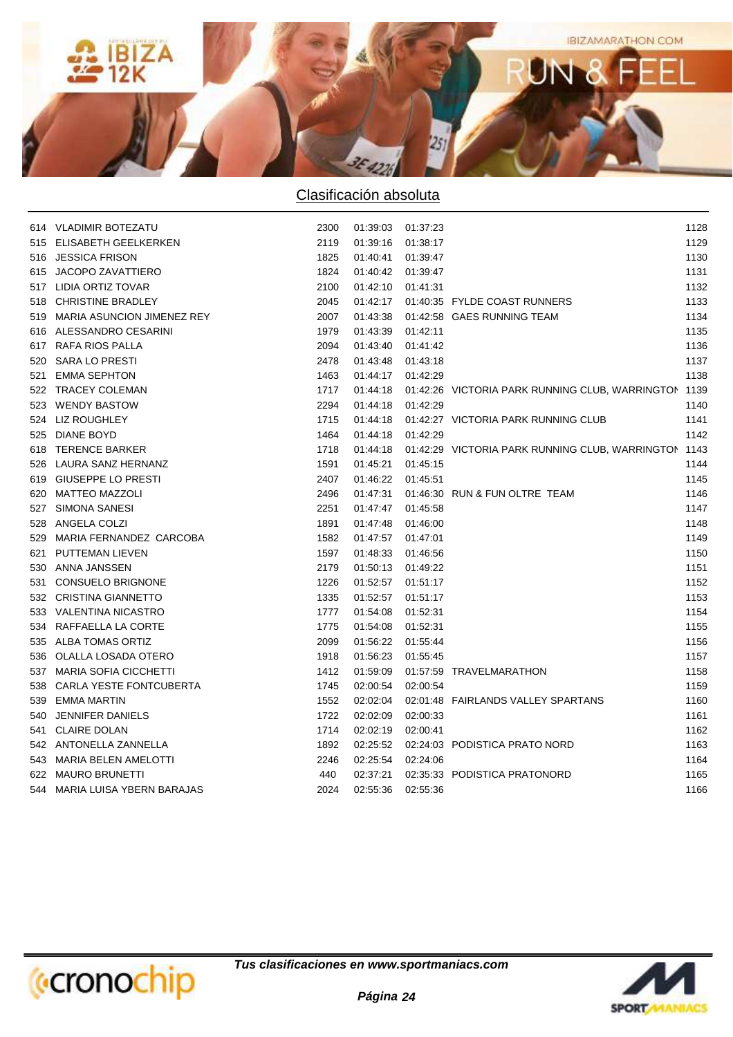## Clasificación absoluta

| | | | | | | |
|---|---|---|---|---|---|---|
| 614 | VLADIMIR BOTEZATU | 2300 | 01:39:03 | 01:37:23 | | 1128 |
| 515 | ELISABETH GEELKERKEN | 2119 | 01:39:16 | 01:38:17 | | 1129 |
| 516 | JESSICA FRISON | 1825 | 01:40:41 | 01:39:47 | | 1130 |
| 615 | JACOPO ZAVATTIERO | 1824 | 01:40:42 | 01:39:47 | | 1131 |
| 517 | LIDIA ORTIZ TOVAR | 2100 | 01:42:10 | 01:41:31 | | 1132 |
| 518 | CHRISTINE BRADLEY | 2045 | 01:42:17 | 01:40:35 | FYLDE COAST RUNNERS | 1133 |
| 519 | MARIA ASUNCION JIMENEZ REY | 2007 | 01:43:38 | 01:42:58 | GAES RUNNING TEAM | 1134 |
| 616 | ALESSANDRO CESARINI | 1979 | 01:43:39 | 01:42:11 | | 1135 |
| 617 | RAFA RIOS PALLA | 2094 | 01:43:40 | 01:41:42 | | 1136 |
| 520 | SARA LO PRESTI | 2478 | 01:43:48 | 01:43:18 | | 1137 |
| 521 | EMMA SEPHTON | 1463 | 01:44:17 | 01:42:29 | | 1138 |
| 522 | TRACEY COLEMAN | 1717 | 01:44:18 | 01:42:26 | VICTORIA PARK RUNNING CLUB, WARRINGTON | 1139 |
| 523 | WENDY BASTOW | 2294 | 01:44:18 | 01:42:29 | | 1140 |
| 524 | LIZ ROUGHLEY | 1715 | 01:44:18 | 01:42:27 | VICTORIA PARK RUNNING CLUB | 1141 |
| 525 | DIANE BOYD | 1464 | 01:44:18 | 01:42:29 | | 1142 |
| 618 | TERENCE BARKER | 1718 | 01:44:18 | 01:42:29 | VICTORIA PARK RUNNING CLUB, WARRINGTON | 1143 |
| 526 | LAURA SANZ HERNANZ | 1591 | 01:45:21 | 01:45:15 | | 1144 |
| 619 | GIUSEPPE LO PRESTI | 2407 | 01:46:22 | 01:45:51 | | 1145 |
| 620 | MATTEO MAZZOLI | 2496 | 01:47:31 | 01:46:30 | RUN & FUN OLTRE TEAM | 1146 |
| 527 | SIMONA SANESI | 2251 | 01:47:47 | 01:45:58 | | 1147 |
| 528 | ANGELA COLZI | 1891 | 01:47:48 | 01:46:00 | | 1148 |
| 529 | MARIA FERNANDEZ CARCOBA | 1582 | 01:47:57 | 01:47:01 | | 1149 |
| 621 | PUTTEMAN LIEVEN | 1597 | 01:48:33 | 01:46:56 | | 1150 |
| 530 | ANNA JANSSEN | 2179 | 01:50:13 | 01:49:22 | | 1151 |
| 531 | CONSUELO BRIGNONE | 1226 | 01:52:57 | 01:51:17 | | 1152 |
| 532 | CRISTINA GIANNETTO | 1335 | 01:52:57 | 01:51:17 | | 1153 |
| 533 | VALENTINA NICASTRO | 1777 | 01:54:08 | 01:52:31 | | 1154 |
| 534 | RAFFAELLA LA CORTE | 1775 | 01:54:08 | 01:52:31 | | 1155 |
| 535 | ALBA TOMAS ORTIZ | 2099 | 01:56:22 | 01:55:44 | | 1156 |
| 536 | OLALLA LOSADA OTERO | 1918 | 01:56:23 | 01:55:45 | | 1157 |
| 537 | MARIA SOFIA CICCHETTI | 1412 | 01:59:09 | 01:57:59 | TRAVELMARATHON | 1158 |
| 538 | CARLA YESTE FONTCUBERTA | 1745 | 02:00:54 | 02:00:54 | | 1159 |
| 539 | EMMA MARTIN | 1552 | 02:02:04 | 02:01:48 | FAIRLANDS VALLEY SPARTANS | 1160 |
| 540 | JENNIFER DANIELS | 1722 | 02:02:09 | 02:00:33 | | 1161 |
| 541 | CLAIRE DOLAN | 1714 | 02:02:19 | 02:00:41 | | 1162 |
| 542 | ANTONELLA ZANNELLA | 1892 | 02:25:52 | 02:24:03 | PODISTICA PRATO NORD | 1163 |
| 543 | MARIA BELEN AMELOTTI | 2246 | 02:25:54 | 02:24:06 | | 1164 |
| 622 | MAURO BRUNETTI | 440 | 02:37:21 | 02:35:33 | PODISTICA PRATONORD | 1165 |
| 544 | MARIA LUISA YBERN BARAJAS | 2024 | 02:55:36 | 02:55:36 | | 1166 |

*Tus clasificaciones en www.sportmaniacs.com*